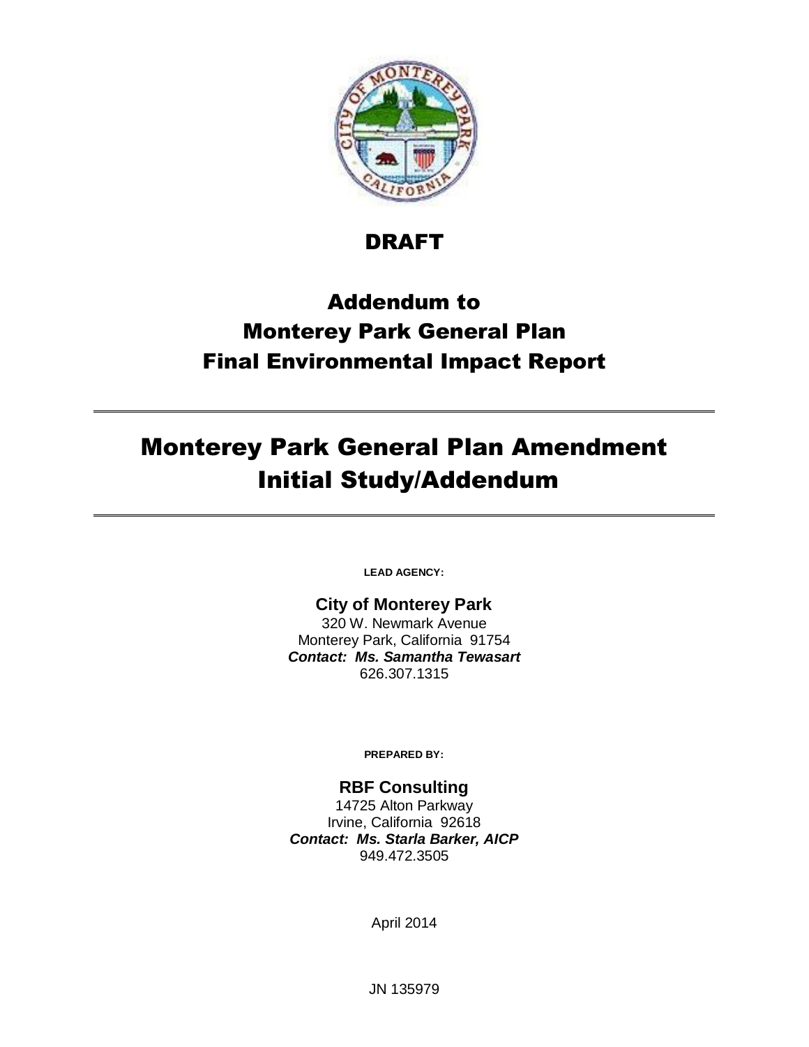# DRAFT

# Addendum to Monterey Park General Plan Final Environmental Impact Report

# Monterey Park General Plan Amendment Initial Study/Addendum

**LEAD AGENCY:**

**City of Monterey Park**
320 W. Newmark Avenue
Monterey Park, California 91754
***Contact: Ms. Samantha Tewasart***
626.307.1315

**PREPARED BY:**

**RBF Consulting**
14725 Alton Parkway
Irvine, California 92618
***Contact: Ms. Starla Barker, AICP***
949.472.3505

April 2014

JN 135979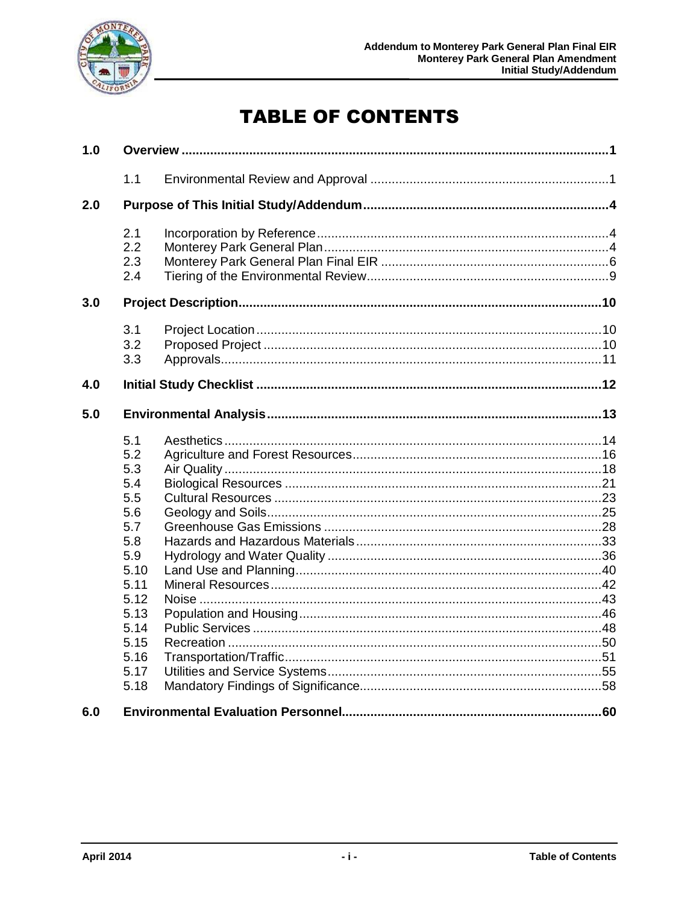# TABLE OF CONTENTS

| | | |
|---|---|---|
| **1.0** | **Overview** | **1** |
| 1.1 | Environmental Review and Approval | 1 |
| **2.0** | **Purpose of This Initial Study/Addendum** | **4** |
| 2.1 | Incorporation by Reference | 4 |
| 2.2 | Monterey Park General Plan | 4 |
| 2.3 | Monterey Park General Plan Final EIR | 6 |
| 2.4 | Tiering of the Environmental Review | 9 |
| **3.0** | **Project Description** | **10** |
| 3.1 | Project Location | 10 |
| 3.2 | Proposed Project | 10 |
| 3.3 | Approvals | 11 |
| **4.0** | **Initial Study Checklist** | **12** |
| **5.0** | **Environmental Analysis** | **13** |
| 5.1 | Aesthetics | 14 |
| 5.2 | Agriculture and Forest Resources | 16 |
| 5.3 | Air Quality | 18 |
| 5.4 | Biological Resources | 21 |
| 5.5 | Cultural Resources | 23 |
| 5.6 | Geology and Soils | 25 |
| 5.7 | Greenhouse Gas Emissions | 28 |
| 5.8 | Hazards and Hazardous Materials | 33 |
| 5.9 | Hydrology and Water Quality | 36 |
| 5.10 | Land Use and Planning | 40 |
| 5.11 | Mineral Resources | 42 |
| 5.12 | Noise | 43 |
| 5.13 | Population and Housing | 46 |
| 5.14 | Public Services | 48 |
| 5.15 | Recreation | 50 |
| 5.16 | Transportation/Traffic | 51 |
| 5.17 | Utilities and Service Systems | 55 |
| 5.18 | Mandatory Findings of Significance | 58 |
| **6.0** | **Environmental Evaluation Personnel** | **60** |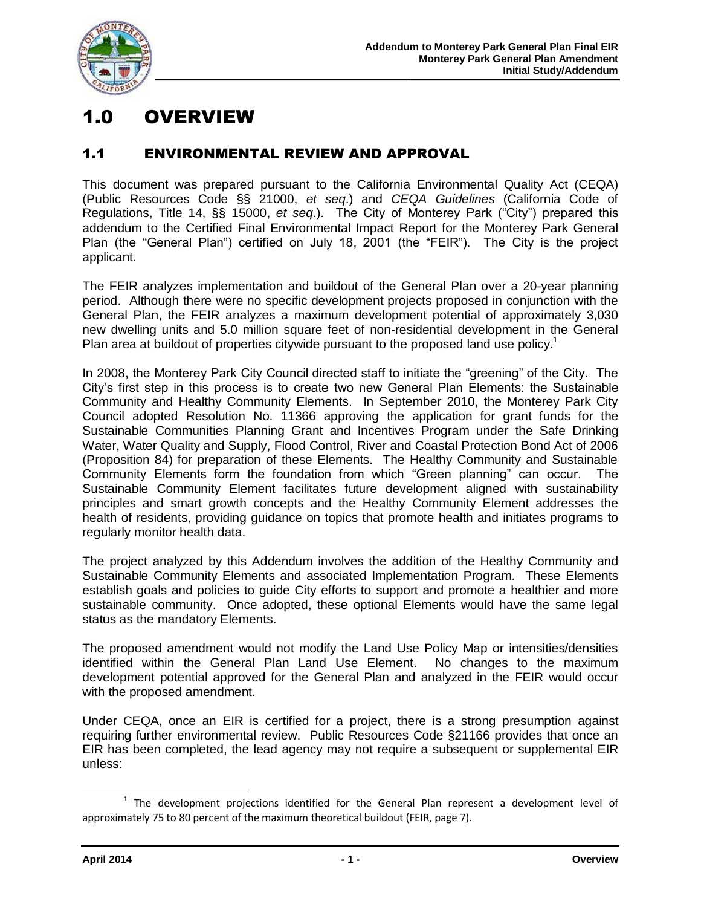# 1.0 OVERVIEW

## 1.1 ENVIRONMENTAL REVIEW AND APPROVAL

This document was prepared pursuant to the California Environmental Quality Act (CEQA) (Public Resources Code §§ 21000, *et seq*.) and *CEQA Guidelines* (California Code of Regulations, Title 14, §§ 15000, *et seq*.). The City of Monterey Park ("City") prepared this addendum to the Certified Final Environmental Impact Report for the Monterey Park General Plan (the "General Plan") certified on July 18, 2001 (the "FEIR"). The City is the project applicant.

The FEIR analyzes implementation and buildout of the General Plan over a 20-year planning period. Although there were no specific development projects proposed in conjunction with the General Plan, the FEIR analyzes a maximum development potential of approximately 3,030 new dwelling units and 5.0 million square feet of non-residential development in the General Plan area at buildout of properties citywide pursuant to the proposed land use policy.[1]

In 2008, the Monterey Park City Council directed staff to initiate the "greening" of the City. The City's first step in this process is to create two new General Plan Elements: the Sustainable Community and Healthy Community Elements. In September 2010, the Monterey Park City Council adopted Resolution No. 11366 approving the application for grant funds for the Sustainable Communities Planning Grant and Incentives Program under the Safe Drinking Water, Water Quality and Supply, Flood Control, River and Coastal Protection Bond Act of 2006 (Proposition 84) for preparation of these Elements. The Healthy Community and Sustainable Community Elements form the foundation from which "Green planning" can occur. The Sustainable Community Element facilitates future development aligned with sustainability principles and smart growth concepts and the Healthy Community Element addresses the health of residents, providing guidance on topics that promote health and initiates programs to regularly monitor health data.

The project analyzed by this Addendum involves the addition of the Healthy Community and Sustainable Community Elements and associated Implementation Program. These Elements establish goals and policies to guide City efforts to support and promote a healthier and more sustainable community. Once adopted, these optional Elements would have the same legal status as the mandatory Elements.

The proposed amendment would not modify the Land Use Policy Map or intensities/densities identified within the General Plan Land Use Element. No changes to the maximum development potential approved for the General Plan and analyzed in the FEIR would occur with the proposed amendment.

Under CEQA, once an EIR is certified for a project, there is a strong presumption against requiring further environmental review. Public Resources Code §21166 provides that once an EIR has been completed, the lead agency may not require a subsequent or supplemental EIR unless:

---

[1] The development projections identified for the General Plan represent a development level of approximately 75 to 80 percent of the maximum theoretical buildout (FEIR, page 7).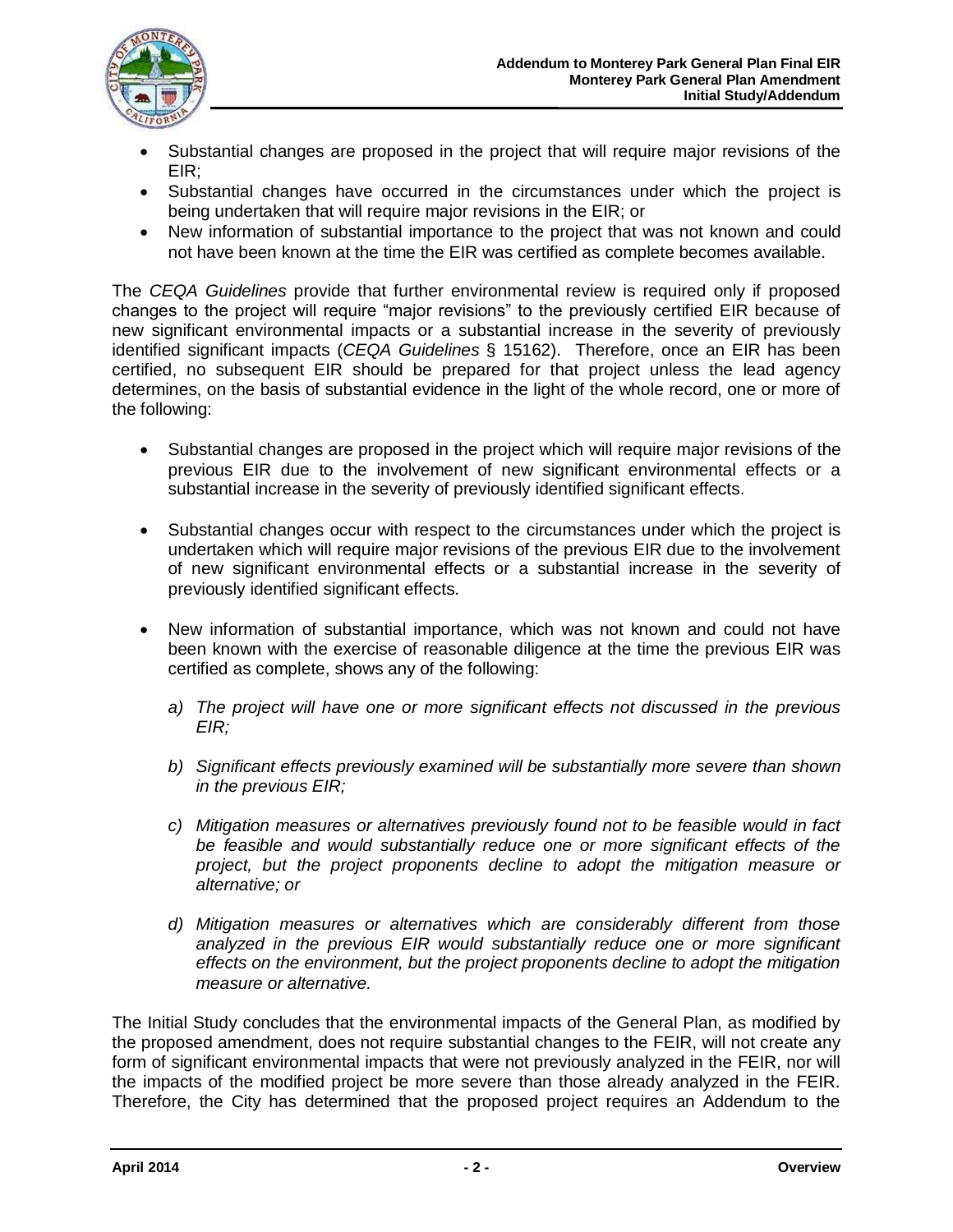- Substantial changes are proposed in the project that will require major revisions of the EIR;
- Substantial changes have occurred in the circumstances under which the project is being undertaken that will require major revisions in the EIR; or
- New information of substantial importance to the project that was not known and could not have been known at the time the EIR was certified as complete becomes available.

The *CEQA Guidelines* provide that further environmental review is required only if proposed changes to the project will require "major revisions" to the previously certified EIR because of new significant environmental impacts or a substantial increase in the severity of previously identified significant impacts (*CEQA Guidelines* § 15162). Therefore, once an EIR has been certified, no subsequent EIR should be prepared for that project unless the lead agency determines, on the basis of substantial evidence in the light of the whole record, one or more of the following:

- Substantial changes are proposed in the project which will require major revisions of the previous EIR due to the involvement of new significant environmental effects or a substantial increase in the severity of previously identified significant effects.

- Substantial changes occur with respect to the circumstances under which the project is undertaken which will require major revisions of the previous EIR due to the involvement of new significant environmental effects or a substantial increase in the severity of previously identified significant effects.

- New information of substantial importance, which was not known and could not have been known with the exercise of reasonable diligence at the time the previous EIR was certified as complete, shows any of the following:

  a) *The project will have one or more significant effects not discussed in the previous EIR;*

  b) *Significant effects previously examined will be substantially more severe than shown in the previous EIR;*

  c) *Mitigation measures or alternatives previously found not to be feasible would in fact be feasible and would substantially reduce one or more significant effects of the project, but the project proponents decline to adopt the mitigation measure or alternative; or*

  d) *Mitigation measures or alternatives which are considerably different from those analyzed in the previous EIR would substantially reduce one or more significant effects on the environment, but the project proponents decline to adopt the mitigation measure or alternative.*

The Initial Study concludes that the environmental impacts of the General Plan, as modified by the proposed amendment, does not require substantial changes to the FEIR, will not create any form of significant environmental impacts that were not previously analyzed in the FEIR, nor will the impacts of the modified project be more severe than those already analyzed in the FEIR. Therefore, the City has determined that the proposed project requires an Addendum to the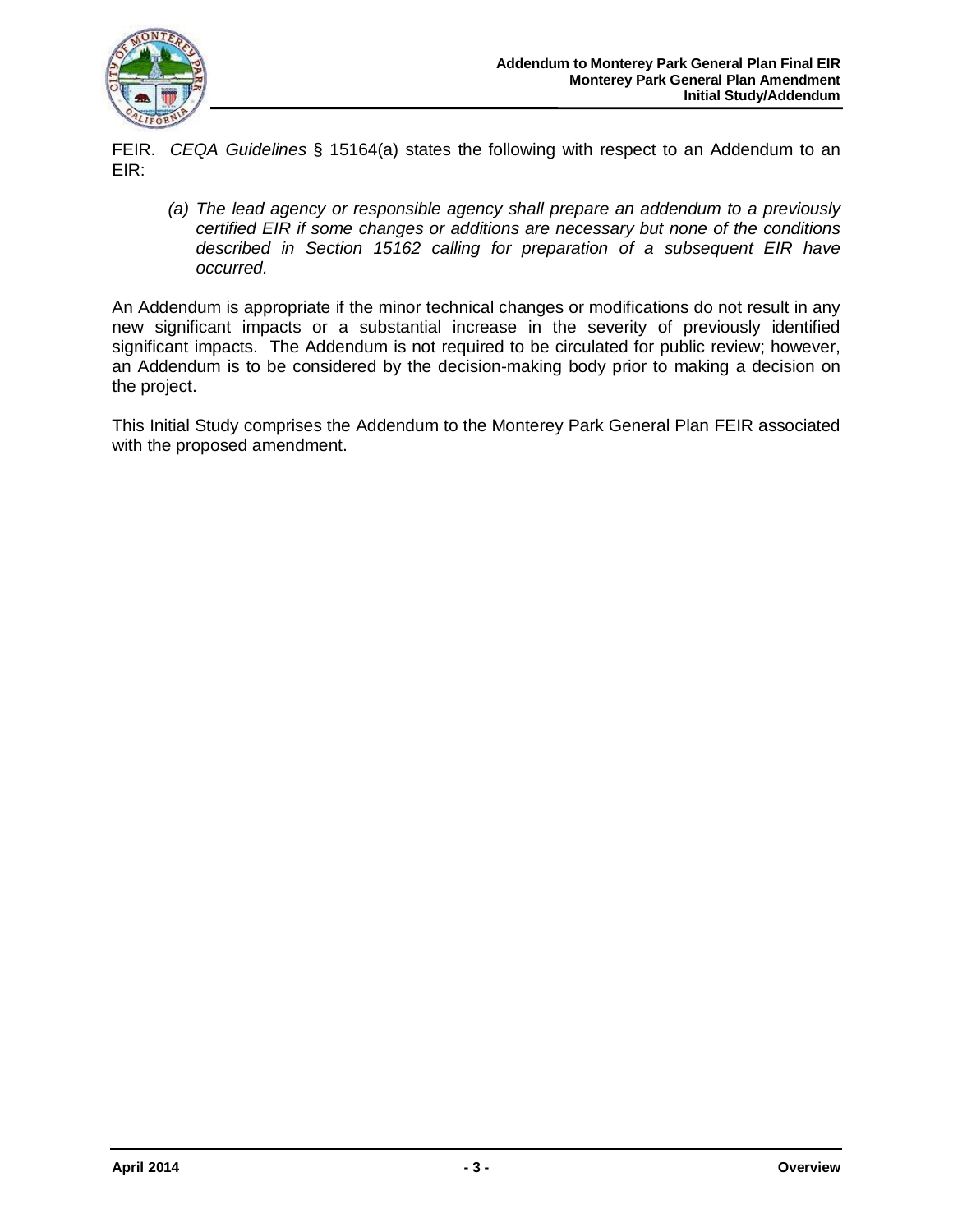FEIR. *CEQA Guidelines* § 15164(a) states the following with respect to an Addendum to an EIR:

> *(a) The lead agency or responsible agency shall prepare an addendum to a previously certified EIR if some changes or additions are necessary but none of the conditions described in Section 15162 calling for preparation of a subsequent EIR have occurred.*

An Addendum is appropriate if the minor technical changes or modifications do not result in any new significant impacts or a substantial increase in the severity of previously identified significant impacts. The Addendum is not required to be circulated for public review; however, an Addendum is to be considered by the decision-making body prior to making a decision on the project.

This Initial Study comprises the Addendum to the Monterey Park General Plan FEIR associated with the proposed amendment.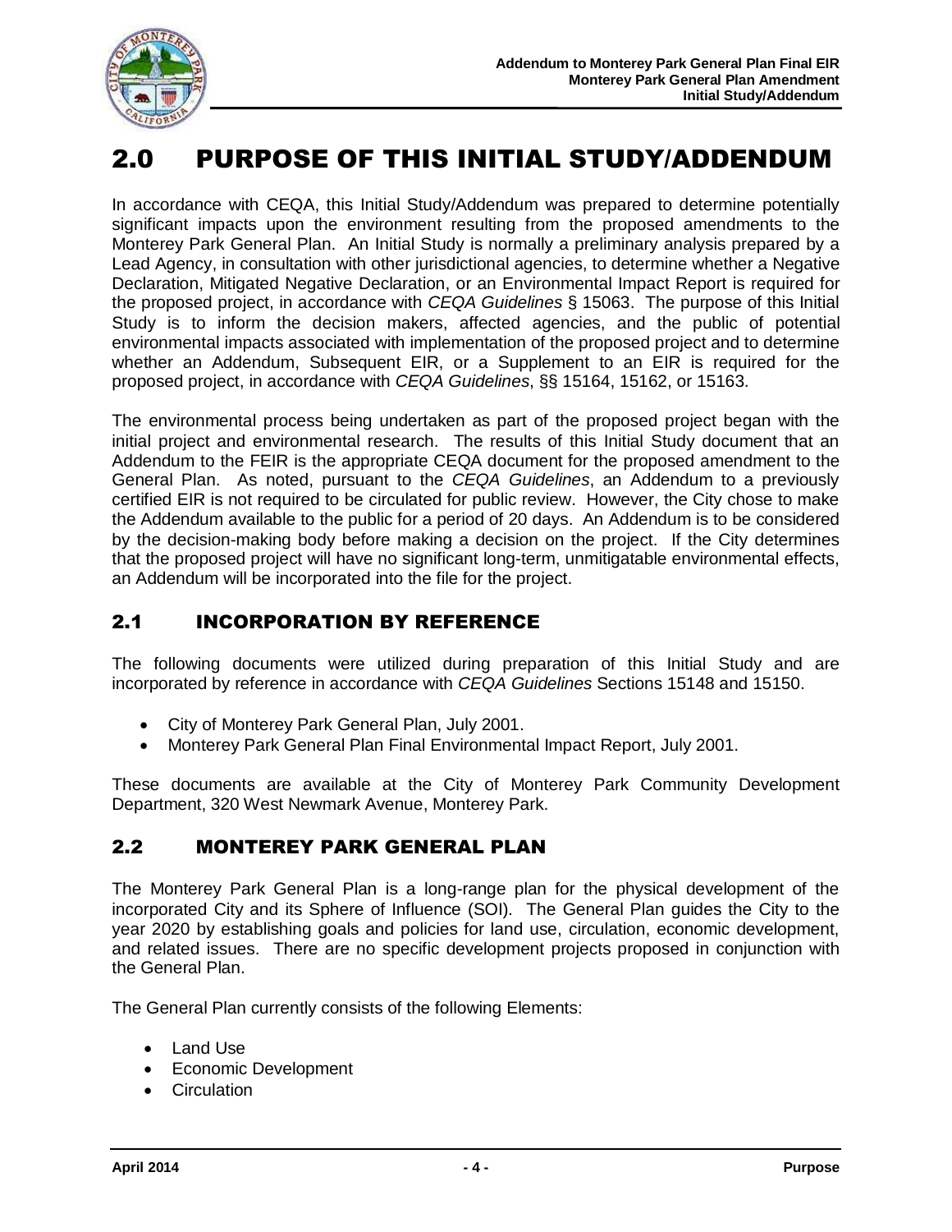# 2.0 PURPOSE OF THIS INITIAL STUDY/ADDENDUM

In accordance with CEQA, this Initial Study/Addendum was prepared to determine potentially significant impacts upon the environment resulting from the proposed amendments to the Monterey Park General Plan. An Initial Study is normally a preliminary analysis prepared by a Lead Agency, in consultation with other jurisdictional agencies, to determine whether a Negative Declaration, Mitigated Negative Declaration, or an Environmental Impact Report is required for the proposed project, in accordance with *CEQA Guidelines* § 15063. The purpose of this Initial Study is to inform the decision makers, affected agencies, and the public of potential environmental impacts associated with implementation of the proposed project and to determine whether an Addendum, Subsequent EIR, or a Supplement to an EIR is required for the proposed project, in accordance with *CEQA Guidelines*, §§ 15164, 15162, or 15163.

The environmental process being undertaken as part of the proposed project began with the initial project and environmental research. The results of this Initial Study document that an Addendum to the FEIR is the appropriate CEQA document for the proposed amendment to the General Plan. As noted, pursuant to the *CEQA Guidelines*, an Addendum to a previously certified EIR is not required to be circulated for public review. However, the City chose to make the Addendum available to the public for a period of 20 days. An Addendum is to be considered by the decision-making body before making a decision on the project. If the City determines that the proposed project will have no significant long-term, unmitigatable environmental effects, an Addendum will be incorporated into the file for the project.

## 2.1 INCORPORATION BY REFERENCE

The following documents were utilized during preparation of this Initial Study and are incorporated by reference in accordance with *CEQA Guidelines* Sections 15148 and 15150.

- City of Monterey Park General Plan, July 2001.
- Monterey Park General Plan Final Environmental Impact Report, July 2001.

These documents are available at the City of Monterey Park Community Development Department, 320 West Newmark Avenue, Monterey Park.

## 2.2 MONTEREY PARK GENERAL PLAN

The Monterey Park General Plan is a long-range plan for the physical development of the incorporated City and its Sphere of Influence (SOI). The General Plan guides the City to the year 2020 by establishing goals and policies for land use, circulation, economic development, and related issues. There are no specific development projects proposed in conjunction with the General Plan.

The General Plan currently consists of the following Elements:

- Land Use
- Economic Development
- Circulation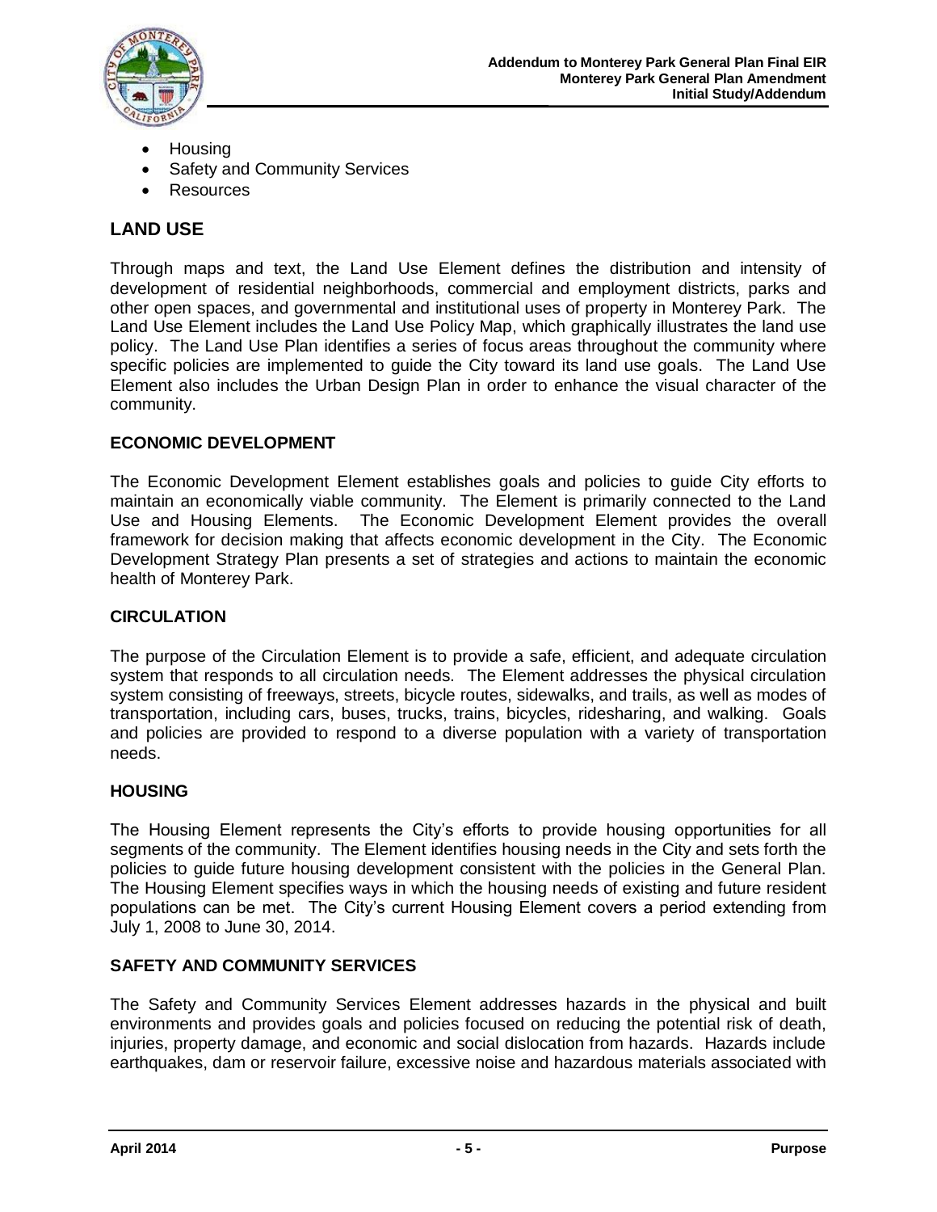- Housing
- Safety and Community Services
- Resources

## LAND USE

Through maps and text, the Land Use Element defines the distribution and intensity of development of residential neighborhoods, commercial and employment districts, parks and other open spaces, and governmental and institutional uses of property in Monterey Park. The Land Use Element includes the Land Use Policy Map, which graphically illustrates the land use policy. The Land Use Plan identifies a series of focus areas throughout the community where specific policies are implemented to guide the City toward its land use goals. The Land Use Element also includes the Urban Design Plan in order to enhance the visual character of the community.

### ECONOMIC DEVELOPMENT

The Economic Development Element establishes goals and policies to guide City efforts to maintain an economically viable community. The Element is primarily connected to the Land Use and Housing Elements. The Economic Development Element provides the overall framework for decision making that affects economic development in the City. The Economic Development Strategy Plan presents a set of strategies and actions to maintain the economic health of Monterey Park.

### CIRCULATION

The purpose of the Circulation Element is to provide a safe, efficient, and adequate circulation system that responds to all circulation needs. The Element addresses the physical circulation system consisting of freeways, streets, bicycle routes, sidewalks, and trails, as well as modes of transportation, including cars, buses, trucks, trains, bicycles, ridesharing, and walking. Goals and policies are provided to respond to a diverse population with a variety of transportation needs.

### HOUSING

The Housing Element represents the City's efforts to provide housing opportunities for all segments of the community. The Element identifies housing needs in the City and sets forth the policies to guide future housing development consistent with the policies in the General Plan. The Housing Element specifies ways in which the housing needs of existing and future resident populations can be met. The City's current Housing Element covers a period extending from July 1, 2008 to June 30, 2014.

### SAFETY AND COMMUNITY SERVICES

The Safety and Community Services Element addresses hazards in the physical and built environments and provides goals and policies focused on reducing the potential risk of death, injuries, property damage, and economic and social dislocation from hazards. Hazards include earthquakes, dam or reservoir failure, excessive noise and hazardous materials associated with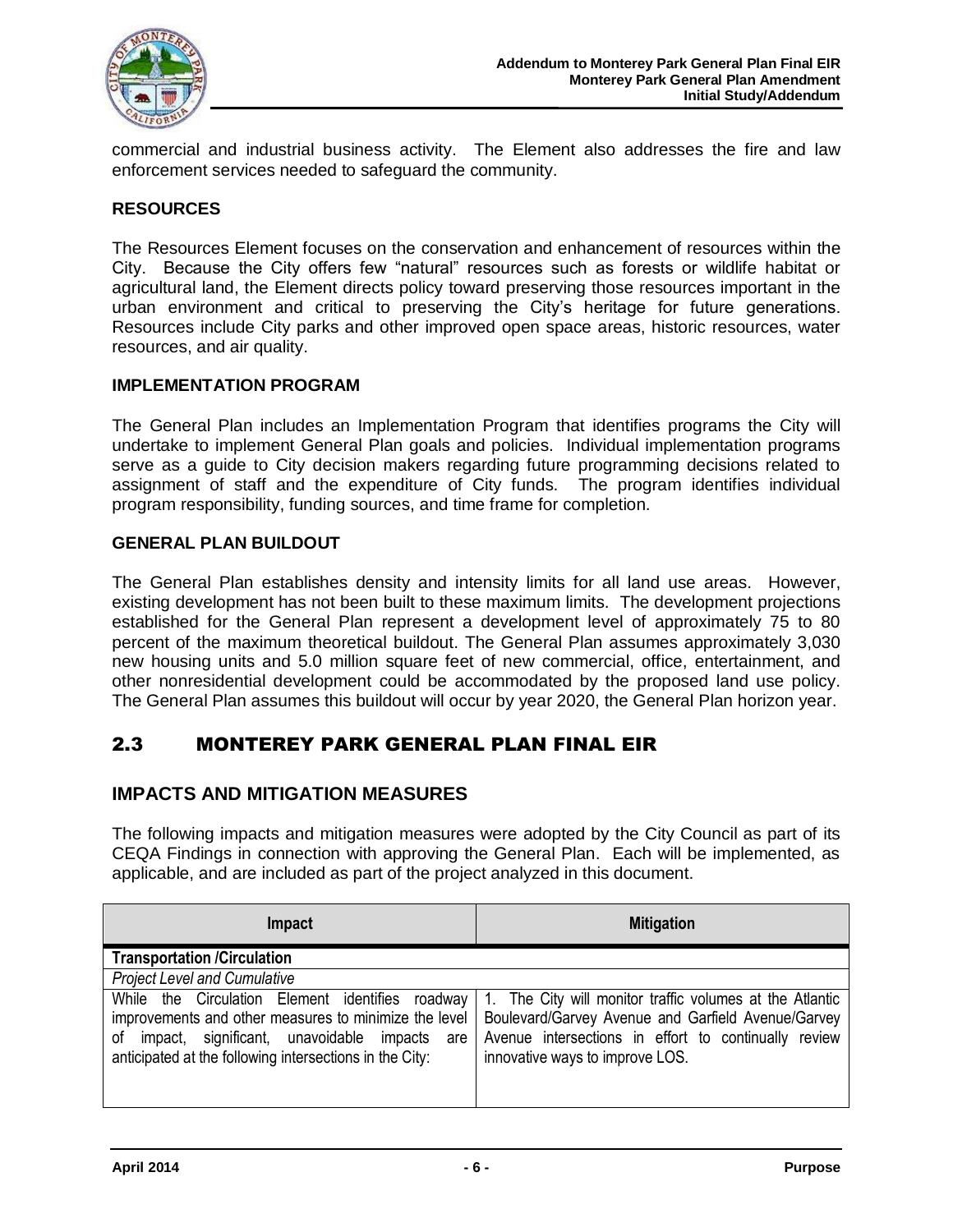commercial and industrial business activity. The Element also addresses the fire and law enforcement services needed to safeguard the community.

### RESOURCES

The Resources Element focuses on the conservation and enhancement of resources within the City. Because the City offers few "natural" resources such as forests or wildlife habitat or agricultural land, the Element directs policy toward preserving those resources important in the urban environment and critical to preserving the City's heritage for future generations. Resources include City parks and other improved open space areas, historic resources, water resources, and air quality.

### IMPLEMENTATION PROGRAM

The General Plan includes an Implementation Program that identifies programs the City will undertake to implement General Plan goals and policies. Individual implementation programs serve as a guide to City decision makers regarding future programming decisions related to assignment of staff and the expenditure of City funds. The program identifies individual program responsibility, funding sources, and time frame for completion.

### GENERAL PLAN BUILDOUT

The General Plan establishes density and intensity limits for all land use areas. However, existing development has not been built to these maximum limits. The development projections established for the General Plan represent a development level of approximately 75 to 80 percent of the maximum theoretical buildout. The General Plan assumes approximately 3,030 new housing units and 5.0 million square feet of new commercial, office, entertainment, and other nonresidential development could be accommodated by the proposed land use policy. The General Plan assumes this buildout will occur by year 2020, the General Plan horizon year.

## 2.3 MONTEREY PARK GENERAL PLAN FINAL EIR

### IMPACTS AND MITIGATION MEASURES

The following impacts and mitigation measures were adopted by the City Council as part of its CEQA Findings in connection with approving the General Plan. Each will be implemented, as applicable, and are included as part of the project analyzed in this document.

| Impact | Mitigation |
|---|---|
| **Transportation /Circulation** | |
| *Project Level and Cumulative* | |
| While the Circulation Element identifies roadway improvements and other measures to minimize the level of impact, significant, unavoidable impacts are anticipated at the following intersections in the City: | 1. The City will monitor traffic volumes at the Atlantic Boulevard/Garvey Avenue and Garfield Avenue/Garvey Avenue intersections in effort to continually review innovative ways to improve LOS. |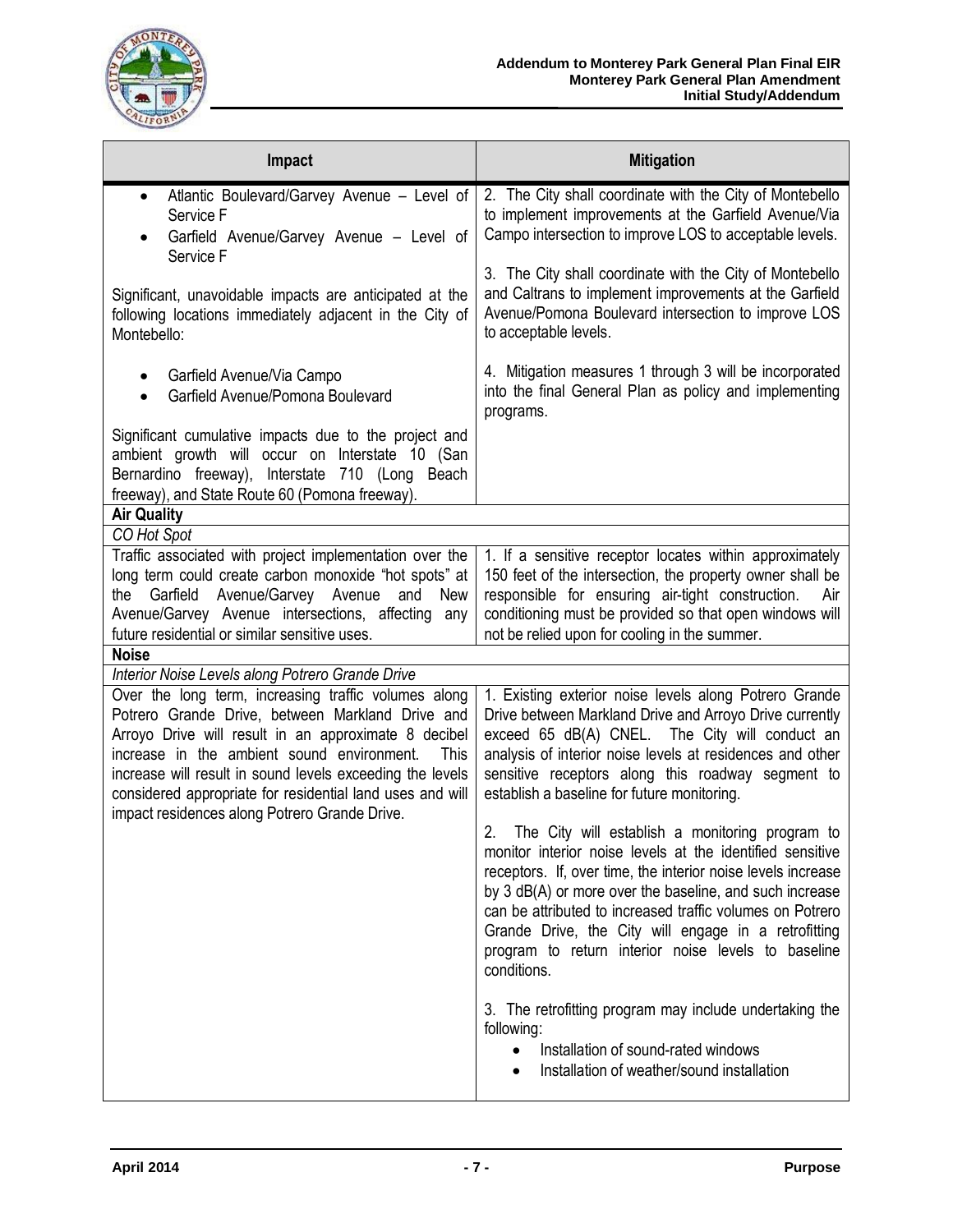| Impact | Mitigation |
|---|---|
| • Atlantic Boulevard/Garvey Avenue – Level of Service F<br>• Garfield Avenue/Garvey Avenue – Level of Service F<br><br>Significant, unavoidable impacts are anticipated at the following locations immediately adjacent in the City of Montebello:<br><br>• Garfield Avenue/Via Campo<br>• Garfield Avenue/Pomona Boulevard<br><br>Significant cumulative impacts due to the project and ambient growth will occur on Interstate 10 (San Bernardino freeway), Interstate 710 (Long Beach freeway), and State Route 60 (Pomona freeway). | 2. The City shall coordinate with the City of Montebello to implement improvements at the Garfield Avenue/Via Campo intersection to improve LOS to acceptable levels.<br><br>3. The City shall coordinate with the City of Montebello and Caltrans to implement improvements at the Garfield Avenue/Pomona Boulevard intersection to improve LOS to acceptable levels.<br><br>4. Mitigation measures 1 through 3 will be incorporated into the final General Plan as policy and implementing programs. |
| **Air Quality** | |
| *CO Hot Spot* | |
| Traffic associated with project implementation over the long term could create carbon monoxide "hot spots" at the Garfield Avenue/Garvey Avenue and New Avenue/Garvey Avenue intersections, affecting any future residential or similar sensitive uses. | 1. If a sensitive receptor locates within approximately 150 feet of the intersection, the property owner shall be responsible for ensuring air-tight construction. Air conditioning must be provided so that open windows will not be relied upon for cooling in the summer. |
| **Noise** | |
| *Interior Noise Levels along Potrero Grande Drive* | |
| Over the long term, increasing traffic volumes along Potrero Grande Drive, between Markland Drive and Arroyo Drive will result in an approximate 8 decibel increase in the ambient sound environment. This increase will result in sound levels exceeding the levels considered appropriate for residential land uses and will impact residences along Potrero Grande Drive. | 1. Existing exterior noise levels along Potrero Grande Drive between Markland Drive and Arroyo Drive currently exceed 65 dB(A) CNEL. The City will conduct an analysis of interior noise levels at residences and other sensitive receptors along this roadway segment to establish a baseline for future monitoring.<br><br>2. The City will establish a monitoring program to monitor interior noise levels at the identified sensitive receptors. If, over time, the interior noise levels increase by 3 dB(A) or more over the baseline, and such increase can be attributed to increased traffic volumes on Potrero Grande Drive, the City will engage in a retrofitting program to return interior noise levels to baseline conditions.<br><br>3. The retrofitting program may include undertaking the following:<br>• Installation of sound-rated windows<br>• Installation of weather/sound installation |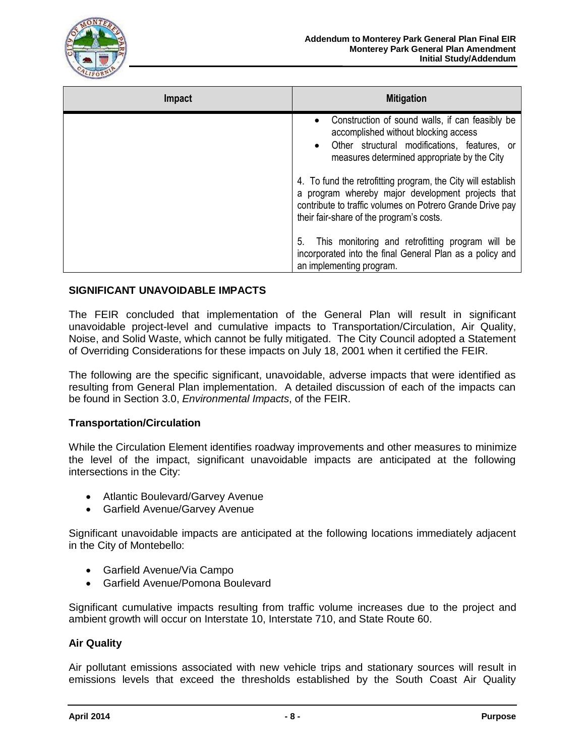| Impact | Mitigation |
|---|---|
| | • Construction of sound walls, if can feasibly be accomplished without blocking access<br>• Other structural modifications, features, or measures determined appropriate by the City<br><br>4. To fund the retrofitting program, the City will establish a program whereby major development projects that contribute to traffic volumes on Potrero Grande Drive pay their fair-share of the program's costs.<br><br>5. This monitoring and retrofitting program will be incorporated into the final General Plan as a policy and an implementing program. |

## SIGNIFICANT UNAVOIDABLE IMPACTS

The FEIR concluded that implementation of the General Plan will result in significant unavoidable project-level and cumulative impacts to Transportation/Circulation, Air Quality, Noise, and Solid Waste, which cannot be fully mitigated. The City Council adopted a Statement of Overriding Considerations for these impacts on July 18, 2001 when it certified the FEIR.

The following are the specific significant, unavoidable, adverse impacts that were identified as resulting from General Plan implementation. A detailed discussion of each of the impacts can be found in Section 3.0, *Environmental Impacts*, of the FEIR.

### Transportation/Circulation

While the Circulation Element identifies roadway improvements and other measures to minimize the level of the impact, significant unavoidable impacts are anticipated at the following intersections in the City:

- Atlantic Boulevard/Garvey Avenue
- Garfield Avenue/Garvey Avenue

Significant unavoidable impacts are anticipated at the following locations immediately adjacent in the City of Montebello:

- Garfield Avenue/Via Campo
- Garfield Avenue/Pomona Boulevard

Significant cumulative impacts resulting from traffic volume increases due to the project and ambient growth will occur on Interstate 10, Interstate 710, and State Route 60.

### Air Quality

Air pollutant emissions associated with new vehicle trips and stationary sources will result in emissions levels that exceed the thresholds established by the South Coast Air Quality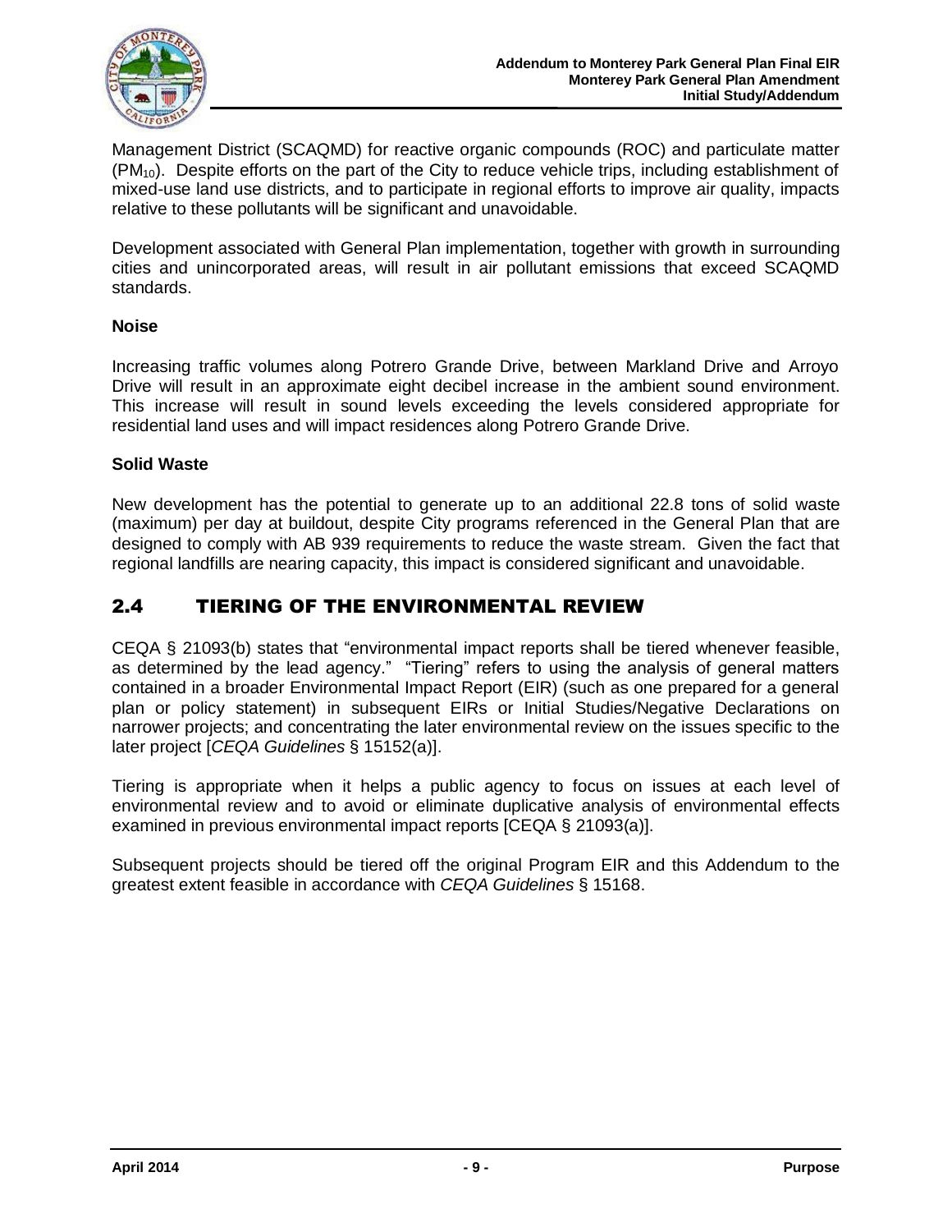Management District (SCAQMD) for reactive organic compounds (ROC) and particulate matter ($PM_{10}$). Despite efforts on the part of the City to reduce vehicle trips, including establishment of mixed-use land use districts, and to participate in regional efforts to improve air quality, impacts relative to these pollutants will be significant and unavoidable.

Development associated with General Plan implementation, together with growth in surrounding cities and unincorporated areas, will result in air pollutant emissions that exceed SCAQMD standards.

**Noise**

Increasing traffic volumes along Potrero Grande Drive, between Markland Drive and Arroyo Drive will result in an approximate eight decibel increase in the ambient sound environment. This increase will result in sound levels exceeding the levels considered appropriate for residential land uses and will impact residences along Potrero Grande Drive.

**Solid Waste**

New development has the potential to generate up to an additional 22.8 tons of solid waste (maximum) per day at buildout, despite City programs referenced in the General Plan that are designed to comply with AB 939 requirements to reduce the waste stream. Given the fact that regional landfills are nearing capacity, this impact is considered significant and unavoidable.

## 2.4 TIERING OF THE ENVIRONMENTAL REVIEW

CEQA § 21093(b) states that "environmental impact reports shall be tiered whenever feasible, as determined by the lead agency." "Tiering" refers to using the analysis of general matters contained in a broader Environmental Impact Report (EIR) (such as one prepared for a general plan or policy statement) in subsequent EIRs or Initial Studies/Negative Declarations on narrower projects; and concentrating the later environmental review on the issues specific to the later project [*CEQA Guidelines* § 15152(a)].

Tiering is appropriate when it helps a public agency to focus on issues at each level of environmental review and to avoid or eliminate duplicative analysis of environmental effects examined in previous environmental impact reports [CEQA § 21093(a)].

Subsequent projects should be tiered off the original Program EIR and this Addendum to the greatest extent feasible in accordance with *CEQA Guidelines* § 15168.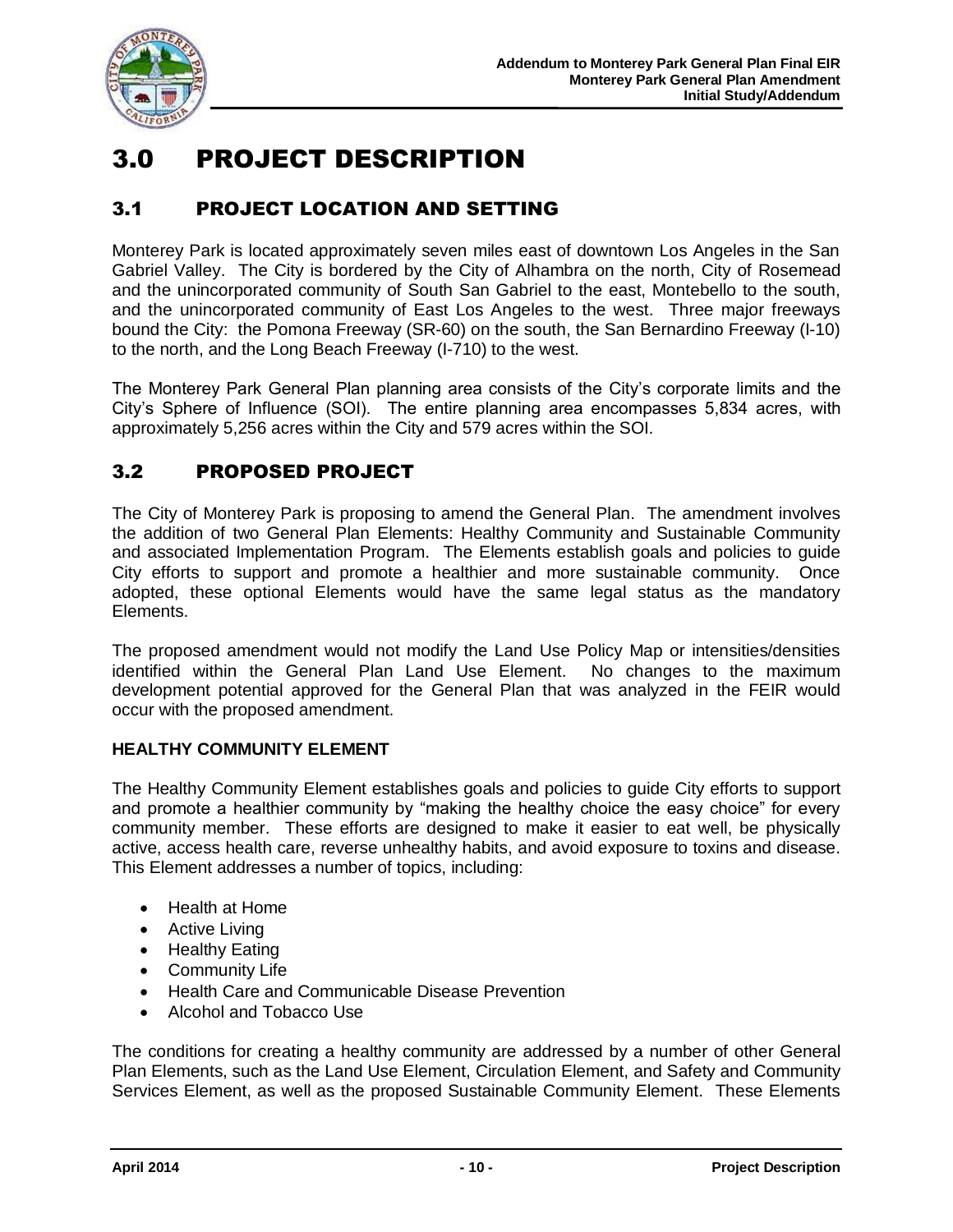# 3.0 PROJECT DESCRIPTION

## 3.1 PROJECT LOCATION AND SETTING

Monterey Park is located approximately seven miles east of downtown Los Angeles in the San Gabriel Valley. The City is bordered by the City of Alhambra on the north, City of Rosemead and the unincorporated community of South San Gabriel to the east, Montebello to the south, and the unincorporated community of East Los Angeles to the west. Three major freeways bound the City: the Pomona Freeway (SR-60) on the south, the San Bernardino Freeway (I-10) to the north, and the Long Beach Freeway (I-710) to the west.

The Monterey Park General Plan planning area consists of the City's corporate limits and the City's Sphere of Influence (SOI). The entire planning area encompasses 5,834 acres, with approximately 5,256 acres within the City and 579 acres within the SOI.

## 3.2 PROPOSED PROJECT

The City of Monterey Park is proposing to amend the General Plan. The amendment involves the addition of two General Plan Elements: Healthy Community and Sustainable Community and associated Implementation Program. The Elements establish goals and policies to guide City efforts to support and promote a healthier and more sustainable community. Once adopted, these optional Elements would have the same legal status as the mandatory Elements.

The proposed amendment would not modify the Land Use Policy Map or intensities/densities identified within the General Plan Land Use Element. No changes to the maximum development potential approved for the General Plan that was analyzed in the FEIR would occur with the proposed amendment.

### HEALTHY COMMUNITY ELEMENT

The Healthy Community Element establishes goals and policies to guide City efforts to support and promote a healthier community by "making the healthy choice the easy choice" for every community member. These efforts are designed to make it easier to eat well, be physically active, access health care, reverse unhealthy habits, and avoid exposure to toxins and disease. This Element addresses a number of topics, including:

- Health at Home
- Active Living
- Healthy Eating
- Community Life
- Health Care and Communicable Disease Prevention
- Alcohol and Tobacco Use

The conditions for creating a healthy community are addressed by a number of other General Plan Elements, such as the Land Use Element, Circulation Element, and Safety and Community Services Element, as well as the proposed Sustainable Community Element. These Elements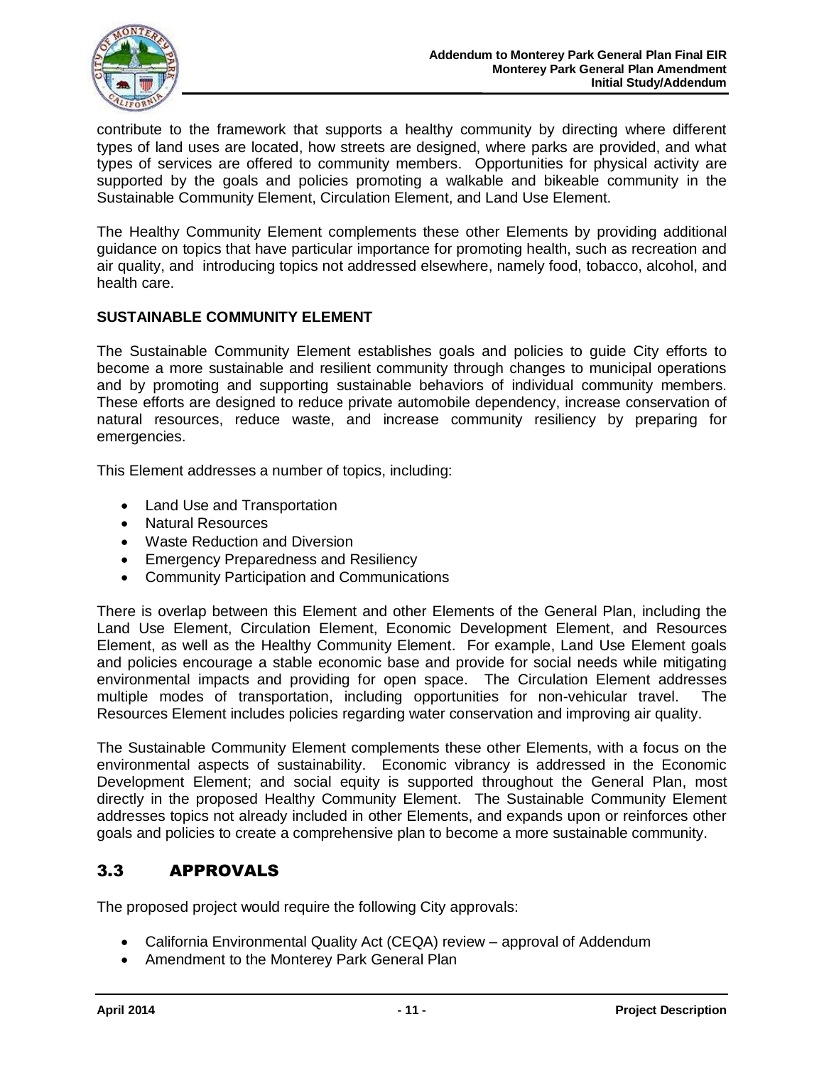contribute to the framework that supports a healthy community by directing where different types of land uses are located, how streets are designed, where parks are provided, and what types of services are offered to community members. Opportunities for physical activity are supported by the goals and policies promoting a walkable and bikeable community in the Sustainable Community Element, Circulation Element, and Land Use Element.

The Healthy Community Element complements these other Elements by providing additional guidance on topics that have particular importance for promoting health, such as recreation and air quality, and introducing topics not addressed elsewhere, namely food, tobacco, alcohol, and health care.

**SUSTAINABLE COMMUNITY ELEMENT**

The Sustainable Community Element establishes goals and policies to guide City efforts to become a more sustainable and resilient community through changes to municipal operations and by promoting and supporting sustainable behaviors of individual community members. These efforts are designed to reduce private automobile dependency, increase conservation of natural resources, reduce waste, and increase community resiliency by preparing for emergencies.

This Element addresses a number of topics, including:

- Land Use and Transportation
- Natural Resources
- Waste Reduction and Diversion
- Emergency Preparedness and Resiliency
- Community Participation and Communications

There is overlap between this Element and other Elements of the General Plan, including the Land Use Element, Circulation Element, Economic Development Element, and Resources Element, as well as the Healthy Community Element. For example, Land Use Element goals and policies encourage a stable economic base and provide for social needs while mitigating environmental impacts and providing for open space. The Circulation Element addresses multiple modes of transportation, including opportunities for non-vehicular travel. The Resources Element includes policies regarding water conservation and improving air quality.

The Sustainable Community Element complements these other Elements, with a focus on the environmental aspects of sustainability. Economic vibrancy is addressed in the Economic Development Element; and social equity is supported throughout the General Plan, most directly in the proposed Healthy Community Element. The Sustainable Community Element addresses topics not already included in other Elements, and expands upon or reinforces other goals and policies to create a comprehensive plan to become a more sustainable community.

## 3.3 APPROVALS

The proposed project would require the following City approvals:

- California Environmental Quality Act (CEQA) review – approval of Addendum
- Amendment to the Monterey Park General Plan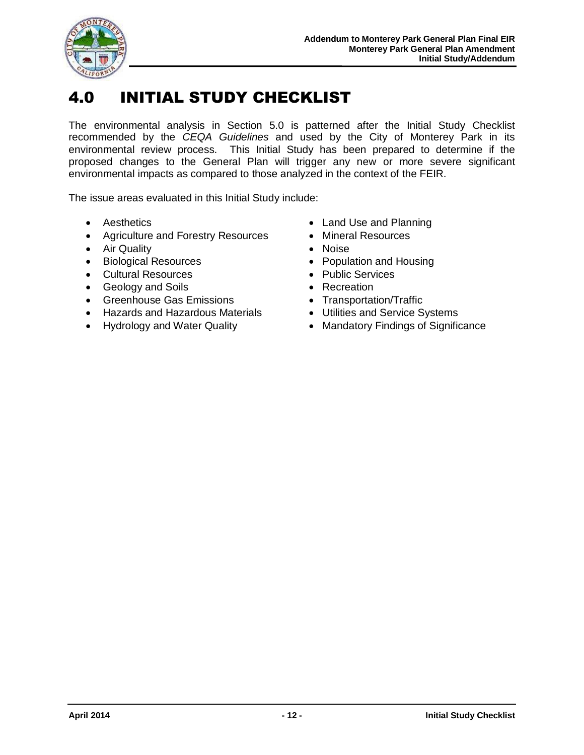# 4.0 INITIAL STUDY CHECKLIST

The environmental analysis in Section 5.0 is patterned after the Initial Study Checklist recommended by the *CEQA Guidelines* and used by the City of Monterey Park in its environmental review process. This Initial Study has been prepared to determine if the proposed changes to the General Plan will trigger any new or more severe significant environmental impacts as compared to those analyzed in the context of the FEIR.

The issue areas evaluated in this Initial Study include:

- Aesthetics
- Agriculture and Forestry Resources
- Air Quality
- Biological Resources
- Cultural Resources
- Geology and Soils
- Greenhouse Gas Emissions
- Hazards and Hazardous Materials
- Hydrology and Water Quality
- Land Use and Planning
- Mineral Resources
- Noise
- Population and Housing
- Public Services
- Recreation
- Transportation/Traffic
- Utilities and Service Systems
- Mandatory Findings of Significance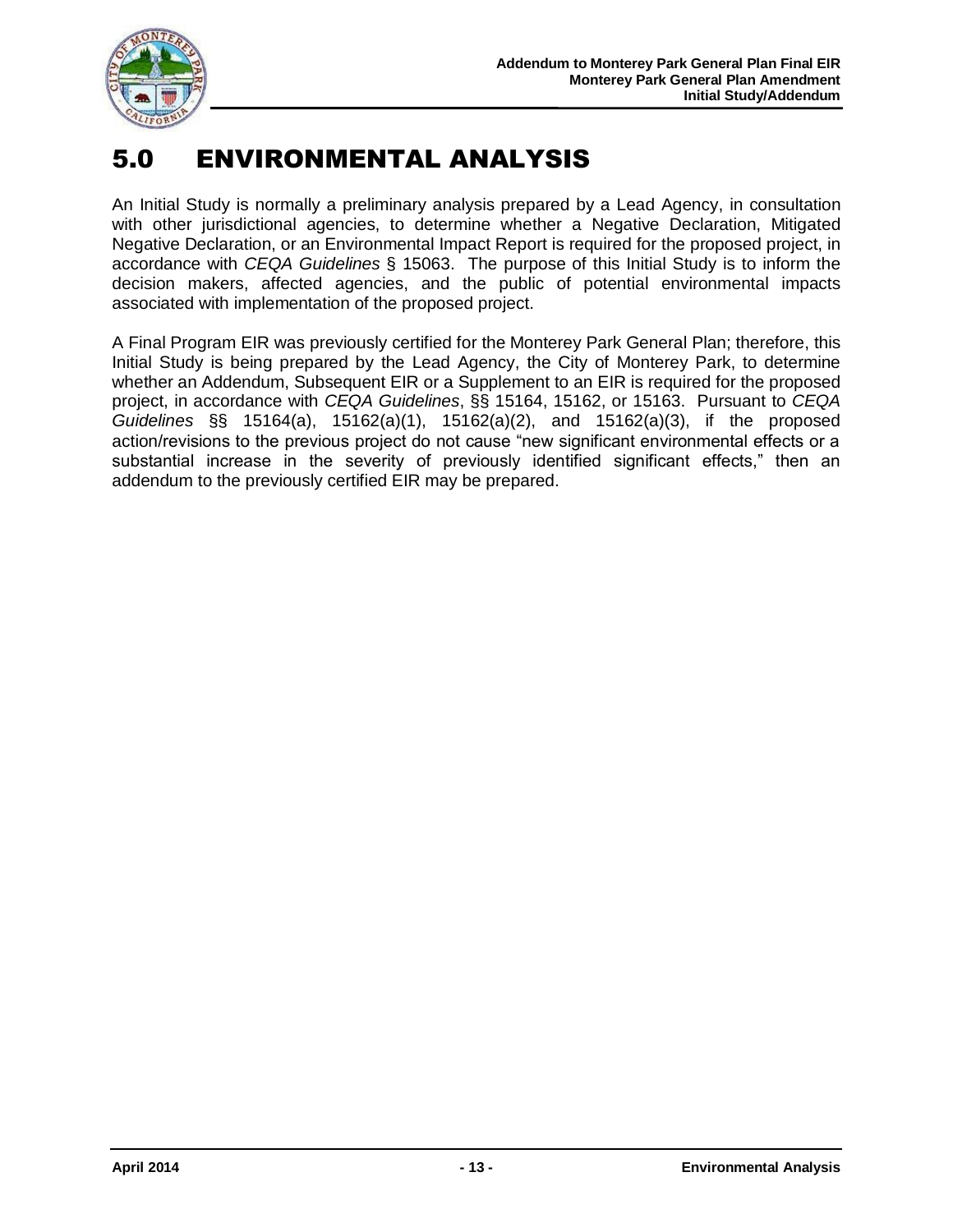# 5.0 ENVIRONMENTAL ANALYSIS

An Initial Study is normally a preliminary analysis prepared by a Lead Agency, in consultation with other jurisdictional agencies, to determine whether a Negative Declaration, Mitigated Negative Declaration, or an Environmental Impact Report is required for the proposed project, in accordance with *CEQA Guidelines* § 15063. The purpose of this Initial Study is to inform the decision makers, affected agencies, and the public of potential environmental impacts associated with implementation of the proposed project.

A Final Program EIR was previously certified for the Monterey Park General Plan; therefore, this Initial Study is being prepared by the Lead Agency, the City of Monterey Park, to determine whether an Addendum, Subsequent EIR or a Supplement to an EIR is required for the proposed project, in accordance with *CEQA Guidelines*, §§ 15164, 15162, or 15163. Pursuant to *CEQA Guidelines* §§ 15164(a), 15162(a)(1), 15162(a)(2), and 15162(a)(3), if the proposed action/revisions to the previous project do not cause "new significant environmental effects or a substantial increase in the severity of previously identified significant effects," then an addendum to the previously certified EIR may be prepared.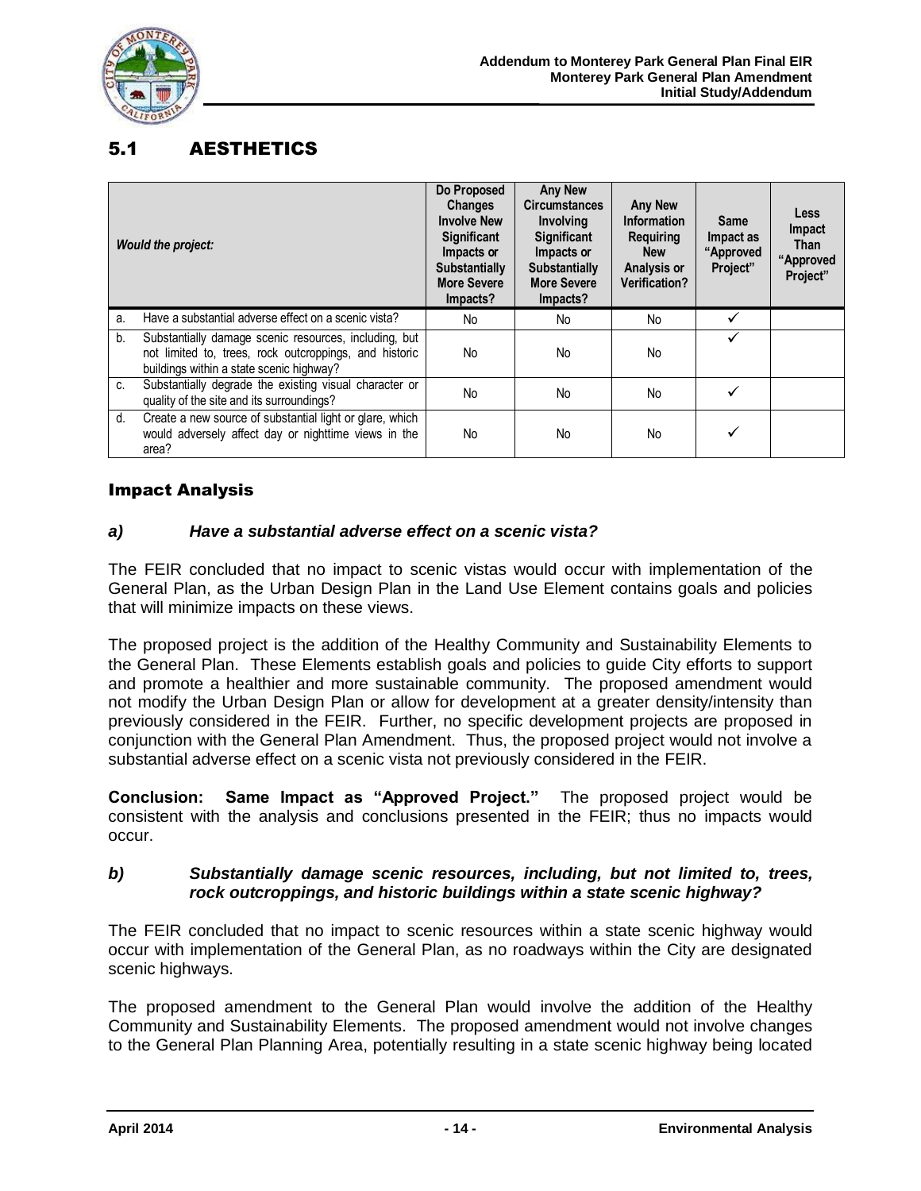## 5.1 AESTHETICS

| *Would the project:* | | Do Proposed Changes Involve New Significant Impacts or Substantially More Severe Impacts? | Any New Circumstances Involving Significant Impacts or Substantially More Severe Impacts? | Any New Information Requiring New Analysis or Verification? | Same Impact as "Approved Project" | Less Impact Than "Approved Project" |
|---|---|---|---|---|---|---|
| a. | Have a substantial adverse effect on a scenic vista? | No | No | No | ✓ | |
| b. | Substantially damage scenic resources, including, but not limited to, trees, rock outcroppings, and historic buildings within a state scenic highway? | No | No | No | ✓ | |
| c. | Substantially degrade the existing visual character or quality of the site and its surroundings? | No | No | No | ✓ | |
| d. | Create a new source of substantial light or glare, which would adversely affect day or nighttime views in the area? | No | No | No | ✓ | |

### Impact Analysis

#### *a) Have a substantial adverse effect on a scenic vista?*

The FEIR concluded that no impact to scenic vistas would occur with implementation of the General Plan, as the Urban Design Plan in the Land Use Element contains goals and policies that will minimize impacts on these views.

The proposed project is the addition of the Healthy Community and Sustainability Elements to the General Plan. These Elements establish goals and policies to guide City efforts to support and promote a healthier and more sustainable community. The proposed amendment would not modify the Urban Design Plan or allow for development at a greater density/intensity than previously considered in the FEIR. Further, no specific development projects are proposed in conjunction with the General Plan Amendment. Thus, the proposed project would not involve a substantial adverse effect on a scenic vista not previously considered in the FEIR.

**Conclusion: Same Impact as "Approved Project."** The proposed project would be consistent with the analysis and conclusions presented in the FEIR; thus no impacts would occur.

#### *b) Substantially damage scenic resources, including, but not limited to, trees, rock outcroppings, and historic buildings within a state scenic highway?*

The FEIR concluded that no impact to scenic resources within a state scenic highway would occur with implementation of the General Plan, as no roadways within the City are designated scenic highways.

The proposed amendment to the General Plan would involve the addition of the Healthy Community and Sustainability Elements. The proposed amendment would not involve changes to the General Plan Planning Area, potentially resulting in a state scenic highway being located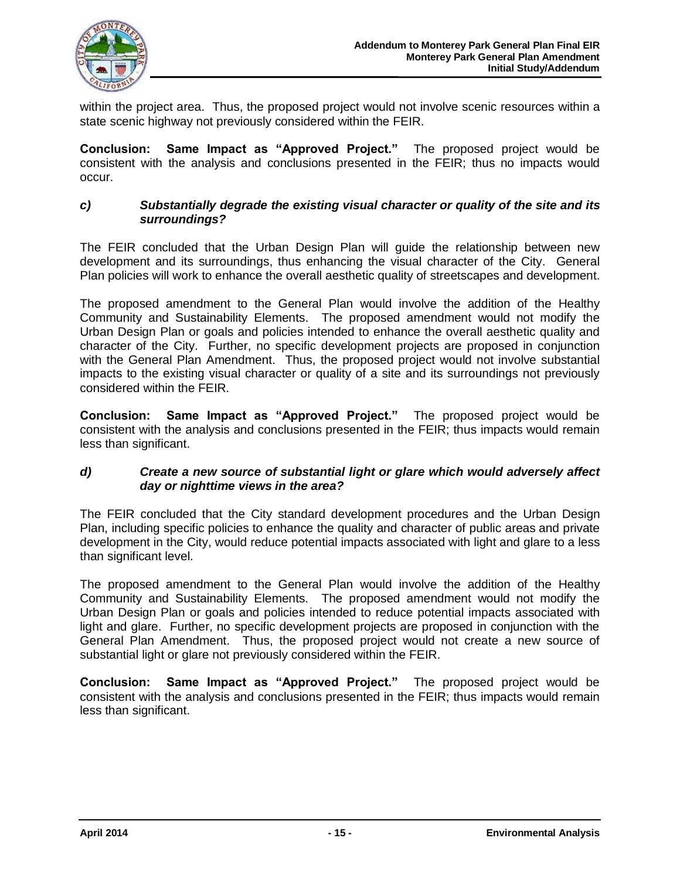within the project area. Thus, the proposed project would not involve scenic resources within a state scenic highway not previously considered within the FEIR.

**Conclusion: Same Impact as "Approved Project."** The proposed project would be consistent with the analysis and conclusions presented in the FEIR; thus no impacts would occur.

### *c) Substantially degrade the existing visual character or quality of the site and its surroundings?*

The FEIR concluded that the Urban Design Plan will guide the relationship between new development and its surroundings, thus enhancing the visual character of the City. General Plan policies will work to enhance the overall aesthetic quality of streetscapes and development.

The proposed amendment to the General Plan would involve the addition of the Healthy Community and Sustainability Elements. The proposed amendment would not modify the Urban Design Plan or goals and policies intended to enhance the overall aesthetic quality and character of the City. Further, no specific development projects are proposed in conjunction with the General Plan Amendment. Thus, the proposed project would not involve substantial impacts to the existing visual character or quality of a site and its surroundings not previously considered within the FEIR.

**Conclusion: Same Impact as "Approved Project."** The proposed project would be consistent with the analysis and conclusions presented in the FEIR; thus impacts would remain less than significant.

### *d) Create a new source of substantial light or glare which would adversely affect day or nighttime views in the area?*

The FEIR concluded that the City standard development procedures and the Urban Design Plan, including specific policies to enhance the quality and character of public areas and private development in the City, would reduce potential impacts associated with light and glare to a less than significant level.

The proposed amendment to the General Plan would involve the addition of the Healthy Community and Sustainability Elements. The proposed amendment would not modify the Urban Design Plan or goals and policies intended to reduce potential impacts associated with light and glare. Further, no specific development projects are proposed in conjunction with the General Plan Amendment. Thus, the proposed project would not create a new source of substantial light or glare not previously considered within the FEIR.

**Conclusion: Same Impact as "Approved Project."** The proposed project would be consistent with the analysis and conclusions presented in the FEIR; thus impacts would remain less than significant.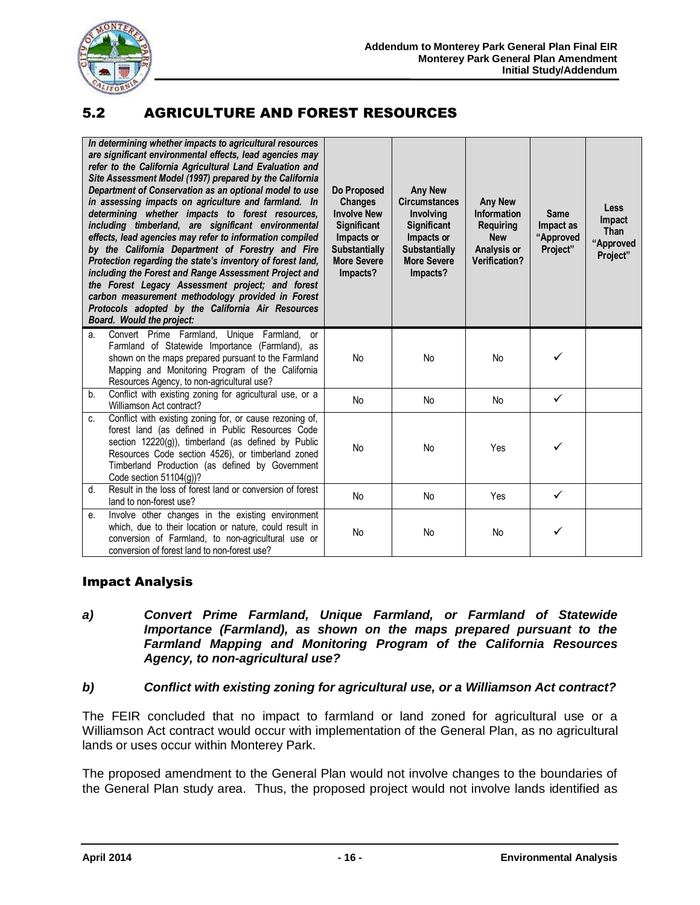## 5.2 AGRICULTURE AND FOREST RESOURCES

| *In determining whether impacts to agricultural resources are significant environmental effects, lead agencies may refer to the California Agricultural Land Evaluation and Site Assessment Model (1997) prepared by the California Department of Conservation as an optional model to use in assessing impacts on agriculture and farmland. In determining whether impacts to forest resources, including timberland, are significant environmental effects, lead agencies may refer to information compiled by the California Department of Forestry and Fire Protection regarding the state's inventory of forest land, including the Forest and Range Assessment Project and the Forest Legacy Assessment project; and forest carbon measurement methodology provided in Forest Protocols adopted by the California Air Resources Board. Would the project:* | Do Proposed Changes Involve New Significant Impacts or Substantially More Severe Impacts? | Any New Circumstances Involving Significant Impacts or Substantially More Severe Impacts? | Any New Information Requiring New Analysis or Verification? | Same Impact as "Approved Project" | Less Impact Than "Approved Project" |
|---|---|---|---|---|---|
| a. Convert Prime Farmland, Unique Farmland, or Farmland of Statewide Importance (Farmland), as shown on the maps prepared pursuant to the Farmland Mapping and Monitoring Program of the California Resources Agency, to non-agricultural use? | No | No | No | ✓ | |
| b. Conflict with existing zoning for agricultural use, or a Williamson Act contract? | No | No | No | ✓ | |
| c. Conflict with existing zoning for, or cause rezoning of, forest land (as defined in Public Resources Code section 12220(g)), timberland (as defined by Public Resources Code section 4526), or timberland zoned Timberland Production (as defined by Government Code section 51104(g))? | No | No | Yes | ✓ | |
| d. Result in the loss of forest land or conversion of forest land to non-forest use? | No | No | Yes | ✓ | |
| e. Involve other changes in the existing environment which, due to their location or nature, could result in conversion of Farmland, to non-agricultural use or conversion of forest land to non-forest use? | No | No | No | ✓ | |

### Impact Analysis

***a) Convert Prime Farmland, Unique Farmland, or Farmland of Statewide Importance (Farmland), as shown on the maps prepared pursuant to the Farmland Mapping and Monitoring Program of the California Resources Agency, to non-agricultural use?***

***b) Conflict with existing zoning for agricultural use, or a Williamson Act contract?***

The FEIR concluded that no impact to farmland or land zoned for agricultural use or a Williamson Act contract would occur with implementation of the General Plan, as no agricultural lands or uses occur within Monterey Park.

The proposed amendment to the General Plan would not involve changes to the boundaries of the General Plan study area. Thus, the proposed project would not involve lands identified as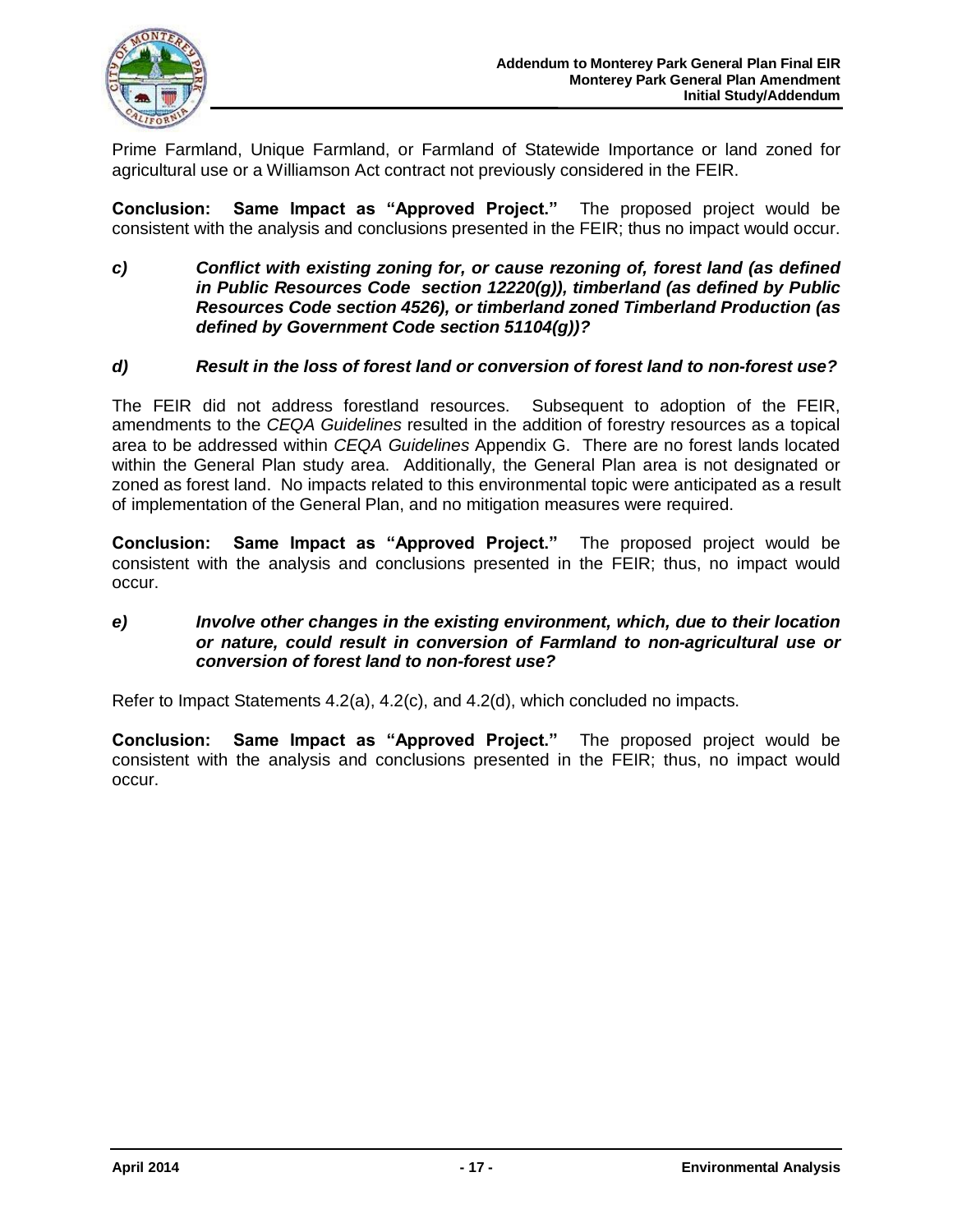Prime Farmland, Unique Farmland, or Farmland of Statewide Importance or land zoned for agricultural use or a Williamson Act contract not previously considered in the FEIR.

**Conclusion: Same Impact as "Approved Project."** The proposed project would be consistent with the analysis and conclusions presented in the FEIR; thus no impact would occur.

***c) Conflict with existing zoning for, or cause rezoning of, forest land (as defined in Public Resources Code section 12220(g)), timberland (as defined by Public Resources Code section 4526), or timberland zoned Timberland Production (as defined by Government Code section 51104(g))?***

***d) Result in the loss of forest land or conversion of forest land to non-forest use?***

The FEIR did not address forestland resources. Subsequent to adoption of the FEIR, amendments to the *CEQA Guidelines* resulted in the addition of forestry resources as a topical area to be addressed within *CEQA Guidelines* Appendix G. There are no forest lands located within the General Plan study area. Additionally, the General Plan area is not designated or zoned as forest land. No impacts related to this environmental topic were anticipated as a result of implementation of the General Plan, and no mitigation measures were required.

**Conclusion: Same Impact as "Approved Project."** The proposed project would be consistent with the analysis and conclusions presented in the FEIR; thus, no impact would occur.

***e) Involve other changes in the existing environment, which, due to their location or nature, could result in conversion of Farmland to non-agricultural use or conversion of forest land to non-forest use?***

Refer to Impact Statements 4.2(a), 4.2(c), and 4.2(d), which concluded no impacts.

**Conclusion: Same Impact as "Approved Project."** The proposed project would be consistent with the analysis and conclusions presented in the FEIR; thus, no impact would occur.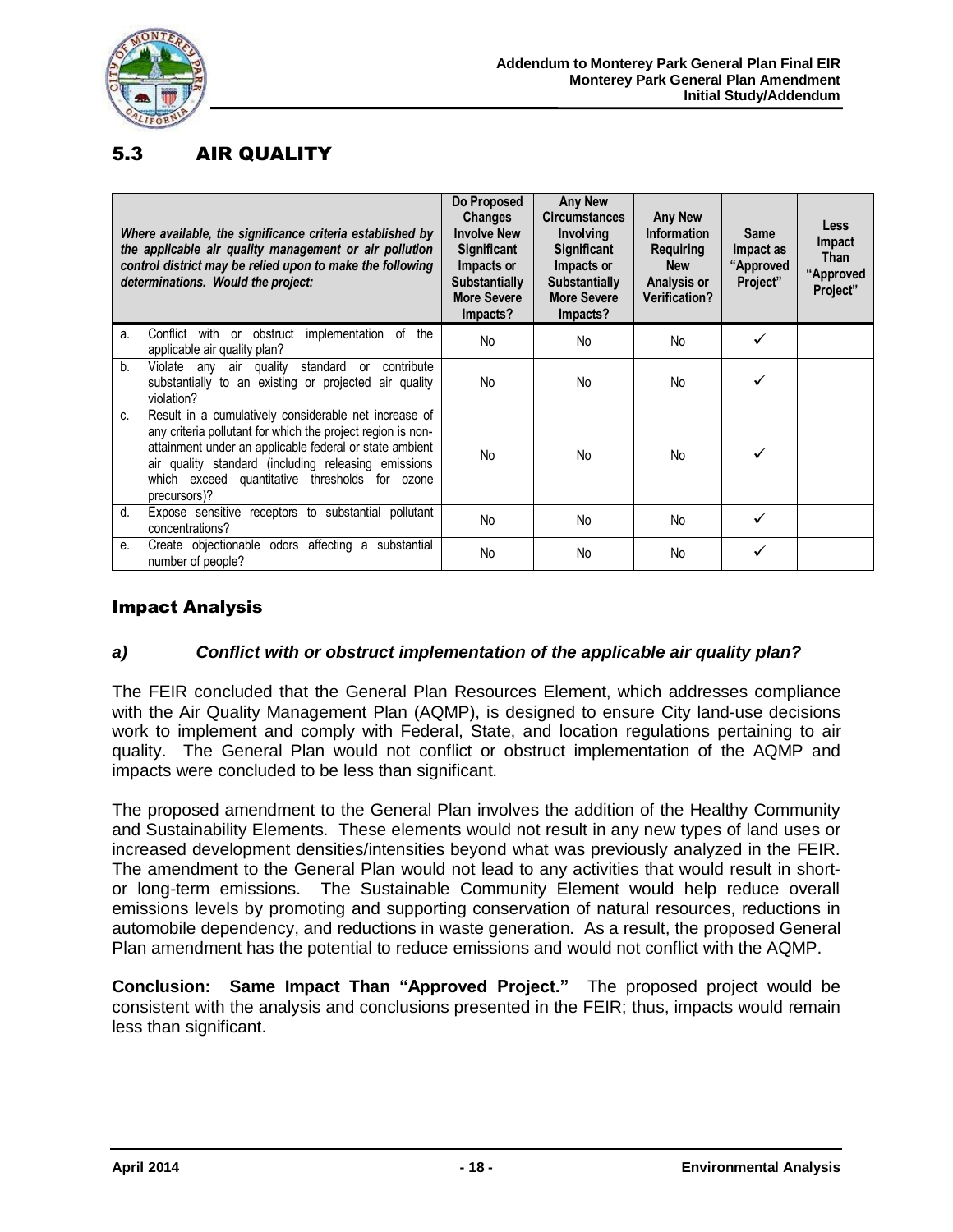## 5.3 AIR QUALITY

| *Where available, the significance criteria established by the applicable air quality management or air pollution control district may be relied upon to make the following determinations. Would the project:* | Do Proposed Changes Involve New Significant Impacts or Substantially More Severe Impacts? | Any New Circumstances Involving Significant Impacts or Substantially More Severe Impacts? | Any New Information Requiring New Analysis or Verification? | Same Impact as "Approved Project" | Less Impact Than "Approved Project" |
|---|---|---|---|---|---|
| a. Conflict with or obstruct implementation of the applicable air quality plan? | No | No | No | ✓ | |
| b. Violate any air quality standard or contribute substantially to an existing or projected air quality violation? | No | No | No | ✓ | |
| c. Result in a cumulatively considerable net increase of any criteria pollutant for which the project region is non-attainment under an applicable federal or state ambient air quality standard (including releasing emissions which exceed quantitative thresholds for ozone precursors)? | No | No | No | ✓ | |
| d. Expose sensitive receptors to substantial pollutant concentrations? | No | No | No | ✓ | |
| e. Create objectionable odors affecting a substantial number of people? | No | No | No | ✓ | |

### Impact Analysis

#### *a) Conflict with or obstruct implementation of the applicable air quality plan?*

The FEIR concluded that the General Plan Resources Element, which addresses compliance with the Air Quality Management Plan (AQMP), is designed to ensure City land-use decisions work to implement and comply with Federal, State, and location regulations pertaining to air quality. The General Plan would not conflict or obstruct implementation of the AQMP and impacts were concluded to be less than significant.

The proposed amendment to the General Plan involves the addition of the Healthy Community and Sustainability Elements. These elements would not result in any new types of land uses or increased development densities/intensities beyond what was previously analyzed in the FEIR. The amendment to the General Plan would not lead to any activities that would result in short- or long-term emissions. The Sustainable Community Element would help reduce overall emissions levels by promoting and supporting conservation of natural resources, reductions in automobile dependency, and reductions in waste generation. As a result, the proposed General Plan amendment has the potential to reduce emissions and would not conflict with the AQMP.

**Conclusion: Same Impact Than "Approved Project."** The proposed project would be consistent with the analysis and conclusions presented in the FEIR; thus, impacts would remain less than significant.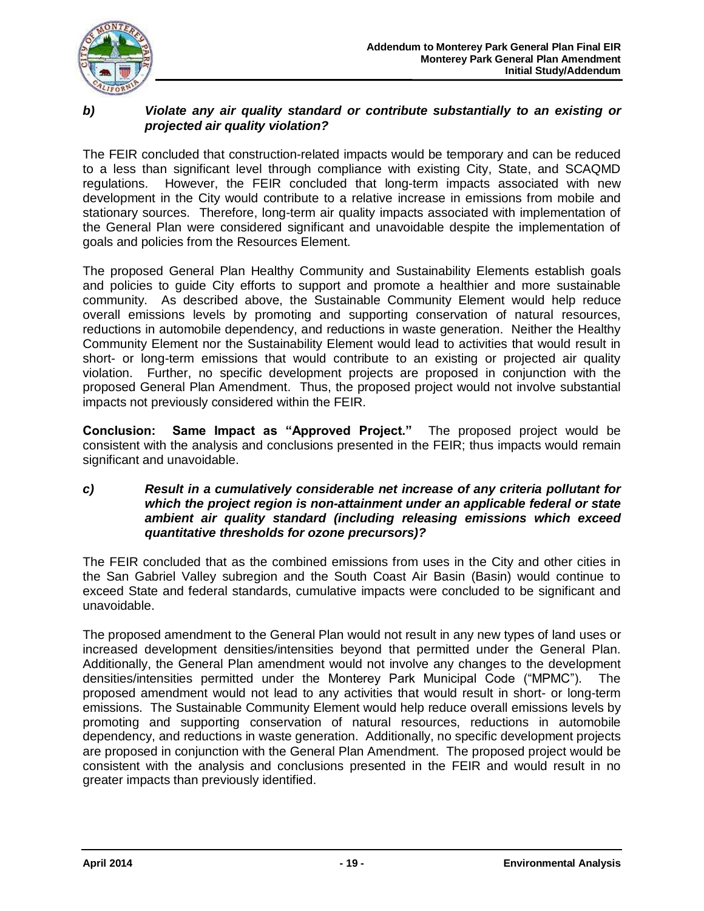***b) Violate any air quality standard or contribute substantially to an existing or projected air quality violation?***

The FEIR concluded that construction-related impacts would be temporary and can be reduced to a less than significant level through compliance with existing City, State, and SCAQMD regulations. However, the FEIR concluded that long-term impacts associated with new development in the City would contribute to a relative increase in emissions from mobile and stationary sources. Therefore, long-term air quality impacts associated with implementation of the General Plan were considered significant and unavoidable despite the implementation of goals and policies from the Resources Element.

The proposed General Plan Healthy Community and Sustainability Elements establish goals and policies to guide City efforts to support and promote a healthier and more sustainable community. As described above, the Sustainable Community Element would help reduce overall emissions levels by promoting and supporting conservation of natural resources, reductions in automobile dependency, and reductions in waste generation. Neither the Healthy Community Element nor the Sustainability Element would lead to activities that would result in short- or long-term emissions that would contribute to an existing or projected air quality violation. Further, no specific development projects are proposed in conjunction with the proposed General Plan Amendment. Thus, the proposed project would not involve substantial impacts not previously considered within the FEIR.

**Conclusion: Same Impact as "Approved Project."** The proposed project would be consistent with the analysis and conclusions presented in the FEIR; thus impacts would remain significant and unavoidable.

***c) Result in a cumulatively considerable net increase of any criteria pollutant for which the project region is non-attainment under an applicable federal or state ambient air quality standard (including releasing emissions which exceed quantitative thresholds for ozone precursors)?***

The FEIR concluded that as the combined emissions from uses in the City and other cities in the San Gabriel Valley subregion and the South Coast Air Basin (Basin) would continue to exceed State and federal standards, cumulative impacts were concluded to be significant and unavoidable.

The proposed amendment to the General Plan would not result in any new types of land uses or increased development densities/intensities beyond that permitted under the General Plan. Additionally, the General Plan amendment would not involve any changes to the development densities/intensities permitted under the Monterey Park Municipal Code ("MPMC"). The proposed amendment would not lead to any activities that would result in short- or long-term emissions. The Sustainable Community Element would help reduce overall emissions levels by promoting and supporting conservation of natural resources, reductions in automobile dependency, and reductions in waste generation. Additionally, no specific development projects are proposed in conjunction with the General Plan Amendment. The proposed project would be consistent with the analysis and conclusions presented in the FEIR and would result in no greater impacts than previously identified.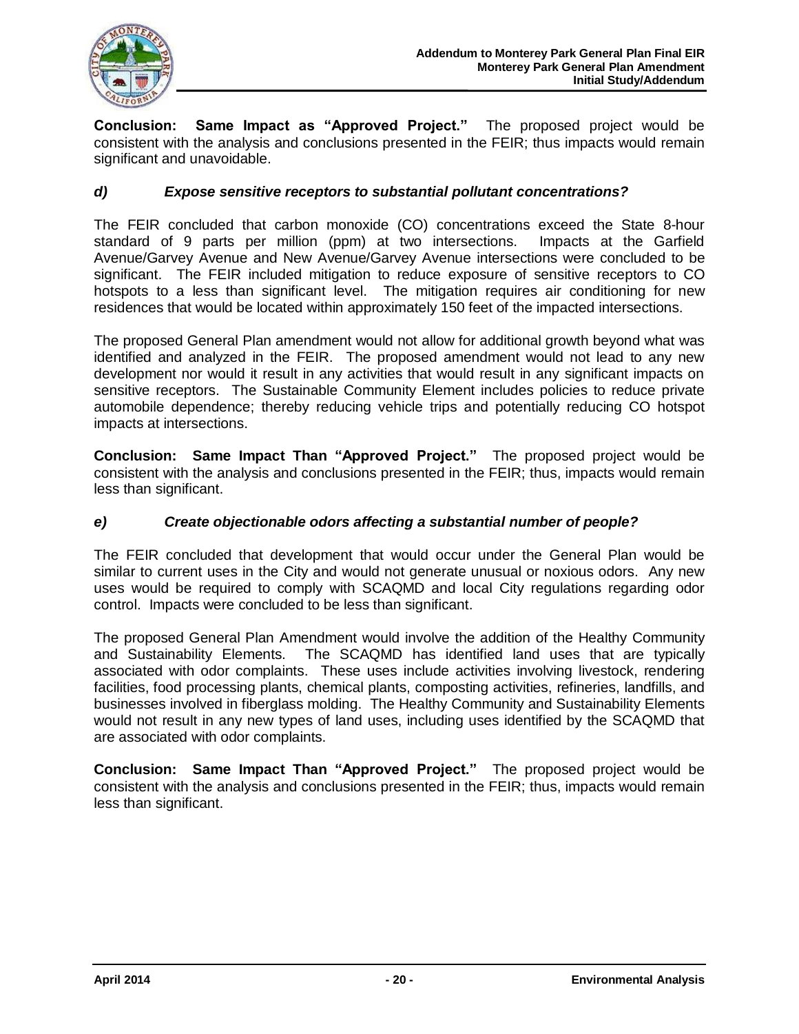**Conclusion: Same Impact as "Approved Project."** The proposed project would be consistent with the analysis and conclusions presented in the FEIR; thus impacts would remain significant and unavoidable.

***d) Expose sensitive receptors to substantial pollutant concentrations?***

The FEIR concluded that carbon monoxide (CO) concentrations exceed the State 8-hour standard of 9 parts per million (ppm) at two intersections. Impacts at the Garfield Avenue/Garvey Avenue and New Avenue/Garvey Avenue intersections were concluded to be significant. The FEIR included mitigation to reduce exposure of sensitive receptors to CO hotspots to a less than significant level. The mitigation requires air conditioning for new residences that would be located within approximately 150 feet of the impacted intersections.

The proposed General Plan amendment would not allow for additional growth beyond what was identified and analyzed in the FEIR. The proposed amendment would not lead to any new development nor would it result in any activities that would result in any significant impacts on sensitive receptors. The Sustainable Community Element includes policies to reduce private automobile dependence; thereby reducing vehicle trips and potentially reducing CO hotspot impacts at intersections.

**Conclusion: Same Impact Than "Approved Project."** The proposed project would be consistent with the analysis and conclusions presented in the FEIR; thus, impacts would remain less than significant.

***e) Create objectionable odors affecting a substantial number of people?***

The FEIR concluded that development that would occur under the General Plan would be similar to current uses in the City and would not generate unusual or noxious odors. Any new uses would be required to comply with SCAQMD and local City regulations regarding odor control. Impacts were concluded to be less than significant.

The proposed General Plan Amendment would involve the addition of the Healthy Community and Sustainability Elements. The SCAQMD has identified land uses that are typically associated with odor complaints. These uses include activities involving livestock, rendering facilities, food processing plants, chemical plants, composting activities, refineries, landfills, and businesses involved in fiberglass molding. The Healthy Community and Sustainability Elements would not result in any new types of land uses, including uses identified by the SCAQMD that are associated with odor complaints.

**Conclusion: Same Impact Than "Approved Project."** The proposed project would be consistent with the analysis and conclusions presented in the FEIR; thus, impacts would remain less than significant.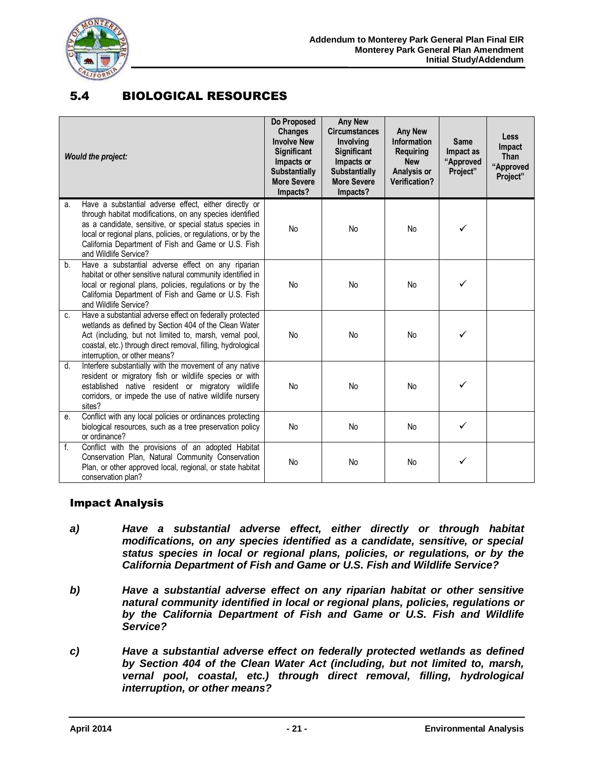## 5.4 BIOLOGICAL RESOURCES

| *Would the project:* | Do Proposed Changes Involve New Significant Impacts or Substantially More Severe Impacts? | Any New Circumstances Involving Significant Impacts or Substantially More Severe Impacts? | Any New Information Requiring New Analysis or Verification? | Same Impact as "Approved Project" | Less Impact Than "Approved Project" |
|---|---|---|---|---|---|
| a. Have a substantial adverse effect, either directly or through habitat modifications, on any species identified as a candidate, sensitive, or special status species in local or regional plans, policies, or regulations, or by the California Department of Fish and Game or U.S. Fish and Wildlife Service? | No | No | No | ✓ | |
| b. Have a substantial adverse effect on any riparian habitat or other sensitive natural community identified in local or regional plans, policies, regulations or by the California Department of Fish and Game or U.S. Fish and Wildlife Service? | No | No | No | ✓ | |
| c. Have a substantial adverse effect on federally protected wetlands as defined by Section 404 of the Clean Water Act (including, but not limited to, marsh, vernal pool, coastal, etc.) through direct removal, filling, hydrological interruption, or other means? | No | No | No | ✓ | |
| d. Interfere substantially with the movement of any native resident or migratory fish or wildlife species or with established native resident or migratory wildlife corridors, or impede the use of native wildlife nursery sites? | No | No | No | ✓ | |
| e. Conflict with any local policies or ordinances protecting biological resources, such as a tree preservation policy or ordinance? | No | No | No | ✓ | |
| f. Conflict with the provisions of an adopted Habitat Conservation Plan, Natural Community Conservation Plan, or other approved local, regional, or state habitat conservation plan? | No | No | No | ✓ | |

### Impact Analysis

***a) Have a substantial adverse effect, either directly or through habitat modifications, on any species identified as a candidate, sensitive, or special status species in local or regional plans, policies, or regulations, or by the California Department of Fish and Game or U.S. Fish and Wildlife Service?***

***b) Have a substantial adverse effect on any riparian habitat or other sensitive natural community identified in local or regional plans, policies, regulations or by the California Department of Fish and Game or U.S. Fish and Wildlife Service?***

***c) Have a substantial adverse effect on federally protected wetlands as defined by Section 404 of the Clean Water Act (including, but not limited to, marsh, vernal pool, coastal, etc.) through direct removal, filling, hydrological interruption, or other means?***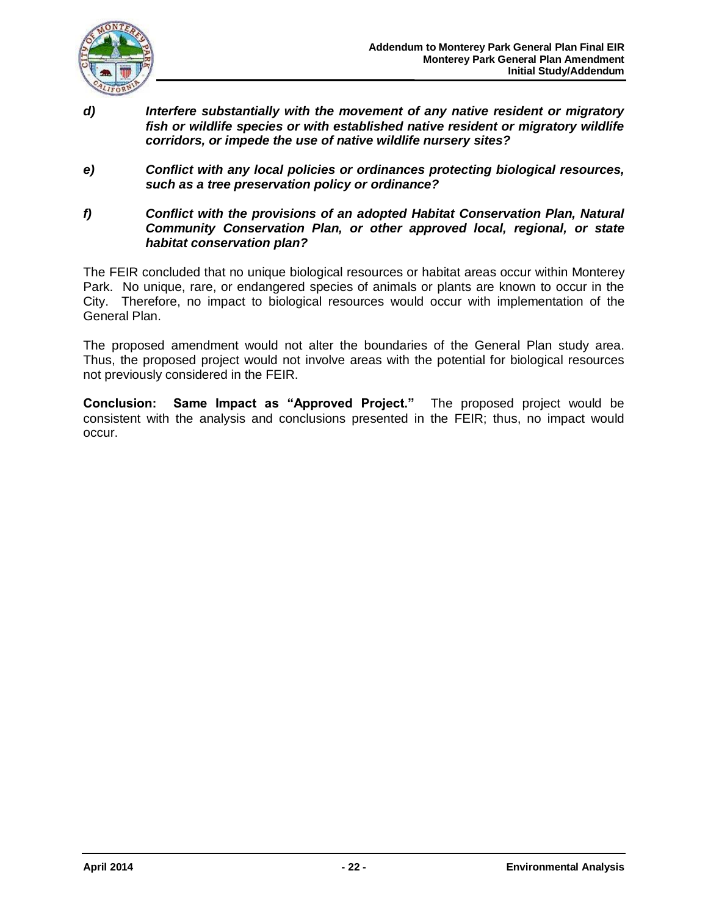***d) Interfere substantially with the movement of any native resident or migratory fish or wildlife species or with established native resident or migratory wildlife corridors, or impede the use of native wildlife nursery sites?***

***e) Conflict with any local policies or ordinances protecting biological resources, such as a tree preservation policy or ordinance?***

***f) Conflict with the provisions of an adopted Habitat Conservation Plan, Natural Community Conservation Plan, or other approved local, regional, or state habitat conservation plan?***

The FEIR concluded that no unique biological resources or habitat areas occur within Monterey Park. No unique, rare, or endangered species of animals or plants are known to occur in the City. Therefore, no impact to biological resources would occur with implementation of the General Plan.

The proposed amendment would not alter the boundaries of the General Plan study area. Thus, the proposed project would not involve areas with the potential for biological resources not previously considered in the FEIR.

**Conclusion: Same Impact as "Approved Project."** The proposed project would be consistent with the analysis and conclusions presented in the FEIR; thus, no impact would occur.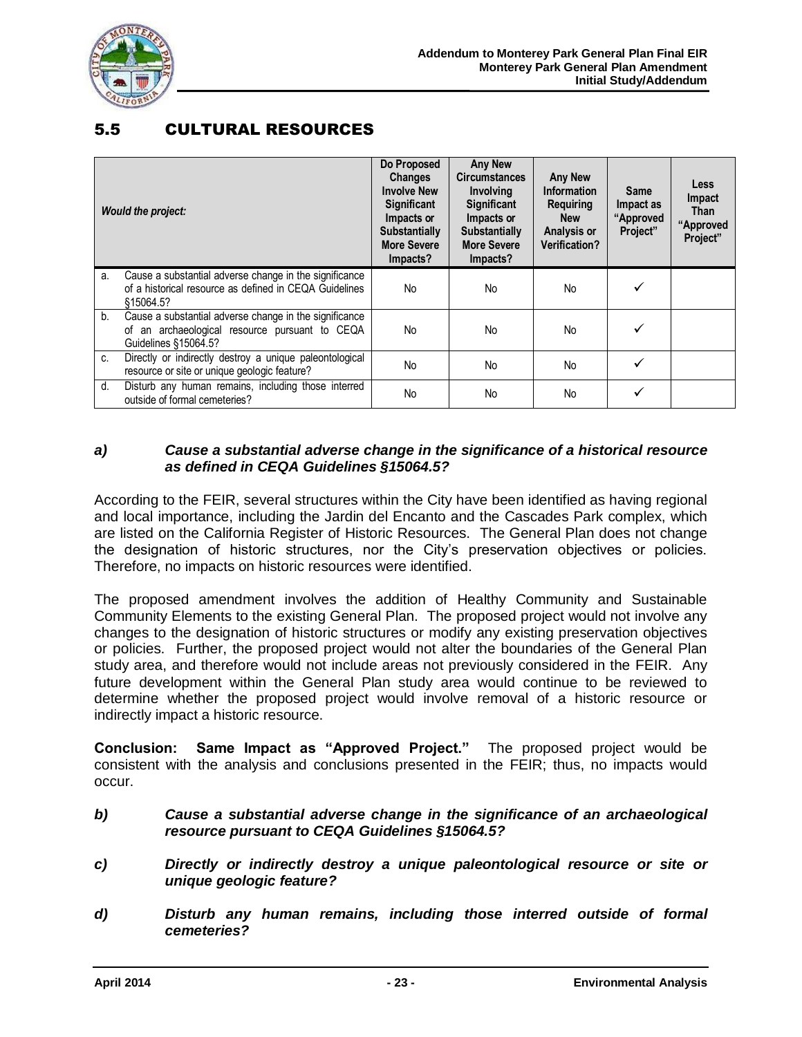## 5.5 CULTURAL RESOURCES

| *Would the project:* | Do Proposed Changes Involve New Significant Impacts or Substantially More Severe Impacts? | Any New Circumstances Involving Significant Impacts or Substantially More Severe Impacts? | Any New Information Requiring New Analysis or Verification? | Same Impact as "Approved Project" | Less Impact Than "Approved Project" |
|---|---|---|---|---|---|
| a. Cause a substantial adverse change in the significance of a historical resource as defined in CEQA Guidelines §15064.5? | No | No | No | ✓ | |
| b. Cause a substantial adverse change in the significance of an archaeological resource pursuant to CEQA Guidelines §15064.5? | No | No | No | ✓ | |
| c. Directly or indirectly destroy a unique paleontological resource or site or unique geologic feature? | No | No | No | ✓ | |
| d. Disturb any human remains, including those interred outside of formal cemeteries? | No | No | No | ✓ | |

***a) Cause a substantial adverse change in the significance of a historical resource as defined in CEQA Guidelines §15064.5?***

According to the FEIR, several structures within the City have been identified as having regional and local importance, including the Jardin del Encanto and the Cascades Park complex, which are listed on the California Register of Historic Resources. The General Plan does not change the designation of historic structures, nor the City's preservation objectives or policies. Therefore, no impacts on historic resources were identified.

The proposed amendment involves the addition of Healthy Community and Sustainable Community Elements to the existing General Plan. The proposed project would not involve any changes to the designation of historic structures or modify any existing preservation objectives or policies. Further, the proposed project would not alter the boundaries of the General Plan study area, and therefore would not include areas not previously considered in the FEIR. Any future development within the General Plan study area would continue to be reviewed to determine whether the proposed project would involve removal of a historic resource or indirectly impact a historic resource.

**Conclusion: Same Impact as "Approved Project."** The proposed project would be consistent with the analysis and conclusions presented in the FEIR; thus, no impacts would occur.

***b) Cause a substantial adverse change in the significance of an archaeological resource pursuant to CEQA Guidelines §15064.5?***

***c) Directly or indirectly destroy a unique paleontological resource or site or unique geologic feature?***

***d) Disturb any human remains, including those interred outside of formal cemeteries?***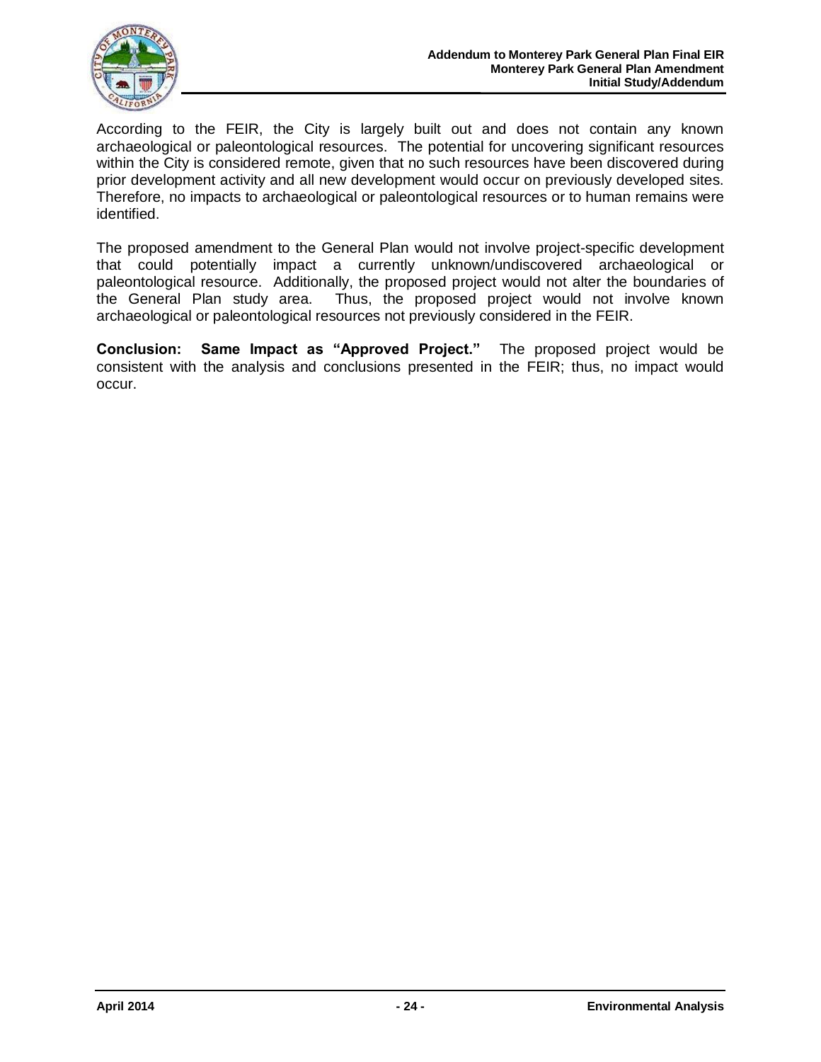According to the FEIR, the City is largely built out and does not contain any known archaeological or paleontological resources. The potential for uncovering significant resources within the City is considered remote, given that no such resources have been discovered during prior development activity and all new development would occur on previously developed sites. Therefore, no impacts to archaeological or paleontological resources or to human remains were identified.

The proposed amendment to the General Plan would not involve project-specific development that could potentially impact a currently unknown/undiscovered archaeological or paleontological resource. Additionally, the proposed project would not alter the boundaries of the General Plan study area. Thus, the proposed project would not involve known archaeological or paleontological resources not previously considered in the FEIR.

**Conclusion: Same Impact as "Approved Project."** The proposed project would be consistent with the analysis and conclusions presented in the FEIR; thus, no impact would occur.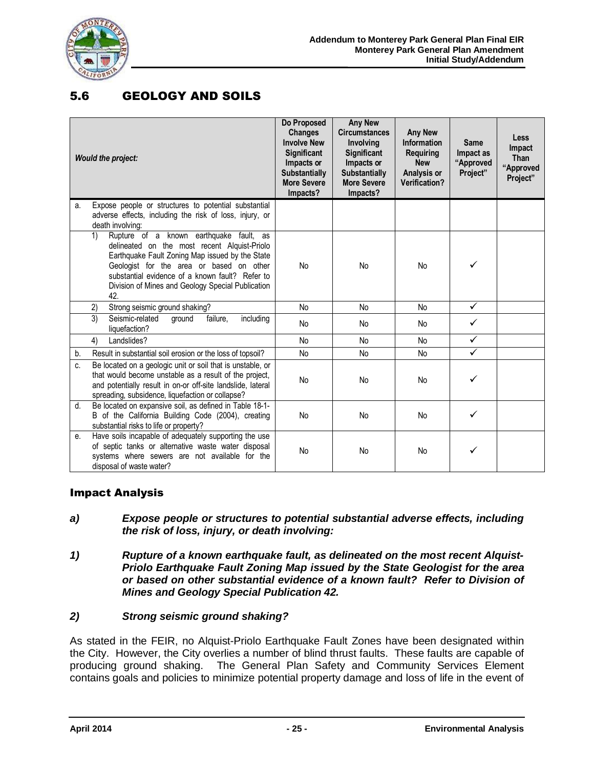## 5.6 GEOLOGY AND SOILS

| *Would the project:* | Do Proposed Changes Involve New Significant Impacts or Substantially More Severe Impacts? | Any New Circumstances Involving Significant Impacts or Substantially More Severe Impacts? | Any New Information Requiring New Analysis or Verification? | Same Impact as "Approved Project" | Less Impact Than "Approved Project" |
|---|---|---|---|---|---|
| a. Expose people or structures to potential substantial adverse effects, including the risk of loss, injury, or death involving: | | | | | |
| 1) Rupture of a known earthquake fault, as delineated on the most recent Alquist-Priolo Earthquake Fault Zoning Map issued by the State Geologist for the area or based on other substantial evidence of a known fault? Refer to Division of Mines and Geology Special Publication 42. | No | No | No | ✓ | |
| 2) Strong seismic ground shaking? | No | No | No | ✓ | |
| 3) Seismic-related ground failure, including liquefaction? | No | No | No | ✓ | |
| 4) Landslides? | No | No | No | ✓ | |
| b. Result in substantial soil erosion or the loss of topsoil? | No | No | No | ✓ | |
| c. Be located on a geologic unit or soil that is unstable, or that would become unstable as a result of the project, and potentially result in on-or off-site landslide, lateral spreading, subsidence, liquefaction or collapse? | No | No | No | ✓ | |
| d. Be located on expansive soil, as defined in Table 18-1-B of the California Building Code (2004), creating substantial risks to life or property? | No | No | No | ✓ | |
| e. Have soils incapable of adequately supporting the use of septic tanks or alternative waste water disposal systems where sewers are not available for the disposal of waste water? | No | No | No | ✓ | |

### Impact Analysis

***a) Expose people or structures to potential substantial adverse effects, including the risk of loss, injury, or death involving:***

***1) Rupture of a known earthquake fault, as delineated on the most recent Alquist-Priolo Earthquake Fault Zoning Map issued by the State Geologist for the area or based on other substantial evidence of a known fault? Refer to Division of Mines and Geology Special Publication 42.***

***2) Strong seismic ground shaking?***

As stated in the FEIR, no Alquist-Priolo Earthquake Fault Zones have been designated within the City. However, the City overlies a number of blind thrust faults. These faults are capable of producing ground shaking. The General Plan Safety and Community Services Element contains goals and policies to minimize potential property damage and loss of life in the event of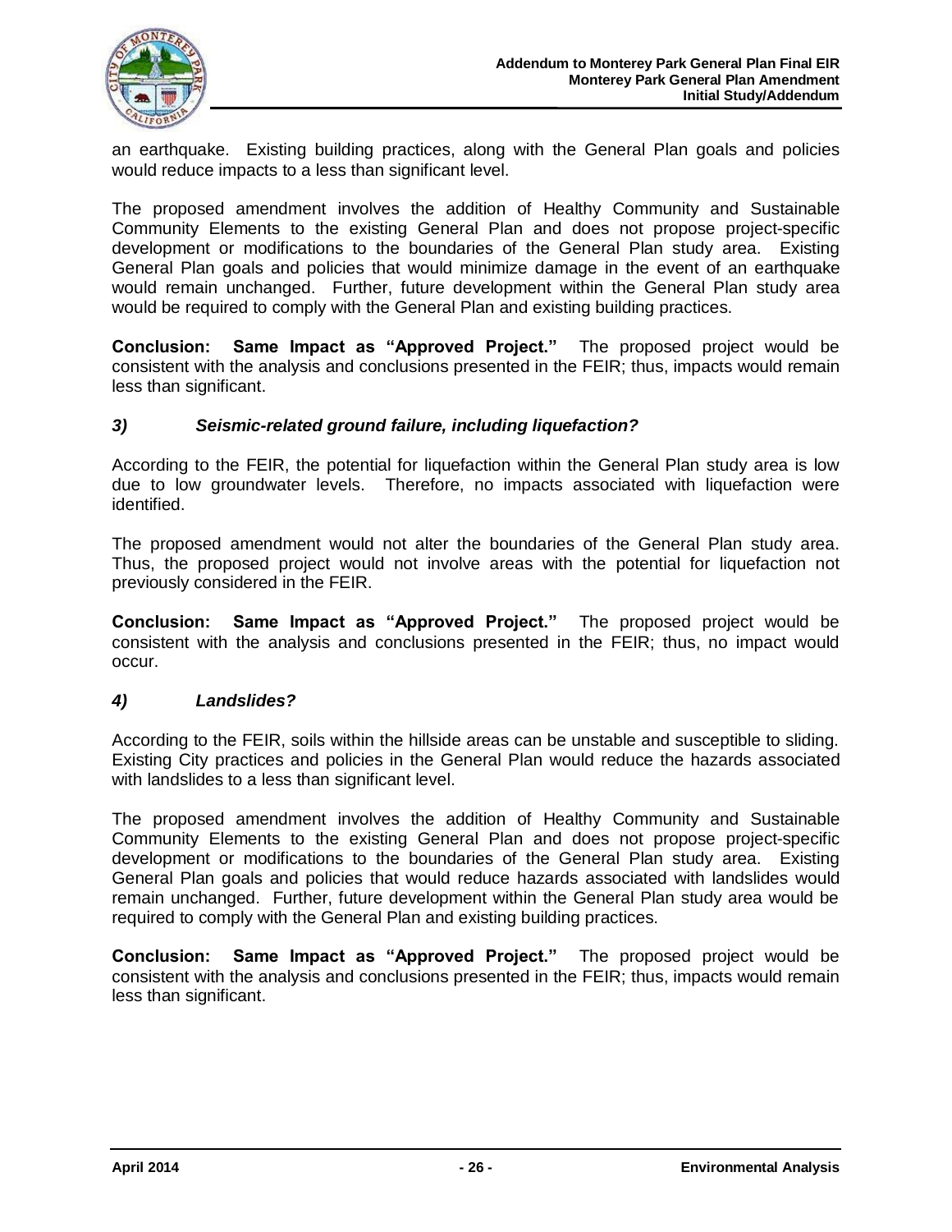an earthquake. Existing building practices, along with the General Plan goals and policies would reduce impacts to a less than significant level.

The proposed amendment involves the addition of Healthy Community and Sustainable Community Elements to the existing General Plan and does not propose project-specific development or modifications to the boundaries of the General Plan study area. Existing General Plan goals and policies that would minimize damage in the event of an earthquake would remain unchanged. Further, future development within the General Plan study area would be required to comply with the General Plan and existing building practices.

**Conclusion: Same Impact as "Approved Project."** The proposed project would be consistent with the analysis and conclusions presented in the FEIR; thus, impacts would remain less than significant.

### *3) Seismic-related ground failure, including liquefaction?*

According to the FEIR, the potential for liquefaction within the General Plan study area is low due to low groundwater levels. Therefore, no impacts associated with liquefaction were identified.

The proposed amendment would not alter the boundaries of the General Plan study area. Thus, the proposed project would not involve areas with the potential for liquefaction not previously considered in the FEIR.

**Conclusion: Same Impact as "Approved Project."** The proposed project would be consistent with the analysis and conclusions presented in the FEIR; thus, no impact would occur.

### *4) Landslides?*

According to the FEIR, soils within the hillside areas can be unstable and susceptible to sliding. Existing City practices and policies in the General Plan would reduce the hazards associated with landslides to a less than significant level.

The proposed amendment involves the addition of Healthy Community and Sustainable Community Elements to the existing General Plan and does not propose project-specific development or modifications to the boundaries of the General Plan study area. Existing General Plan goals and policies that would reduce hazards associated with landslides would remain unchanged. Further, future development within the General Plan study area would be required to comply with the General Plan and existing building practices.

**Conclusion: Same Impact as "Approved Project."** The proposed project would be consistent with the analysis and conclusions presented in the FEIR; thus, impacts would remain less than significant.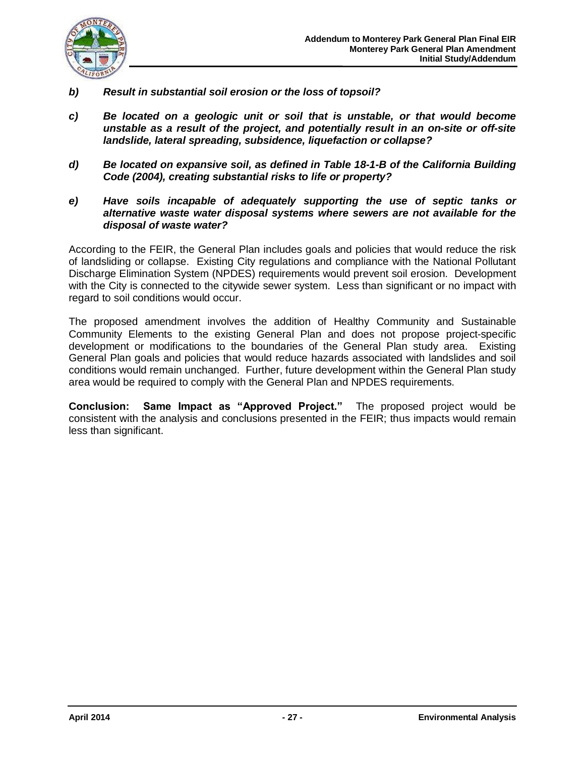***b) Result in substantial soil erosion or the loss of topsoil?***

***c) Be located on a geologic unit or soil that is unstable, or that would become unstable as a result of the project, and potentially result in an on-site or off-site landslide, lateral spreading, subsidence, liquefaction or collapse?***

***d) Be located on expansive soil, as defined in Table 18-1-B of the California Building Code (2004), creating substantial risks to life or property?***

***e) Have soils incapable of adequately supporting the use of septic tanks or alternative waste water disposal systems where sewers are not available for the disposal of waste water?***

According to the FEIR, the General Plan includes goals and policies that would reduce the risk of landsliding or collapse. Existing City regulations and compliance with the National Pollutant Discharge Elimination System (NPDES) requirements would prevent soil erosion. Development with the City is connected to the citywide sewer system. Less than significant or no impact with regard to soil conditions would occur.

The proposed amendment involves the addition of Healthy Community and Sustainable Community Elements to the existing General Plan and does not propose project-specific development or modifications to the boundaries of the General Plan study area. Existing General Plan goals and policies that would reduce hazards associated with landslides and soil conditions would remain unchanged. Further, future development within the General Plan study area would be required to comply with the General Plan and NPDES requirements.

**Conclusion: Same Impact as "Approved Project."** The proposed project would be consistent with the analysis and conclusions presented in the FEIR; thus impacts would remain less than significant.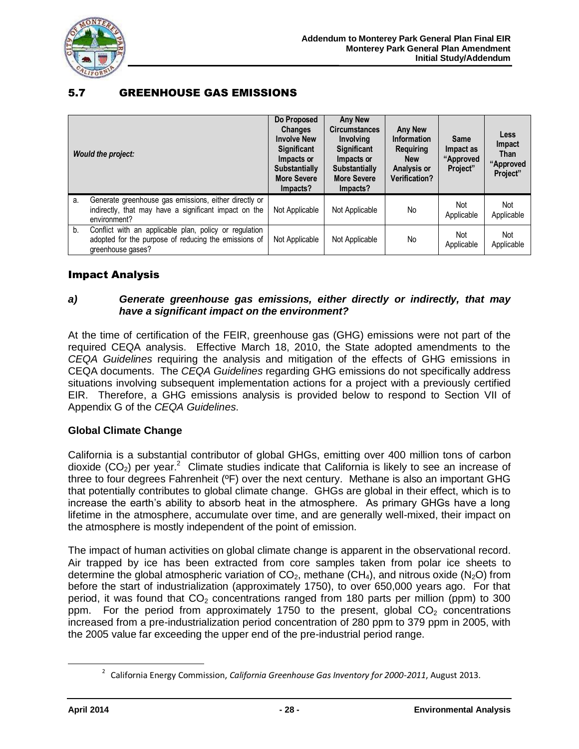## 5.7 GREENHOUSE GAS EMISSIONS

| *Would the project:* | | Do Proposed Changes Involve New Significant Impacts or Substantially More Severe Impacts? | Any New Circumstances Involving Significant Impacts or Substantially More Severe Impacts? | Any New Information Requiring New Analysis or Verification? | Same Impact as "Approved Project" | Less Impact Than "Approved Project" |
|---|---|---|---|---|---|---|
| a. | Generate greenhouse gas emissions, either directly or indirectly, that may have a significant impact on the environment? | Not Applicable | Not Applicable | No | Not Applicable | Not Applicable |
| b. | Conflict with an applicable plan, policy or regulation adopted for the purpose of reducing the emissions of greenhouse gases? | Not Applicable | Not Applicable | No | Not Applicable | Not Applicable |

### Impact Analysis

#### *a) Generate greenhouse gas emissions, either directly or indirectly, that may have a significant impact on the environment?*

At the time of certification of the FEIR, greenhouse gas (GHG) emissions were not part of the required CEQA analysis. Effective March 18, 2010, the State adopted amendments to the *CEQA Guidelines* requiring the analysis and mitigation of the effects of GHG emissions in CEQA documents. The *CEQA Guidelines* regarding GHG emissions do not specifically address situations involving subsequent implementation actions for a project with a previously certified EIR. Therefore, a GHG emissions analysis is provided below to respond to Section VII of Appendix G of the *CEQA Guidelines*.

**Global Climate Change**

California is a substantial contributor of global GHGs, emitting over 400 million tons of carbon dioxide ($CO_2$) per year.[2] Climate studies indicate that California is likely to see an increase of three to four degrees Fahrenheit (ºF) over the next century. Methane is also an important GHG that potentially contributes to global climate change. GHGs are global in their effect, which is to increase the earth's ability to absorb heat in the atmosphere. As primary GHGs have a long lifetime in the atmosphere, accumulate over time, and are generally well-mixed, their impact on the atmosphere is mostly independent of the point of emission.

The impact of human activities on global climate change is apparent in the observational record. Air trapped by ice has been extracted from core samples taken from polar ice sheets to determine the global atmospheric variation of $CO_2$, methane ($CH_4$), and nitrous oxide ($N_2O$) from before the start of industrialization (approximately 1750), to over 650,000 years ago. For that period, it was found that $CO_2$ concentrations ranged from 180 parts per million (ppm) to 300 ppm. For the period from approximately 1750 to the present, global $CO_2$ concentrations increased from a pre-industrialization period concentration of 280 ppm to 379 ppm in 2005, with the 2005 value far exceeding the upper end of the pre-industrial period range.

---

[2] California Energy Commission, *California Greenhouse Gas Inventory for 2000-2011*, August 2013.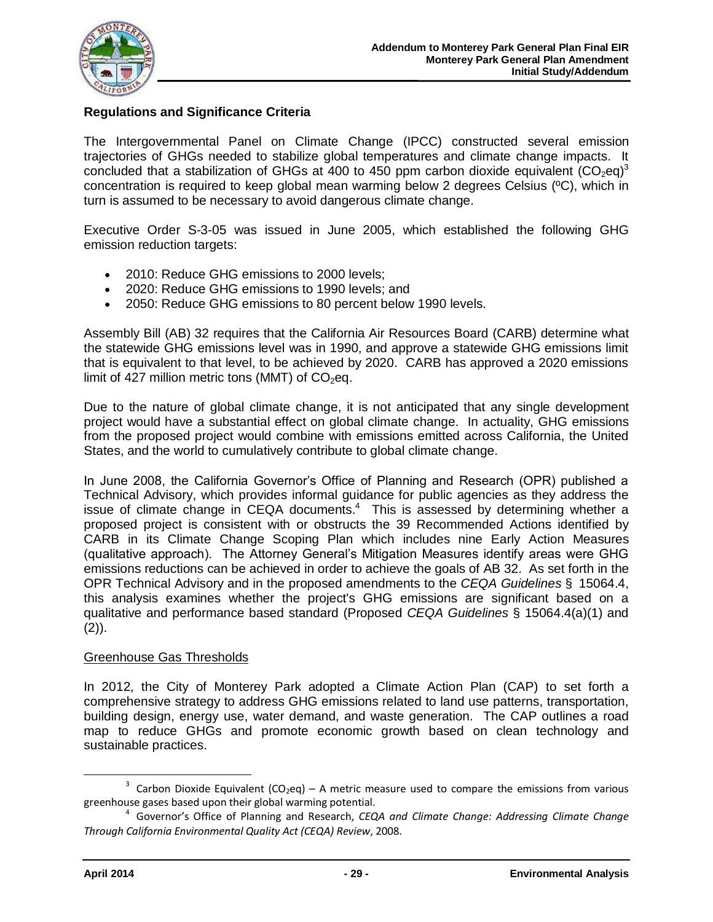**Regulations and Significance Criteria**

The Intergovernmental Panel on Climate Change (IPCC) constructed several emission trajectories of GHGs needed to stabilize global temperatures and climate change impacts. It concluded that a stabilization of GHGs at 400 to 450 ppm carbon dioxide equivalent ($CO_2eq$)[3] concentration is required to keep global mean warming below 2 degrees Celsius (ºC), which in turn is assumed to be necessary to avoid dangerous climate change.

Executive Order S-3-05 was issued in June 2005, which established the following GHG emission reduction targets:

- 2010: Reduce GHG emissions to 2000 levels;
- 2020: Reduce GHG emissions to 1990 levels; and
- 2050: Reduce GHG emissions to 80 percent below 1990 levels.

Assembly Bill (AB) 32 requires that the California Air Resources Board (CARB) determine what the statewide GHG emissions level was in 1990, and approve a statewide GHG emissions limit that is equivalent to that level, to be achieved by 2020. CARB has approved a 2020 emissions limit of 427 million metric tons (MMT) of $CO_2eq$.

Due to the nature of global climate change, it is not anticipated that any single development project would have a substantial effect on global climate change. In actuality, GHG emissions from the proposed project would combine with emissions emitted across California, the United States, and the world to cumulatively contribute to global climate change.

In June 2008, the California Governor's Office of Planning and Research (OPR) published a Technical Advisory, which provides informal guidance for public agencies as they address the issue of climate change in CEQA documents.[4] This is assessed by determining whether a proposed project is consistent with or obstructs the 39 Recommended Actions identified by CARB in its Climate Change Scoping Plan which includes nine Early Action Measures (qualitative approach). The Attorney General's Mitigation Measures identify areas were GHG emissions reductions can be achieved in order to achieve the goals of AB 32. As set forth in the OPR Technical Advisory and in the proposed amendments to the *CEQA Guidelines* § 15064.4, this analysis examines whether the project's GHG emissions are significant based on a qualitative and performance based standard (Proposed *CEQA Guidelines* § 15064.4(a)(1) and (2)).

Greenhouse Gas Thresholds

In 2012, the City of Monterey Park adopted a Climate Action Plan (CAP) to set forth a comprehensive strategy to address GHG emissions related to land use patterns, transportation, building design, energy use, water demand, and waste generation. The CAP outlines a road map to reduce GHGs and promote economic growth based on clean technology and sustainable practices.

[3] Carbon Dioxide Equivalent ($CO_2eq$) – A metric measure used to compare the emissions from various greenhouse gases based upon their global warming potential.

[4] Governor's Office of Planning and Research, *CEQA and Climate Change: Addressing Climate Change Through California Environmental Quality Act (CEQA) Review*, 2008.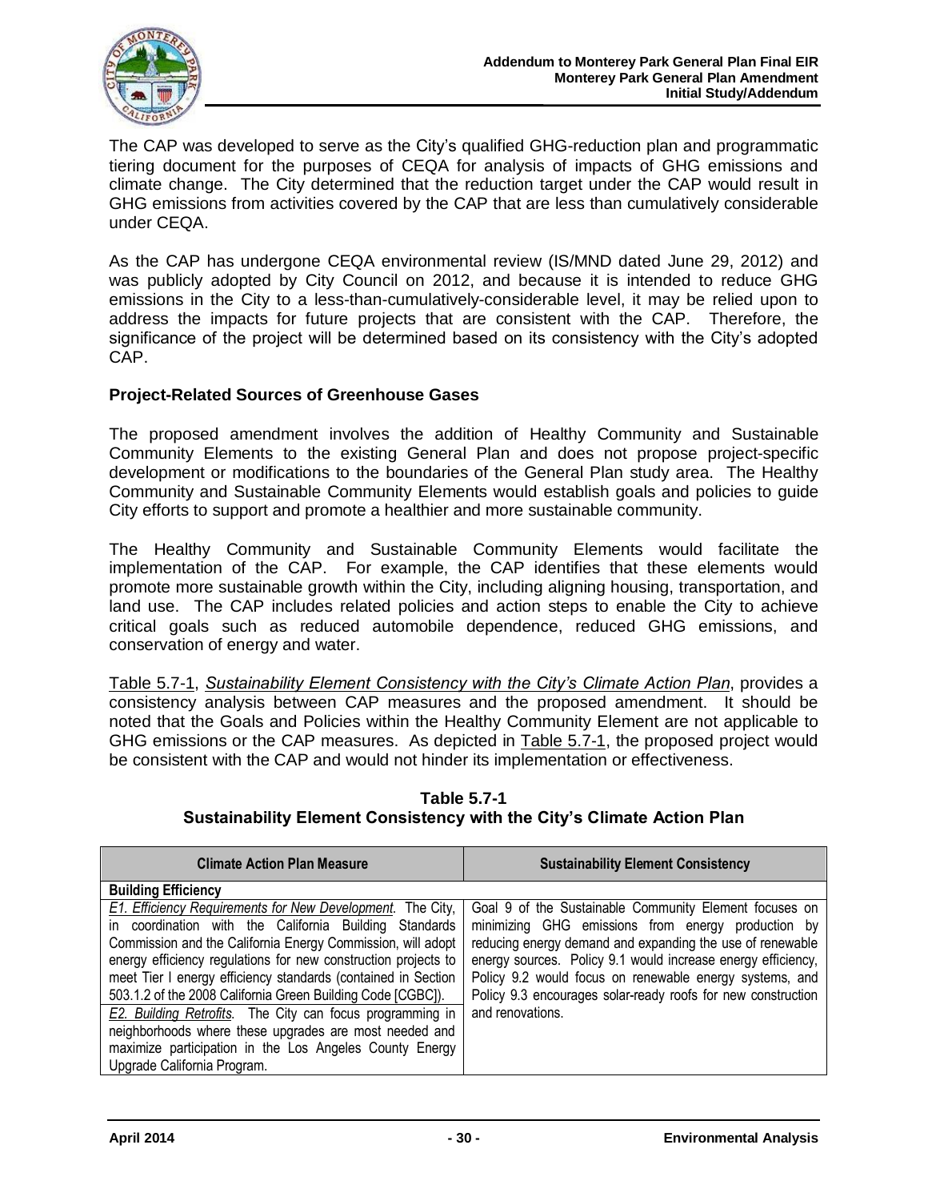The CAP was developed to serve as the City's qualified GHG-reduction plan and programmatic tiering document for the purposes of CEQA for analysis of impacts of GHG emissions and climate change. The City determined that the reduction target under the CAP would result in GHG emissions from activities covered by the CAP that are less than cumulatively considerable under CEQA.

As the CAP has undergone CEQA environmental review (IS/MND dated June 29, 2012) and was publicly adopted by City Council on 2012, and because it is intended to reduce GHG emissions in the City to a less-than-cumulatively-considerable level, it may be relied upon to address the impacts for future projects that are consistent with the CAP. Therefore, the significance of the project will be determined based on its consistency with the City's adopted CAP.

### Project-Related Sources of Greenhouse Gases

The proposed amendment involves the addition of Healthy Community and Sustainable Community Elements to the existing General Plan and does not propose project-specific development or modifications to the boundaries of the General Plan study area. The Healthy Community and Sustainable Community Elements would establish goals and policies to guide City efforts to support and promote a healthier and more sustainable community.

The Healthy Community and Sustainable Community Elements would facilitate the implementation of the CAP. For example, the CAP identifies that these elements would promote more sustainable growth within the City, including aligning housing, transportation, and land use. The CAP includes related policies and action steps to enable the City to achieve critical goals such as reduced automobile dependence, reduced GHG emissions, and conservation of energy and water.

Table 5.7-1, *Sustainability Element Consistency with the City's Climate Action Plan*, provides a consistency analysis between CAP measures and the proposed amendment. It should be noted that the Goals and Policies within the Healthy Community Element are not applicable to GHG emissions or the CAP measures. As depicted in Table 5.7-1, the proposed project would be consistent with the CAP and would not hinder its implementation or effectiveness.

**Table 5.7-1**
**Sustainability Element Consistency with the City's Climate Action Plan**

| Climate Action Plan Measure | Sustainability Element Consistency |
|---|---|
| **Building Efficiency** | |
| *E1. Efficiency Requirements for New Development*. The City, in coordination with the California Building Standards Commission and the California Energy Commission, will adopt energy efficiency regulations for new construction projects to meet Tier I energy efficiency standards (contained in Section 503.1.2 of the 2008 California Green Building Code [CGBC]). *E2. Building Retrofits*. The City can focus programming in neighborhoods where these upgrades are most needed and maximize participation in the Los Angeles County Energy Upgrade California Program. | Goal 9 of the Sustainable Community Element focuses on minimizing GHG emissions from energy production by reducing energy demand and expanding the use of renewable energy sources. Policy 9.1 would increase energy efficiency, Policy 9.2 would focus on renewable energy systems, and Policy 9.3 encourages solar-ready roofs for new construction and renovations. |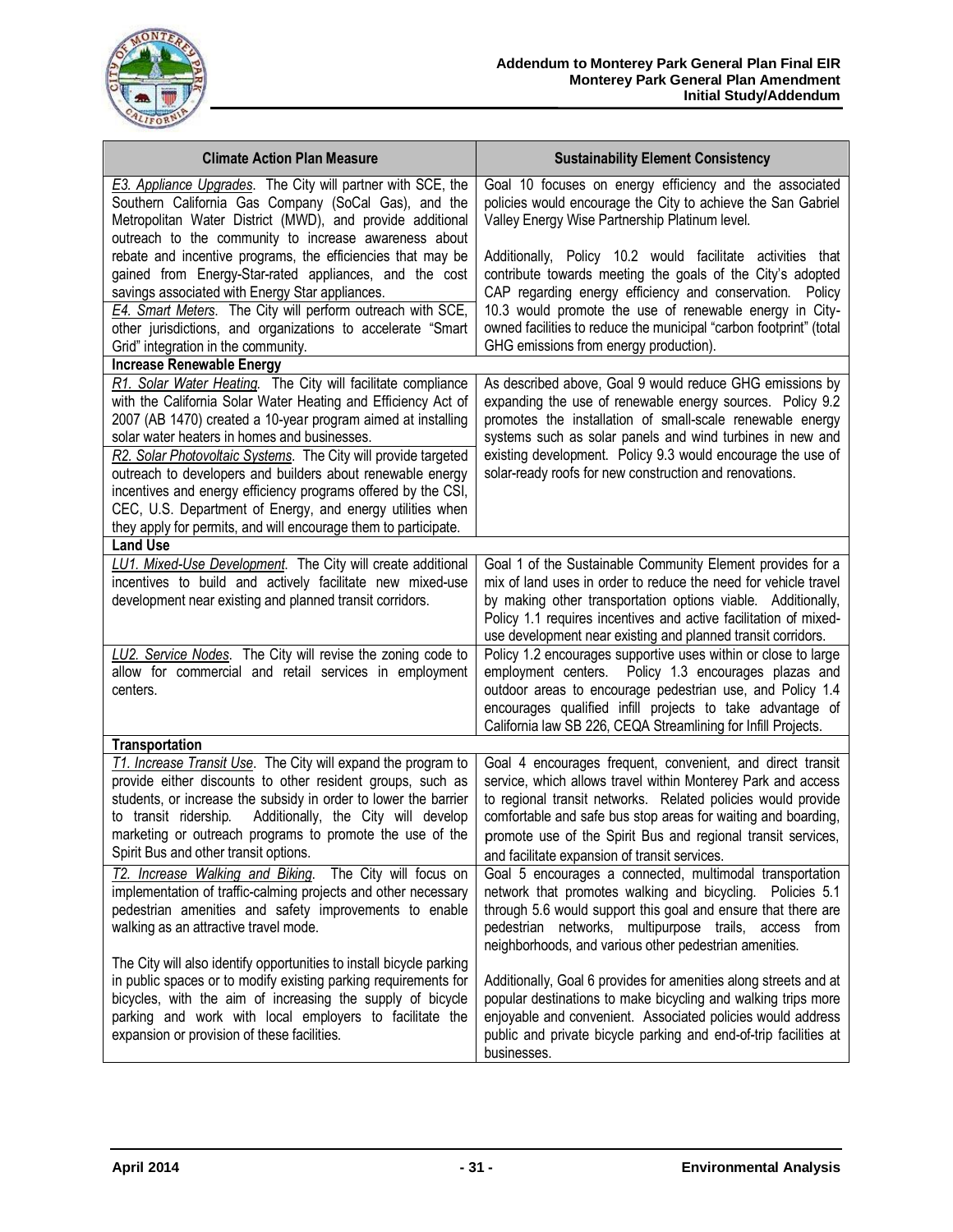| Climate Action Plan Measure | Sustainability Element Consistency |
|---|---|
| *E3. Appliance Upgrades*. The City will partner with SCE, the Southern California Gas Company (SoCal Gas), and the Metropolitan Water District (MWD), and provide additional outreach to the community to increase awareness about rebate and incentive programs, the efficiencies that may be gained from Energy-Star-rated appliances, and the cost savings associated with Energy Star appliances. *E4. Smart Meters*. The City will perform outreach with SCE, other jurisdictions, and organizations to accelerate "Smart Grid" integration in the community. | Goal 10 focuses on energy efficiency and the associated policies would encourage the City to achieve the San Gabriel Valley Energy Wise Partnership Platinum level. Additionally, Policy 10.2 would facilitate activities that contribute towards meeting the goals of the City's adopted CAP regarding energy efficiency and conservation. Policy 10.3 would promote the use of renewable energy in City-owned facilities to reduce the municipal "carbon footprint" (total GHG emissions from energy production). |
| **Increase Renewable Energy** | |
| *R1. Solar Water Heating*. The City will facilitate compliance with the California Solar Water Heating and Efficiency Act of 2007 (AB 1470) created a 10-year program aimed at installing solar water heaters in homes and businesses. *R2. Solar Photovoltaic Systems*. The City will provide targeted outreach to developers and builders about renewable energy incentives and energy efficiency programs offered by the CSI, CEC, U.S. Department of Energy, and energy utilities when they apply for permits, and will encourage them to participate. | As described above, Goal 9 would reduce GHG emissions by expanding the use of renewable energy sources. Policy 9.2 promotes the installation of small-scale renewable energy systems such as solar panels and wind turbines in new and existing development. Policy 9.3 would encourage the use of solar-ready roofs for new construction and renovations. |
| **Land Use** | |
| *LU1. Mixed-Use Development*. The City will create additional incentives to build and actively facilitate new mixed-use development near existing and planned transit corridors. | Goal 1 of the Sustainable Community Element provides for a mix of land uses in order to reduce the need for vehicle travel by making other transportation options viable. Additionally, Policy 1.1 requires incentives and active facilitation of mixed-use development near existing and planned transit corridors. |
| *LU2. Service Nodes*. The City will revise the zoning code to allow for commercial and retail services in employment centers. | Policy 1.2 encourages supportive uses within or close to large employment centers. Policy 1.3 encourages plazas and outdoor areas to encourage pedestrian use, and Policy 1.4 encourages qualified infill projects to take advantage of California law SB 226, CEQA Streamlining for Infill Projects. |
| **Transportation** | |
| *T1. Increase Transit Use*. The City will expand the program to provide either discounts to other resident groups, such as students, or increase the subsidy in order to lower the barrier to transit ridership. Additionally, the City will develop marketing or outreach programs to promote the use of the Spirit Bus and other transit options. | Goal 4 encourages frequent, convenient, and direct transit service, which allows travel within Monterey Park and access to regional transit networks. Related policies would provide comfortable and safe bus stop areas for waiting and boarding, promote use of the Spirit Bus and regional transit services, and facilitate expansion of transit services. |
| *T2. Increase Walking and Biking*. The City will focus on implementation of traffic-calming projects and other necessary pedestrian amenities and safety improvements to enable walking as an attractive travel mode. The City will also identify opportunities to install bicycle parking in public spaces or to modify existing parking requirements for bicycles, with the aim of increasing the supply of bicycle parking and work with local employers to facilitate the expansion or provision of these facilities. | Goal 5 encourages a connected, multimodal transportation network that promotes walking and bicycling. Policies 5.1 through 5.6 would support this goal and ensure that there are pedestrian networks, multipurpose trails, access from neighborhoods, and various other pedestrian amenities. Additionally, Goal 6 provides for amenities along streets and at popular destinations to make bicycling and walking trips more enjoyable and convenient. Associated policies would address public and private bicycle parking and end-of-trip facilities at businesses. |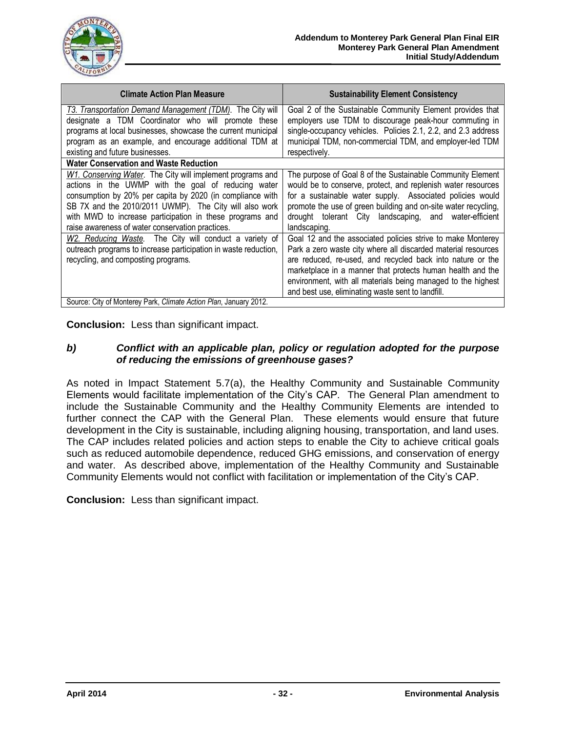| Climate Action Plan Measure | Sustainability Element Consistency |
| --- | --- |
| *T3. Transportation Demand Management (TDM)*. The City will designate a TDM Coordinator who will promote these programs at local businesses, showcase the current municipal program as an example, and encourage additional TDM at existing and future businesses. | Goal 2 of the Sustainable Community Element provides that employers use TDM to discourage peak-hour commuting in single-occupancy vehicles. Policies 2.1, 2.2, and 2.3 address municipal TDM, non-commercial TDM, and employer-led TDM respectively. |
| **Water Conservation and Waste Reduction** | |
| *W1. Conserving Water*. The City will implement programs and actions in the UWMP with the goal of reducing water consumption by 20% per capita by 2020 (in compliance with SB 7X and the 2010/2011 UWMP). The City will also work with MWD to increase participation in these programs and raise awareness of water conservation practices. | The purpose of Goal 8 of the Sustainable Community Element would be to conserve, protect, and replenish water resources for a sustainable water supply. Associated policies would promote the use of green building and on-site water recycling, drought tolerant City landscaping, and water-efficient landscaping. |
| *W2. Reducing Waste*. The City will conduct a variety of outreach programs to increase participation in waste reduction, recycling, and composting programs. | Goal 12 and the associated policies strive to make Monterey Park a zero waste city where all discarded material resources are reduced, re-used, and recycled back into nature or the marketplace in a manner that protects human health and the environment, with all materials being managed to the highest and best use, eliminating waste sent to landfill. |

Source: City of Monterey Park, *Climate Action Plan*, January 2012.

**Conclusion:** Less than significant impact.

### *b) Conflict with an applicable plan, policy or regulation adopted for the purpose of reducing the emissions of greenhouse gases?*

As noted in Impact Statement 5.7(a), the Healthy Community and Sustainable Community Elements would facilitate implementation of the City's CAP. The General Plan amendment to include the Sustainable Community and the Healthy Community Elements are intended to further connect the CAP with the General Plan. These elements would ensure that future development in the City is sustainable, including aligning housing, transportation, and land uses. The CAP includes related policies and action steps to enable the City to achieve critical goals such as reduced automobile dependence, reduced GHG emissions, and conservation of energy and water. As described above, implementation of the Healthy Community and Sustainable Community Elements would not conflict with facilitation or implementation of the City's CAP.

**Conclusion:** Less than significant impact.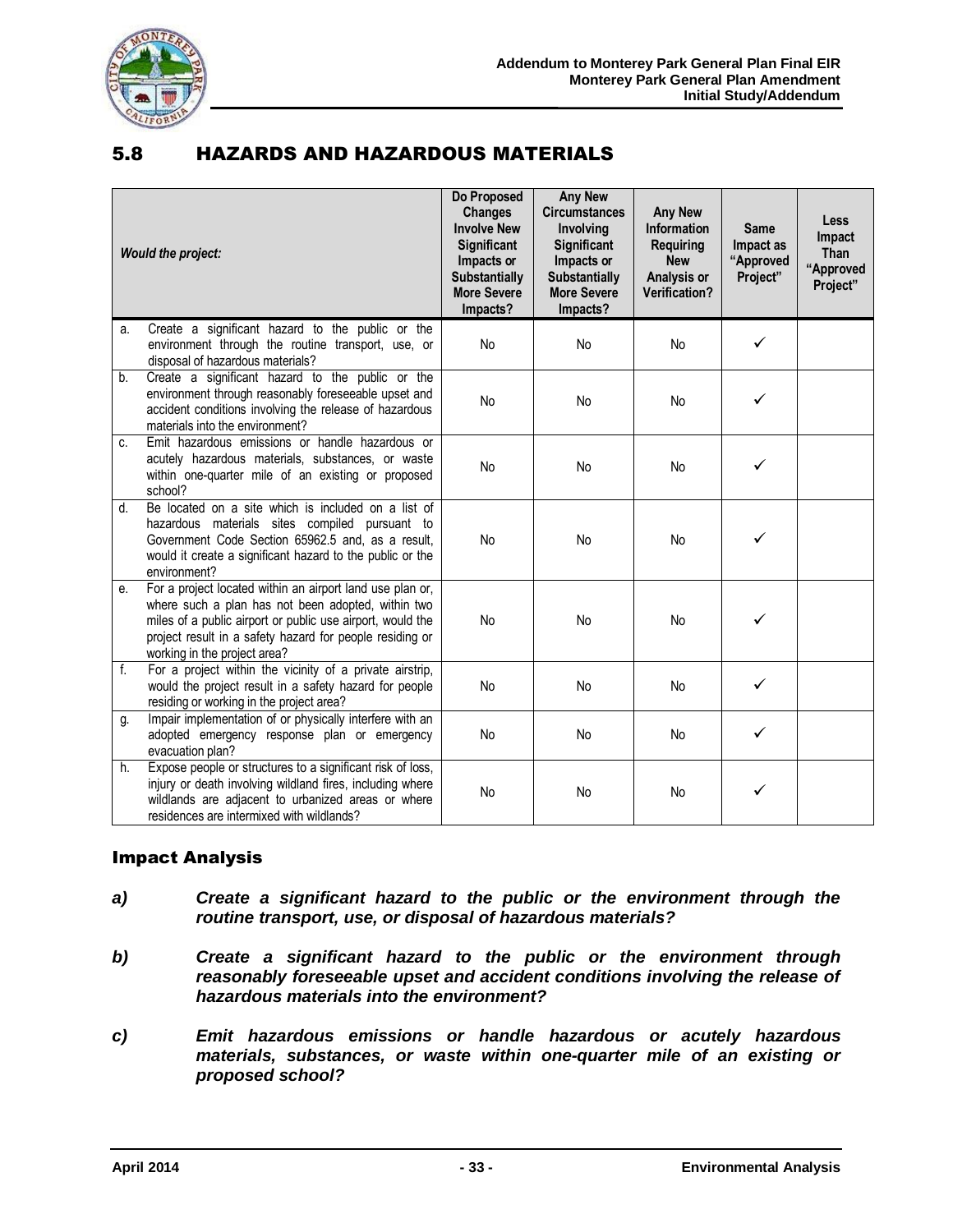## 5.8 HAZARDS AND HAZARDOUS MATERIALS

| *Would the project:* | Do Proposed Changes Involve New Significant Impacts or Substantially More Severe Impacts? | Any New Circumstances Involving Significant Impacts or Substantially More Severe Impacts? | Any New Information Requiring New Analysis or Verification? | Same Impact as "Approved Project" | Less Impact Than "Approved Project" |
|---|---|---|---|---|---|
| a. Create a significant hazard to the public or the environment through the routine transport, use, or disposal of hazardous materials? | No | No | No | ✓ | |
| b. Create a significant hazard to the public or the environment through reasonably foreseeable upset and accident conditions involving the release of hazardous materials into the environment? | No | No | No | ✓ | |
| c. Emit hazardous emissions or handle hazardous or acutely hazardous materials, substances, or waste within one-quarter mile of an existing or proposed school? | No | No | No | ✓ | |
| d. Be located on a site which is included on a list of hazardous materials sites compiled pursuant to Government Code Section 65962.5 and, as a result, would it create a significant hazard to the public or the environment? | No | No | No | ✓ | |
| e. For a project located within an airport land use plan or, where such a plan has not been adopted, within two miles of a public airport or public use airport, would the project result in a safety hazard for people residing or working in the project area? | No | No | No | ✓ | |
| f. For a project within the vicinity of a private airstrip, would the project result in a safety hazard for people residing or working in the project area? | No | No | No | ✓ | |
| g. Impair implementation of or physically interfere with an adopted emergency response plan or emergency evacuation plan? | No | No | No | ✓ | |
| h. Expose people or structures to a significant risk of loss, injury or death involving wildland fires, including where wildlands are adjacent to urbanized areas or where residences are intermixed with wildlands? | No | No | No | ✓ | |

### Impact Analysis

***a) Create a significant hazard to the public or the environment through the routine transport, use, or disposal of hazardous materials?***

***b) Create a significant hazard to the public or the environment through reasonably foreseeable upset and accident conditions involving the release of hazardous materials into the environment?***

***c) Emit hazardous emissions or handle hazardous or acutely hazardous materials, substances, or waste within one-quarter mile of an existing or proposed school?***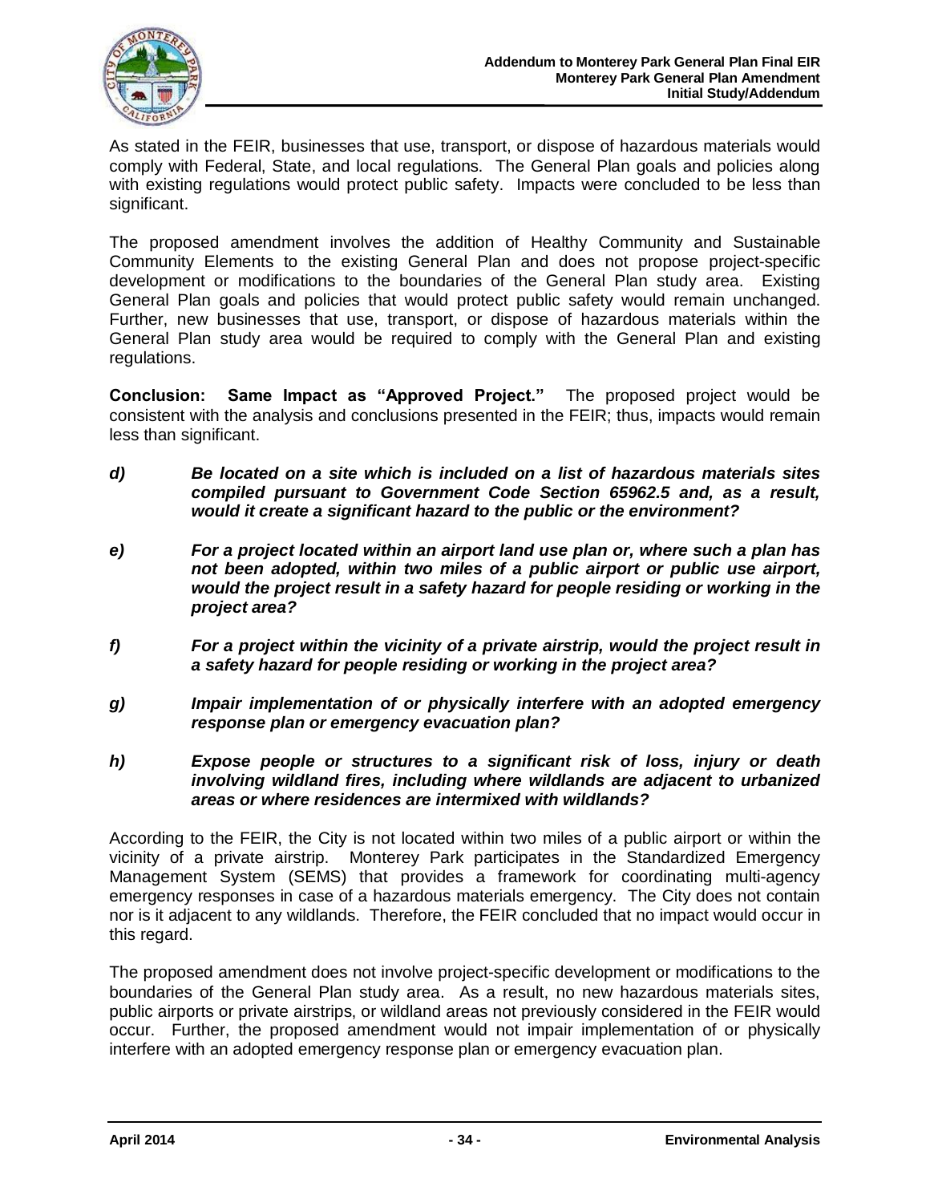As stated in the FEIR, businesses that use, transport, or dispose of hazardous materials would comply with Federal, State, and local regulations. The General Plan goals and policies along with existing regulations would protect public safety. Impacts were concluded to be less than significant.

The proposed amendment involves the addition of Healthy Community and Sustainable Community Elements to the existing General Plan and does not propose project-specific development or modifications to the boundaries of the General Plan study area. Existing General Plan goals and policies that would protect public safety would remain unchanged. Further, new businesses that use, transport, or dispose of hazardous materials within the General Plan study area would be required to comply with the General Plan and existing regulations.

**Conclusion: Same Impact as "Approved Project."** The proposed project would be consistent with the analysis and conclusions presented in the FEIR; thus, impacts would remain less than significant.

***d) Be located on a site which is included on a list of hazardous materials sites compiled pursuant to Government Code Section 65962.5 and, as a result, would it create a significant hazard to the public or the environment?***

***e) For a project located within an airport land use plan or, where such a plan has not been adopted, within two miles of a public airport or public use airport, would the project result in a safety hazard for people residing or working in the project area?***

***f) For a project within the vicinity of a private airstrip, would the project result in a safety hazard for people residing or working in the project area?***

***g) Impair implementation of or physically interfere with an adopted emergency response plan or emergency evacuation plan?***

***h) Expose people or structures to a significant risk of loss, injury or death involving wildland fires, including where wildlands are adjacent to urbanized areas or where residences are intermixed with wildlands?***

According to the FEIR, the City is not located within two miles of a public airport or within the vicinity of a private airstrip. Monterey Park participates in the Standardized Emergency Management System (SEMS) that provides a framework for coordinating multi-agency emergency responses in case of a hazardous materials emergency. The City does not contain nor is it adjacent to any wildlands. Therefore, the FEIR concluded that no impact would occur in this regard.

The proposed amendment does not involve project-specific development or modifications to the boundaries of the General Plan study area. As a result, no new hazardous materials sites, public airports or private airstrips, or wildland areas not previously considered in the FEIR would occur. Further, the proposed amendment would not impair implementation of or physically interfere with an adopted emergency response plan or emergency evacuation plan.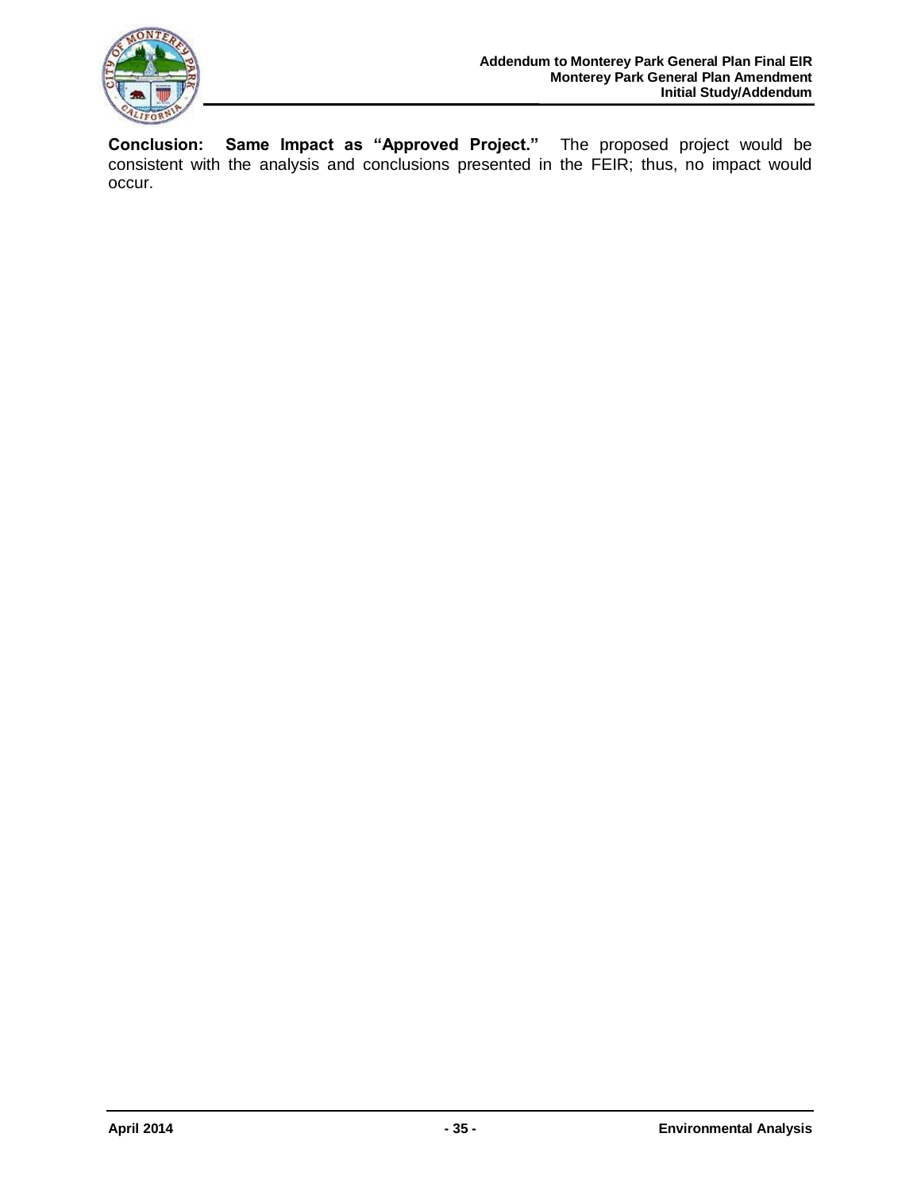**Conclusion: Same Impact as "Approved Project."** The proposed project would be consistent with the analysis and conclusions presented in the FEIR; thus, no impact would occur.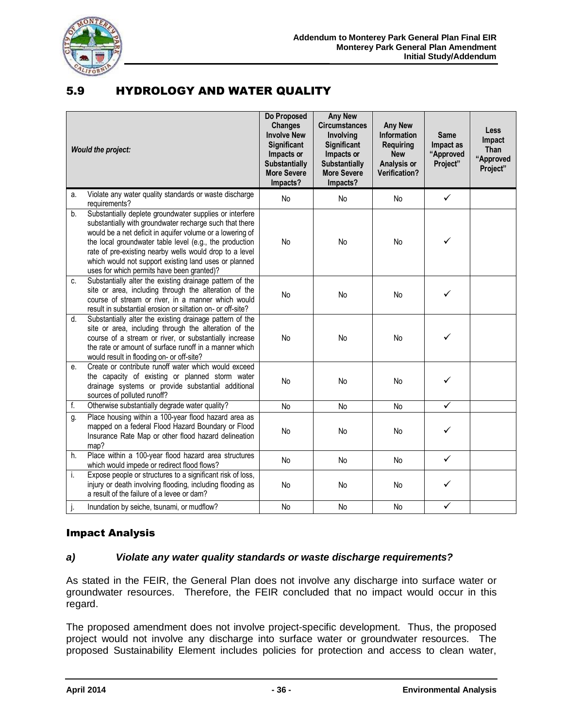## 5.9 HYDROLOGY AND WATER QUALITY

| *Would the project:* | | Do Proposed Changes Involve New Significant Impacts or Substantially More Severe Impacts? | Any New Circumstances Involving Significant Impacts or Substantially More Severe Impacts? | Any New Information Requiring New Analysis or Verification? | Same Impact as "Approved Project" | Less Impact Than "Approved Project" |
|---|---|---|---|---|---|---|
| a. | Violate any water quality standards or waste discharge requirements? | No | No | No | ✓ | |
| b. | Substantially deplete groundwater supplies or interfere substantially with groundwater recharge such that there would be a net deficit in aquifer volume or a lowering of the local groundwater table level (e.g., the production rate of pre-existing nearby wells would drop to a level which would not support existing land uses or planned uses for which permits have been granted)? | No | No | No | ✓ | |
| c. | Substantially alter the existing drainage pattern of the site or area, including through the alteration of the course of stream or river, in a manner which would result in substantial erosion or siltation on- or off-site? | No | No | No | ✓ | |
| d. | Substantially alter the existing drainage pattern of the site or area, including through the alteration of the course of a stream or river, or substantially increase the rate or amount of surface runoff in a manner which would result in flooding on- or off-site? | No | No | No | ✓ | |
| e. | Create or contribute runoff water which would exceed the capacity of existing or planned storm water drainage systems or provide substantial additional sources of polluted runoff? | No | No | No | ✓ | |
| f. | Otherwise substantially degrade water quality? | No | No | No | ✓ | |
| g. | Place housing within a 100-year flood hazard area as mapped on a federal Flood Hazard Boundary or Flood Insurance Rate Map or other flood hazard delineation map? | No | No | No | ✓ | |
| h. | Place within a 100-year flood hazard area structures which would impede or redirect flood flows? | No | No | No | ✓ | |
| i. | Expose people or structures to a significant risk of loss, injury or death involving flooding, including flooding as a result of the failure of a levee or dam? | No | No | No | ✓ | |
| j. | Inundation by seiche, tsunami, or mudflow? | No | No | No | ✓ | |

### Impact Analysis

#### *a) Violate any water quality standards or waste discharge requirements?*

As stated in the FEIR, the General Plan does not involve any discharge into surface water or groundwater resources. Therefore, the FEIR concluded that no impact would occur in this regard.

The proposed amendment does not involve project-specific development. Thus, the proposed project would not involve any discharge into surface water or groundwater resources. The proposed Sustainability Element includes policies for protection and access to clean water,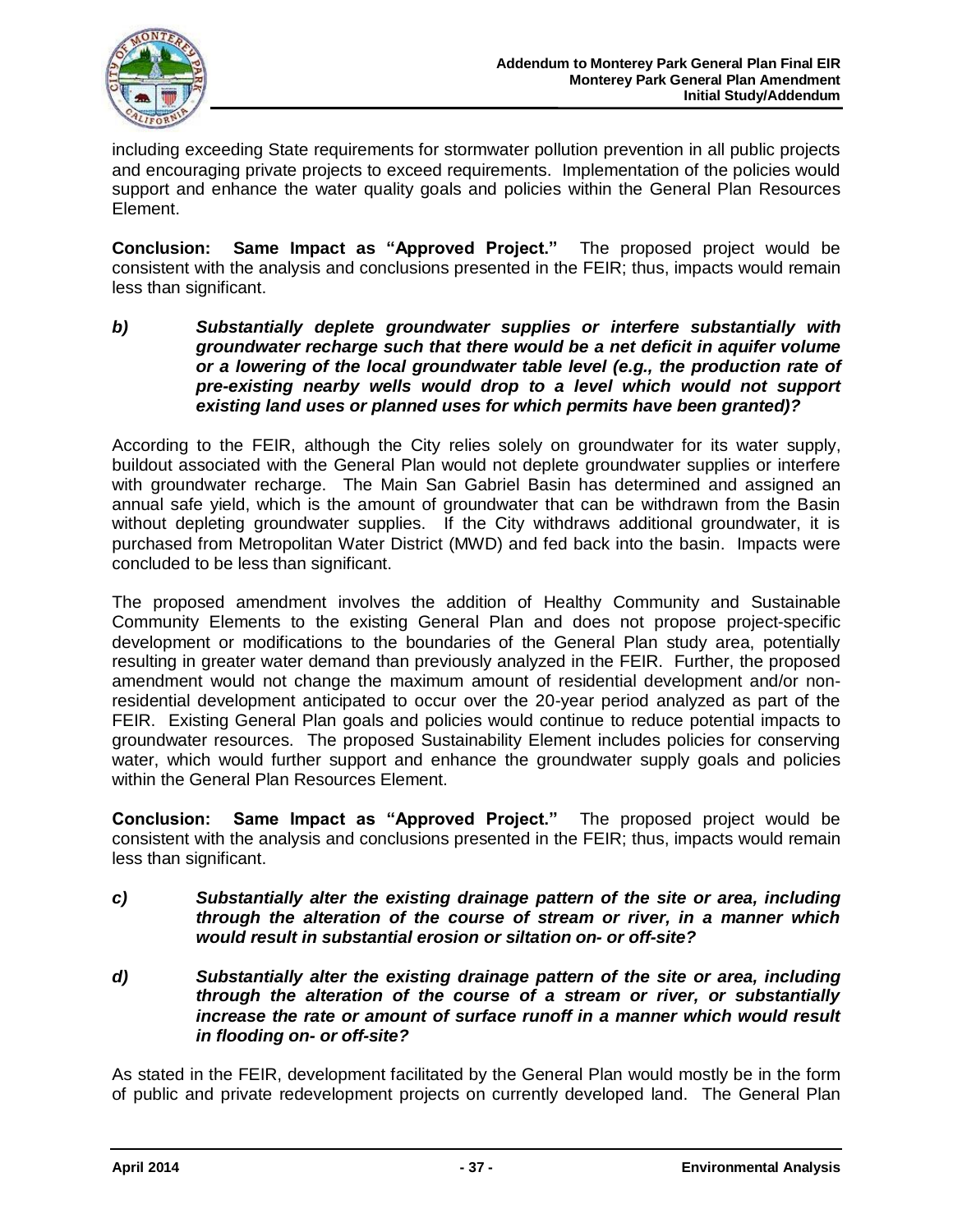including exceeding State requirements for stormwater pollution prevention in all public projects and encouraging private projects to exceed requirements. Implementation of the policies would support and enhance the water quality goals and policies within the General Plan Resources Element.

**Conclusion: Same Impact as "Approved Project."** The proposed project would be consistent with the analysis and conclusions presented in the FEIR; thus, impacts would remain less than significant.

***b) Substantially deplete groundwater supplies or interfere substantially with groundwater recharge such that there would be a net deficit in aquifer volume or a lowering of the local groundwater table level (e.g., the production rate of pre-existing nearby wells would drop to a level which would not support existing land uses or planned uses for which permits have been granted)?***

According to the FEIR, although the City relies solely on groundwater for its water supply, buildout associated with the General Plan would not deplete groundwater supplies or interfere with groundwater recharge. The Main San Gabriel Basin has determined and assigned an annual safe yield, which is the amount of groundwater that can be withdrawn from the Basin without depleting groundwater supplies. If the City withdraws additional groundwater, it is purchased from Metropolitan Water District (MWD) and fed back into the basin. Impacts were concluded to be less than significant.

The proposed amendment involves the addition of Healthy Community and Sustainable Community Elements to the existing General Plan and does not propose project-specific development or modifications to the boundaries of the General Plan study area, potentially resulting in greater water demand than previously analyzed in the FEIR. Further, the proposed amendment would not change the maximum amount of residential development and/or non-residential development anticipated to occur over the 20-year period analyzed as part of the FEIR. Existing General Plan goals and policies would continue to reduce potential impacts to groundwater resources. The proposed Sustainability Element includes policies for conserving water, which would further support and enhance the groundwater supply goals and policies within the General Plan Resources Element.

**Conclusion: Same Impact as "Approved Project."** The proposed project would be consistent with the analysis and conclusions presented in the FEIR; thus, impacts would remain less than significant.

***c) Substantially alter the existing drainage pattern of the site or area, including through the alteration of the course of stream or river, in a manner which would result in substantial erosion or siltation on- or off-site?***

***d) Substantially alter the existing drainage pattern of the site or area, including through the alteration of the course of a stream or river, or substantially increase the rate or amount of surface runoff in a manner which would result in flooding on- or off-site?***

As stated in the FEIR, development facilitated by the General Plan would mostly be in the form of public and private redevelopment projects on currently developed land. The General Plan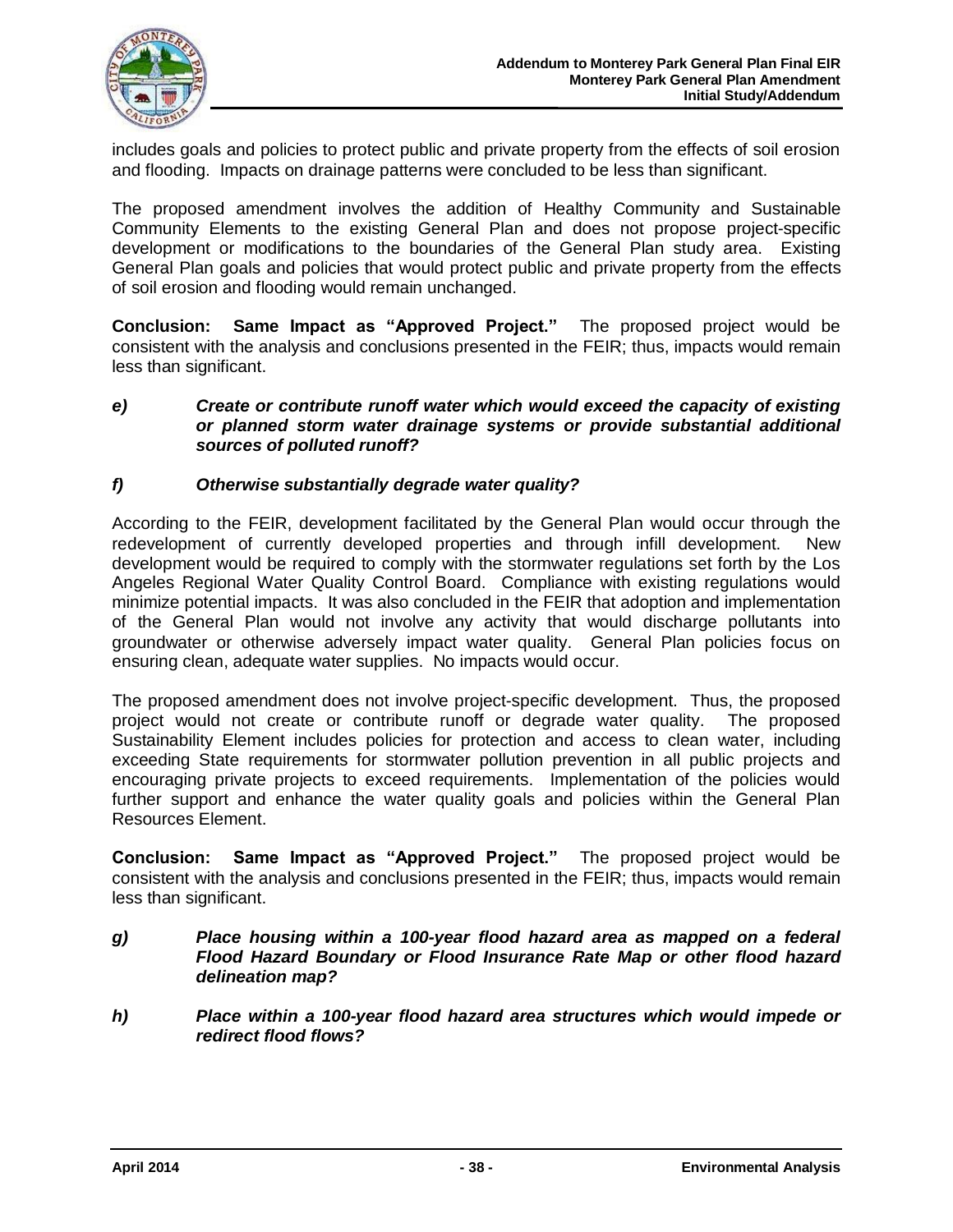includes goals and policies to protect public and private property from the effects of soil erosion and flooding. Impacts on drainage patterns were concluded to be less than significant.

The proposed amendment involves the addition of Healthy Community and Sustainable Community Elements to the existing General Plan and does not propose project-specific development or modifications to the boundaries of the General Plan study area. Existing General Plan goals and policies that would protect public and private property from the effects of soil erosion and flooding would remain unchanged.

**Conclusion: Same Impact as "Approved Project."** The proposed project would be consistent with the analysis and conclusions presented in the FEIR; thus, impacts would remain less than significant.

***e) Create or contribute runoff water which would exceed the capacity of existing or planned storm water drainage systems or provide substantial additional sources of polluted runoff?***

***f) Otherwise substantially degrade water quality?***

According to the FEIR, development facilitated by the General Plan would occur through the redevelopment of currently developed properties and through infill development. New development would be required to comply with the stormwater regulations set forth by the Los Angeles Regional Water Quality Control Board. Compliance with existing regulations would minimize potential impacts. It was also concluded in the FEIR that adoption and implementation of the General Plan would not involve any activity that would discharge pollutants into groundwater or otherwise adversely impact water quality. General Plan policies focus on ensuring clean, adequate water supplies. No impacts would occur.

The proposed amendment does not involve project-specific development. Thus, the proposed project would not create or contribute runoff or degrade water quality. The proposed Sustainability Element includes policies for protection and access to clean water, including exceeding State requirements for stormwater pollution prevention in all public projects and encouraging private projects to exceed requirements. Implementation of the policies would further support and enhance the water quality goals and policies within the General Plan Resources Element.

**Conclusion: Same Impact as "Approved Project."** The proposed project would be consistent with the analysis and conclusions presented in the FEIR; thus, impacts would remain less than significant.

***g) Place housing within a 100-year flood hazard area as mapped on a federal Flood Hazard Boundary or Flood Insurance Rate Map or other flood hazard delineation map?***

***h) Place within a 100-year flood hazard area structures which would impede or redirect flood flows?***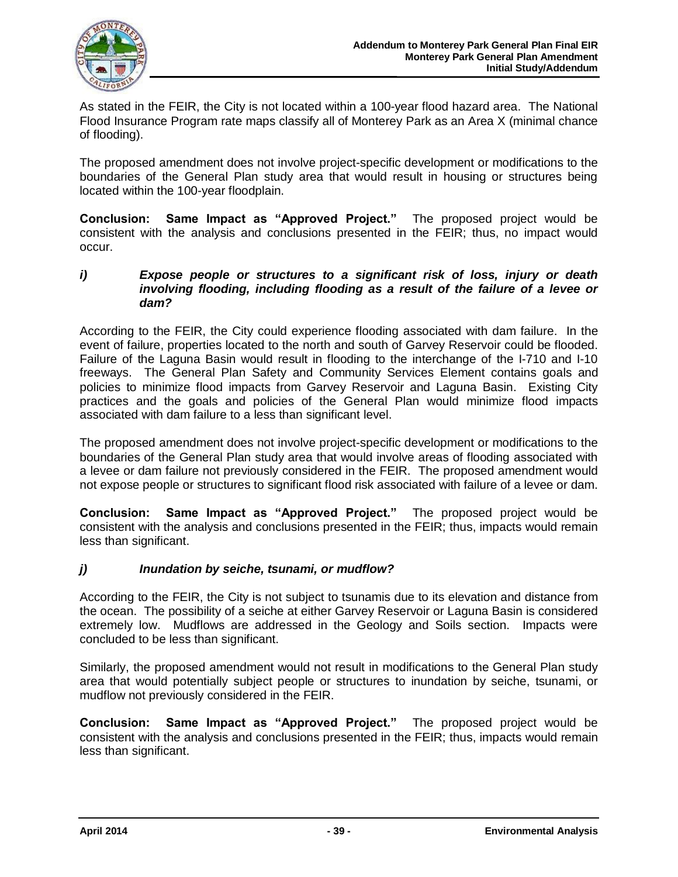As stated in the FEIR, the City is not located within a 100-year flood hazard area. The National Flood Insurance Program rate maps classify all of Monterey Park as an Area X (minimal chance of flooding).

The proposed amendment does not involve project-specific development or modifications to the boundaries of the General Plan study area that would result in housing or structures being located within the 100-year floodplain.

**Conclusion: Same Impact as "Approved Project."** The proposed project would be consistent with the analysis and conclusions presented in the FEIR; thus, no impact would occur.

***i) Expose people or structures to a significant risk of loss, injury or death involving flooding, including flooding as a result of the failure of a levee or dam?***

According to the FEIR, the City could experience flooding associated with dam failure. In the event of failure, properties located to the north and south of Garvey Reservoir could be flooded. Failure of the Laguna Basin would result in flooding to the interchange of the I-710 and I-10 freeways. The General Plan Safety and Community Services Element contains goals and policies to minimize flood impacts from Garvey Reservoir and Laguna Basin. Existing City practices and the goals and policies of the General Plan would minimize flood impacts associated with dam failure to a less than significant level.

The proposed amendment does not involve project-specific development or modifications to the boundaries of the General Plan study area that would involve areas of flooding associated with a levee or dam failure not previously considered in the FEIR. The proposed amendment would not expose people or structures to significant flood risk associated with failure of a levee or dam.

**Conclusion: Same Impact as "Approved Project."** The proposed project would be consistent with the analysis and conclusions presented in the FEIR; thus, impacts would remain less than significant.

***j) Inundation by seiche, tsunami, or mudflow?***

According to the FEIR, the City is not subject to tsunamis due to its elevation and distance from the ocean. The possibility of a seiche at either Garvey Reservoir or Laguna Basin is considered extremely low. Mudflows are addressed in the Geology and Soils section. Impacts were concluded to be less than significant.

Similarly, the proposed amendment would not result in modifications to the General Plan study area that would potentially subject people or structures to inundation by seiche, tsunami, or mudflow not previously considered in the FEIR.

**Conclusion: Same Impact as "Approved Project."** The proposed project would be consistent with the analysis and conclusions presented in the FEIR; thus, impacts would remain less than significant.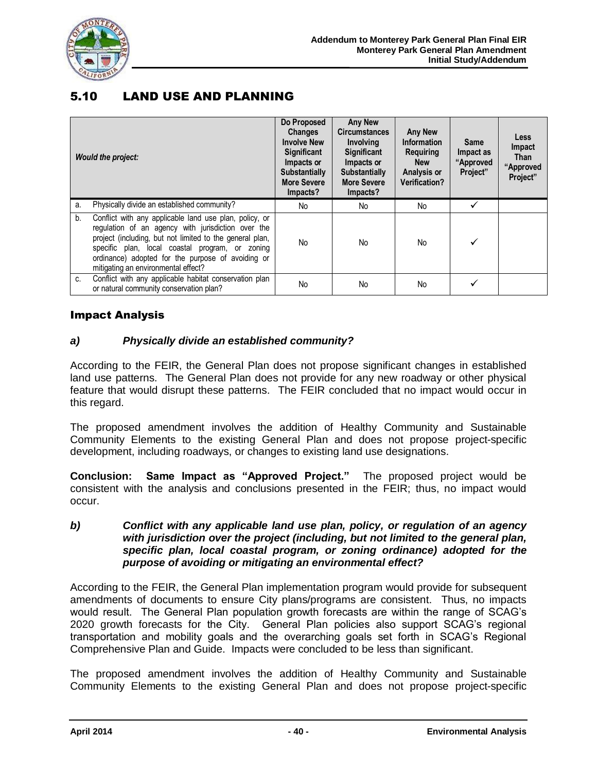## 5.10 LAND USE AND PLANNING

| *Would the project:* | Do Proposed Changes Involve New Significant Impacts or Substantially More Severe Impacts? | Any New Circumstances Involving Significant Impacts or Substantially More Severe Impacts? | Any New Information Requiring New Analysis or Verification? | Same Impact as "Approved Project" | Less Impact Than "Approved Project" |
|---|---|---|---|---|---|
| a. Physically divide an established community? | No | No | No | ✓ | |
| b. Conflict with any applicable land use plan, policy, or regulation of an agency with jurisdiction over the project (including, but not limited to the general plan, specific plan, local coastal program, or zoning ordinance) adopted for the purpose of avoiding or mitigating an environmental effect? | No | No | No | ✓ | |
| c. Conflict with any applicable habitat conservation plan or natural community conservation plan? | No | No | No | ✓ | |

### Impact Analysis

#### *a) Physically divide an established community?*

According to the FEIR, the General Plan does not propose significant changes in established land use patterns. The General Plan does not provide for any new roadway or other physical feature that would disrupt these patterns. The FEIR concluded that no impact would occur in this regard.

The proposed amendment involves the addition of Healthy Community and Sustainable Community Elements to the existing General Plan and does not propose project-specific development, including roadways, or changes to existing land use designations.

**Conclusion: Same Impact as "Approved Project."** The proposed project would be consistent with the analysis and conclusions presented in the FEIR; thus, no impact would occur.

#### *b) Conflict with any applicable land use plan, policy, or regulation of an agency with jurisdiction over the project (including, but not limited to the general plan, specific plan, local coastal program, or zoning ordinance) adopted for the purpose of avoiding or mitigating an environmental effect?*

According to the FEIR, the General Plan implementation program would provide for subsequent amendments of documents to ensure City plans/programs are consistent. Thus, no impacts would result. The General Plan population growth forecasts are within the range of SCAG's 2020 growth forecasts for the City. General Plan policies also support SCAG's regional transportation and mobility goals and the overarching goals set forth in SCAG's Regional Comprehensive Plan and Guide. Impacts were concluded to be less than significant.

The proposed amendment involves the addition of Healthy Community and Sustainable Community Elements to the existing General Plan and does not propose project-specific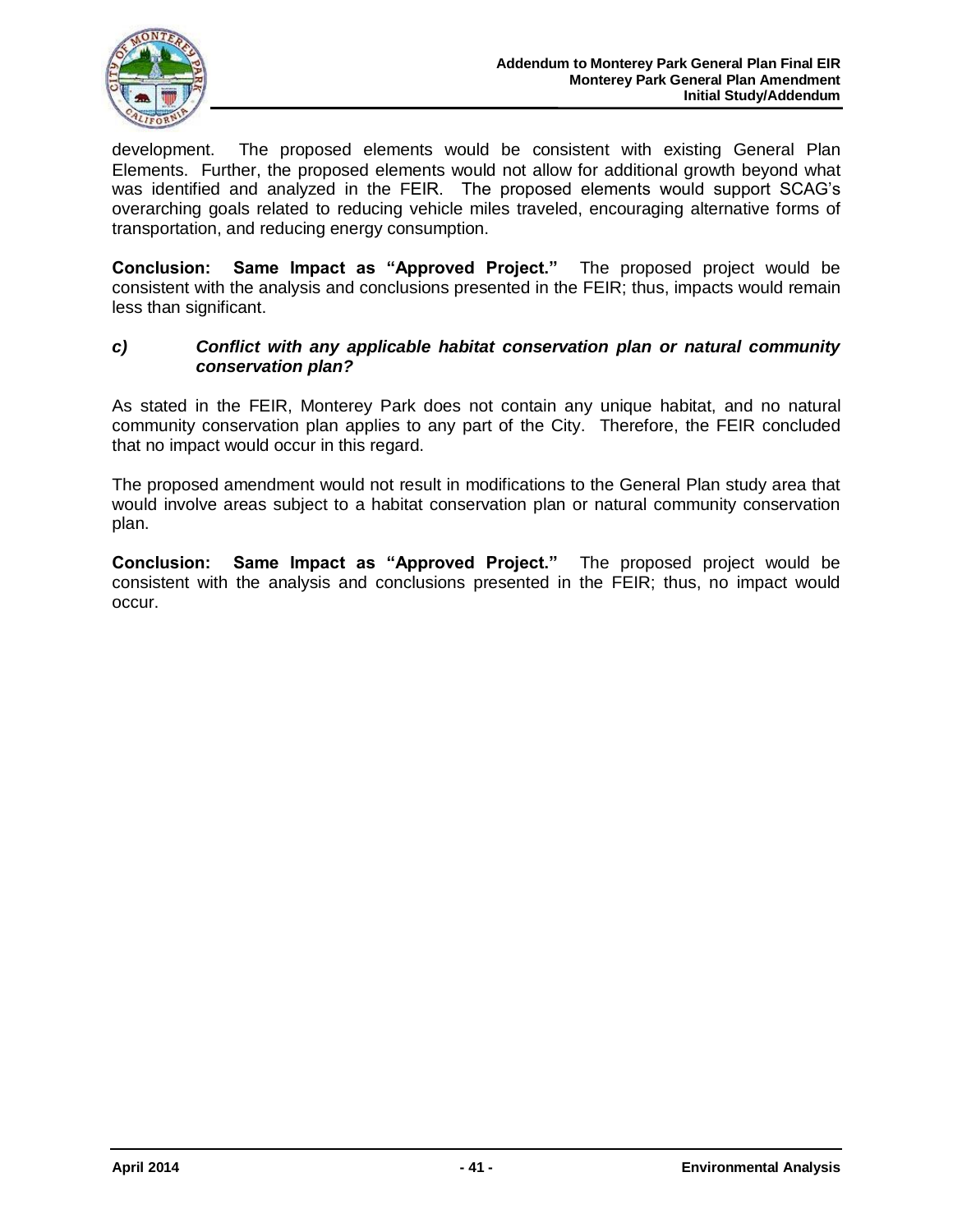development. The proposed elements would be consistent with existing General Plan Elements. Further, the proposed elements would not allow for additional growth beyond what was identified and analyzed in the FEIR. The proposed elements would support SCAG's overarching goals related to reducing vehicle miles traveled, encouraging alternative forms of transportation, and reducing energy consumption.

**Conclusion: Same Impact as "Approved Project."** The proposed project would be consistent with the analysis and conclusions presented in the FEIR; thus, impacts would remain less than significant.

***c) Conflict with any applicable habitat conservation plan or natural community conservation plan?***

As stated in the FEIR, Monterey Park does not contain any unique habitat, and no natural community conservation plan applies to any part of the City. Therefore, the FEIR concluded that no impact would occur in this regard.

The proposed amendment would not result in modifications to the General Plan study area that would involve areas subject to a habitat conservation plan or natural community conservation plan.

**Conclusion: Same Impact as "Approved Project."** The proposed project would be consistent with the analysis and conclusions presented in the FEIR; thus, no impact would occur.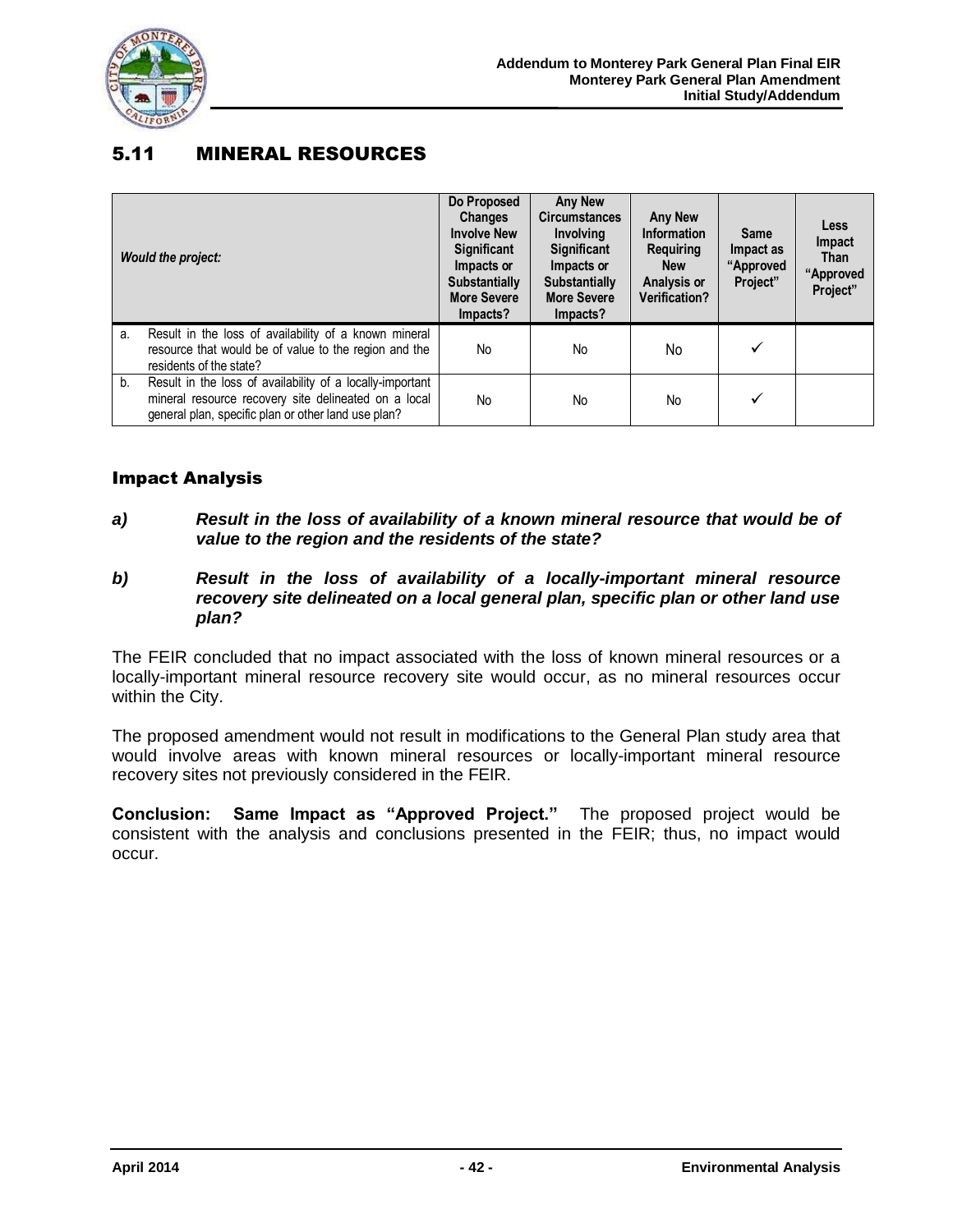## 5.11 MINERAL RESOURCES

| *Would the project:* | Do Proposed Changes Involve New Significant Impacts or Substantially More Severe Impacts? | Any New Circumstances Involving Significant Impacts or Substantially More Severe Impacts? | Any New Information Requiring New Analysis or Verification? | Same Impact as "Approved Project" | Less Impact Than "Approved Project" |
|---|---|---|---|---|---|
| a. Result in the loss of availability of a known mineral resource that would be of value to the region and the residents of the state? | No | No | No | ✓ | |
| b. Result in the loss of availability of a locally-important mineral resource recovery site delineated on a local general plan, specific plan or other land use plan? | No | No | No | ✓ | |

### Impact Analysis

***a) Result in the loss of availability of a known mineral resource that would be of value to the region and the residents of the state?***

***b) Result in the loss of availability of a locally-important mineral resource recovery site delineated on a local general plan, specific plan or other land use plan?***

The FEIR concluded that no impact associated with the loss of known mineral resources or a locally-important mineral resource recovery site would occur, as no mineral resources occur within the City.

The proposed amendment would not result in modifications to the General Plan study area that would involve areas with known mineral resources or locally-important mineral resource recovery sites not previously considered in the FEIR.

**Conclusion: Same Impact as "Approved Project."** The proposed project would be consistent with the analysis and conclusions presented in the FEIR; thus, no impact would occur.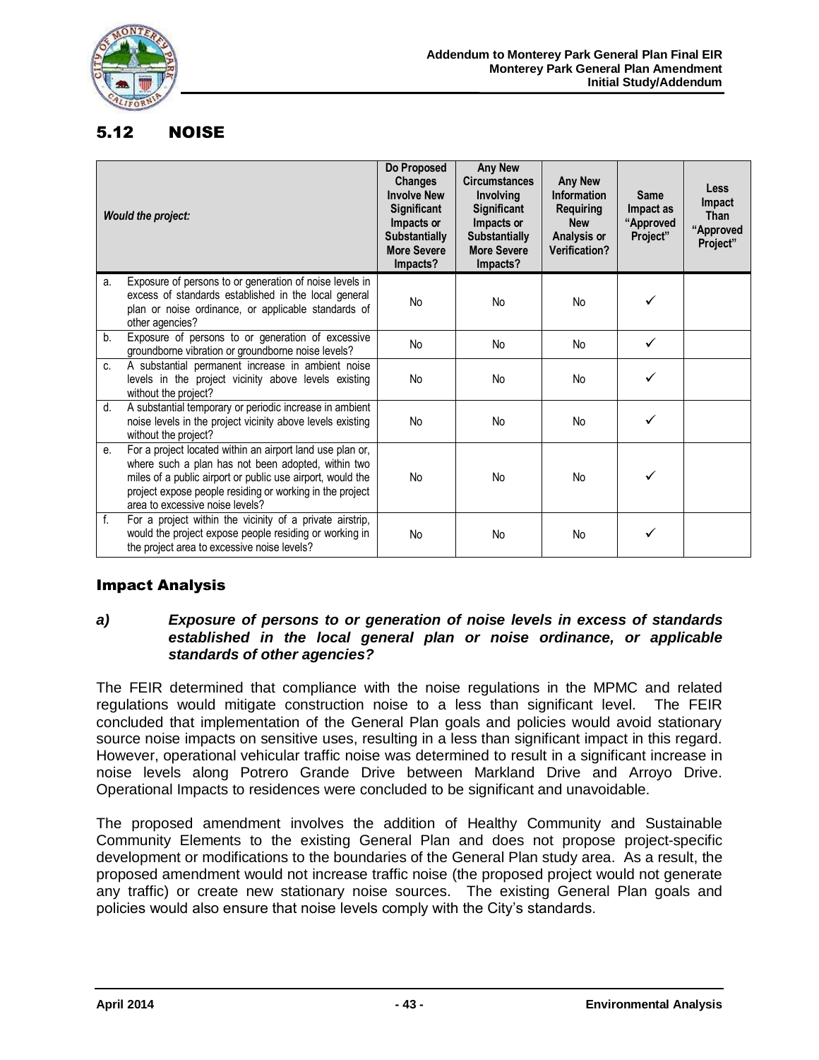## 5.12 NOISE

| Would the project: | Do Proposed Changes Involve New Significant Impacts or Substantially More Severe Impacts? | Any New Circumstances Involving Significant Impacts or Substantially More Severe Impacts? | Any New Information Requiring New Analysis or Verification? | Same Impact as "Approved Project" | Less Impact Than "Approved Project" |
|---|---|---|---|---|---|
| a. Exposure of persons to or generation of noise levels in excess of standards established in the local general plan or noise ordinance, or applicable standards of other agencies? | No | No | No | ✓ | |
| b. Exposure of persons to or generation of excessive groundborne vibration or groundborne noise levels? | No | No | No | ✓ | |
| c. A substantial permanent increase in ambient noise levels in the project vicinity above levels existing without the project? | No | No | No | ✓ | |
| d. A substantial temporary or periodic increase in ambient noise levels in the project vicinity above levels existing without the project? | No | No | No | ✓ | |
| e. For a project located within an airport land use plan or, where such a plan has not been adopted, within two miles of a public airport or public use airport, would the project expose people residing or working in the project area to excessive noise levels? | No | No | No | ✓ | |
| f. For a project within the vicinity of a private airstrip, would the project expose people residing or working in the project area to excessive noise levels? | No | No | No | ✓ | |

### Impact Analysis

#### *a) Exposure of persons to or generation of noise levels in excess of standards established in the local general plan or noise ordinance, or applicable standards of other agencies?*

The FEIR determined that compliance with the noise regulations in the MPMC and related regulations would mitigate construction noise to a less than significant level. The FEIR concluded that implementation of the General Plan goals and policies would avoid stationary source noise impacts on sensitive uses, resulting in a less than significant impact in this regard. However, operational vehicular traffic noise was determined to result in a significant increase in noise levels along Potrero Grande Drive between Markland Drive and Arroyo Drive. Operational Impacts to residences were concluded to be significant and unavoidable.

The proposed amendment involves the addition of Healthy Community and Sustainable Community Elements to the existing General Plan and does not propose project-specific development or modifications to the boundaries of the General Plan study area. As a result, the proposed amendment would not increase traffic noise (the proposed project would not generate any traffic) or create new stationary noise sources. The existing General Plan goals and policies would also ensure that noise levels comply with the City's standards.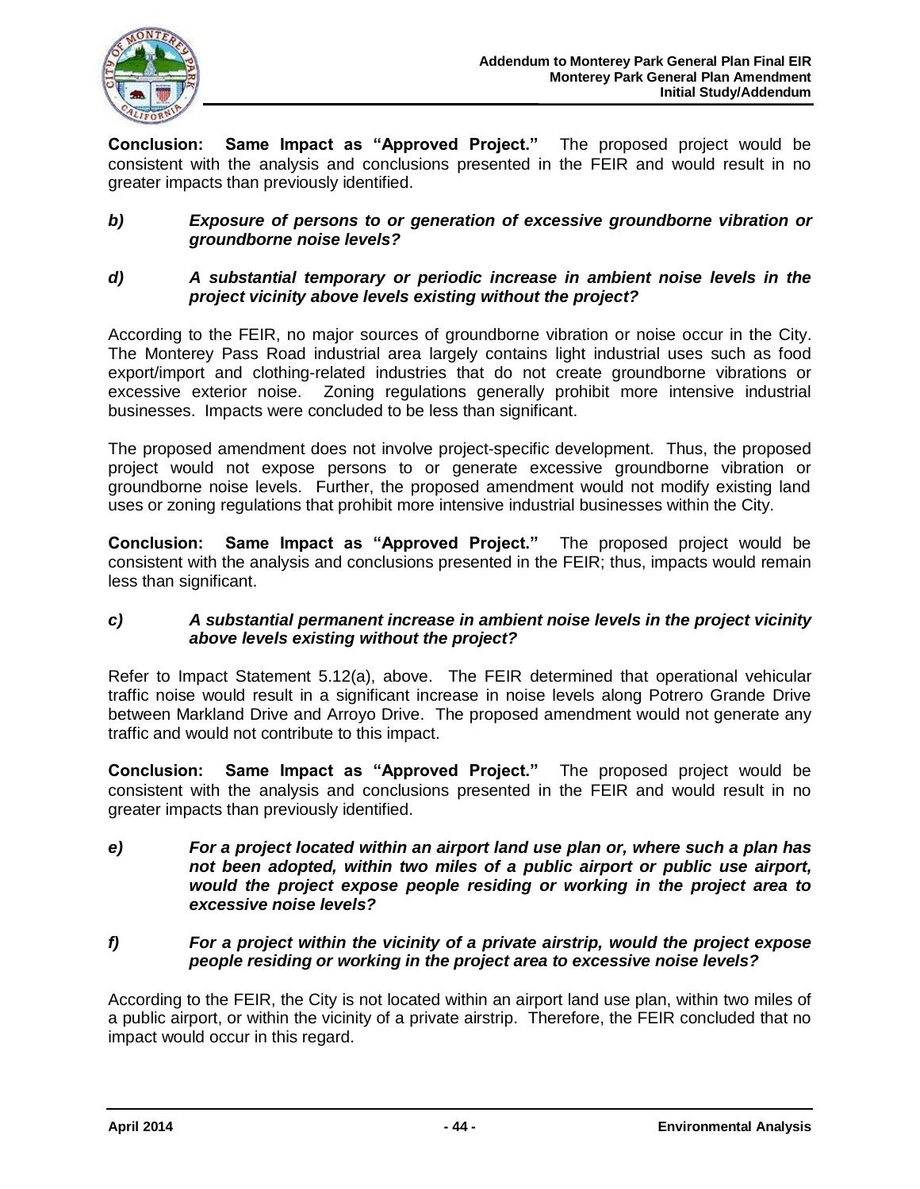**Conclusion: Same Impact as "Approved Project."** The proposed project would be consistent with the analysis and conclusions presented in the FEIR and would result in no greater impacts than previously identified.

***b) Exposure of persons to or generation of excessive groundborne vibration or groundborne noise levels?***

***d) A substantial temporary or periodic increase in ambient noise levels in the project vicinity above levels existing without the project?***

According to the FEIR, no major sources of groundborne vibration or noise occur in the City. The Monterey Pass Road industrial area largely contains light industrial uses such as food export/import and clothing-related industries that do not create groundborne vibrations or excessive exterior noise. Zoning regulations generally prohibit more intensive industrial businesses. Impacts were concluded to be less than significant.

The proposed amendment does not involve project-specific development. Thus, the proposed project would not expose persons to or generate excessive groundborne vibration or groundborne noise levels. Further, the proposed amendment would not modify existing land uses or zoning regulations that prohibit more intensive industrial businesses within the City.

**Conclusion: Same Impact as "Approved Project."** The proposed project would be consistent with the analysis and conclusions presented in the FEIR; thus, impacts would remain less than significant.

***c) A substantial permanent increase in ambient noise levels in the project vicinity above levels existing without the project?***

Refer to Impact Statement 5.12(a), above. The FEIR determined that operational vehicular traffic noise would result in a significant increase in noise levels along Potrero Grande Drive between Markland Drive and Arroyo Drive. The proposed amendment would not generate any traffic and would not contribute to this impact.

**Conclusion: Same Impact as "Approved Project."** The proposed project would be consistent with the analysis and conclusions presented in the FEIR and would result in no greater impacts than previously identified.

***e) For a project located within an airport land use plan or, where such a plan has not been adopted, within two miles of a public airport or public use airport, would the project expose people residing or working in the project area to excessive noise levels?***

***f) For a project within the vicinity of a private airstrip, would the project expose people residing or working in the project area to excessive noise levels?***

According to the FEIR, the City is not located within an airport land use plan, within two miles of a public airport, or within the vicinity of a private airstrip. Therefore, the FEIR concluded that no impact would occur in this regard.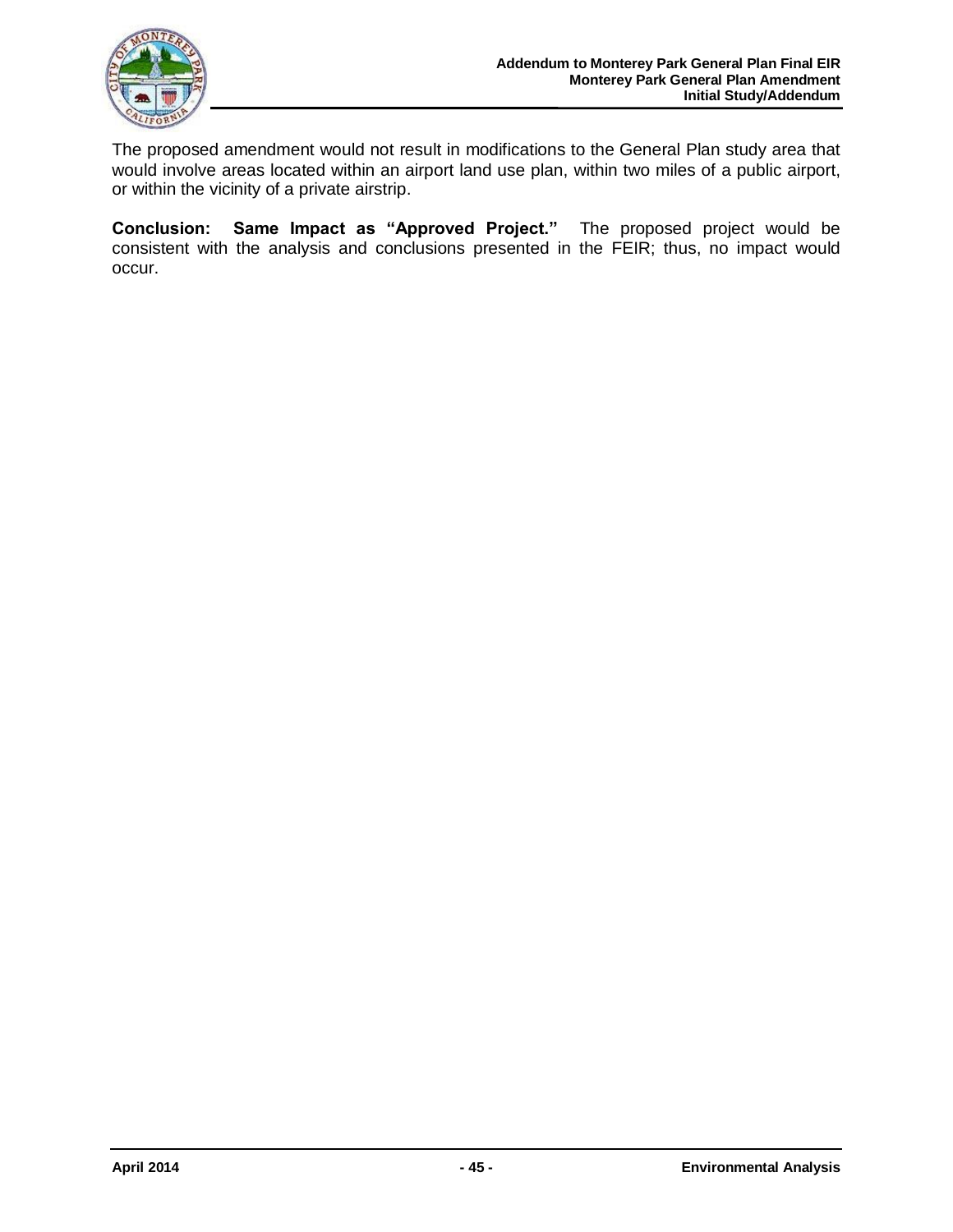The proposed amendment would not result in modifications to the General Plan study area that would involve areas located within an airport land use plan, within two miles of a public airport, or within the vicinity of a private airstrip.

**Conclusion: Same Impact as "Approved Project."** The proposed project would be consistent with the analysis and conclusions presented in the FEIR; thus, no impact would occur.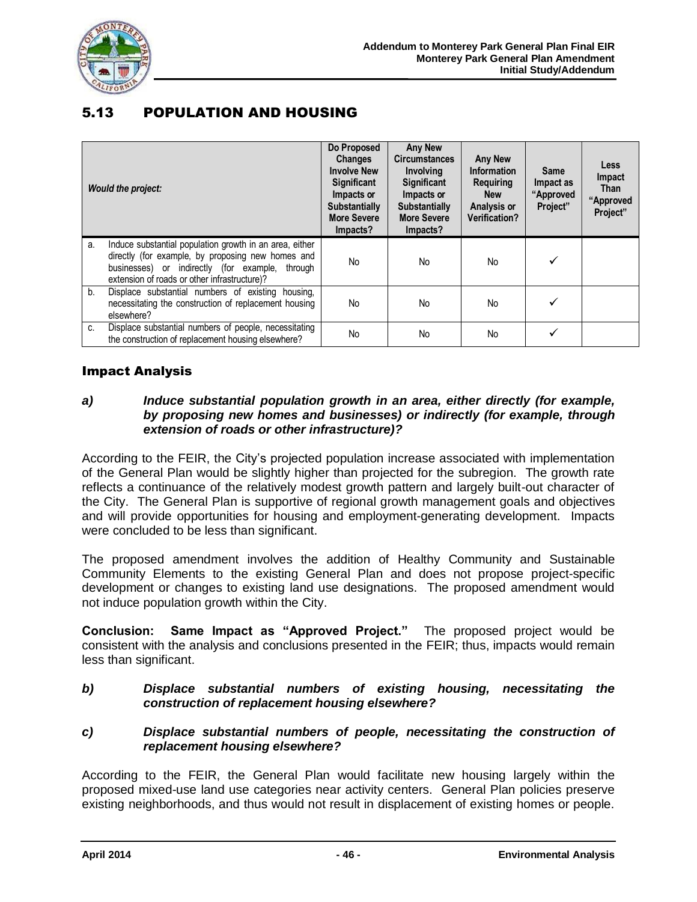## 5.13 POPULATION AND HOUSING

| *Would the project:* | Do Proposed Changes Involve New Significant Impacts or Substantially More Severe Impacts? | Any New Circumstances Involving Significant Impacts or Substantially More Severe Impacts? | Any New Information Requiring New Analysis or Verification? | Same Impact as "Approved Project" | Less Impact Than "Approved Project" |
|---|---|---|---|---|---|
| a. Induce substantial population growth in an area, either directly (for example, by proposing new homes and businesses) or indirectly (for example, through extension of roads or other infrastructure)? | No | No | No | ✓ | |
| b. Displace substantial numbers of existing housing, necessitating the construction of replacement housing elsewhere? | No | No | No | ✓ | |
| c. Displace substantial numbers of people, necessitating the construction of replacement housing elsewhere? | No | No | No | ✓ | |

### Impact Analysis

***a) Induce substantial population growth in an area, either directly (for example, by proposing new homes and businesses) or indirectly (for example, through extension of roads or other infrastructure)?***

According to the FEIR, the City's projected population increase associated with implementation of the General Plan would be slightly higher than projected for the subregion. The growth rate reflects a continuance of the relatively modest growth pattern and largely built-out character of the City. The General Plan is supportive of regional growth management goals and objectives and will provide opportunities for housing and employment-generating development. Impacts were concluded to be less than significant.

The proposed amendment involves the addition of Healthy Community and Sustainable Community Elements to the existing General Plan and does not propose project-specific development or changes to existing land use designations. The proposed amendment would not induce population growth within the City.

**Conclusion: Same Impact as "Approved Project."** The proposed project would be consistent with the analysis and conclusions presented in the FEIR; thus, impacts would remain less than significant.

***b) Displace substantial numbers of existing housing, necessitating the construction of replacement housing elsewhere?***

***c) Displace substantial numbers of people, necessitating the construction of replacement housing elsewhere?***

According to the FEIR, the General Plan would facilitate new housing largely within the proposed mixed-use land use categories near activity centers. General Plan policies preserve existing neighborhoods, and thus would not result in displacement of existing homes or people.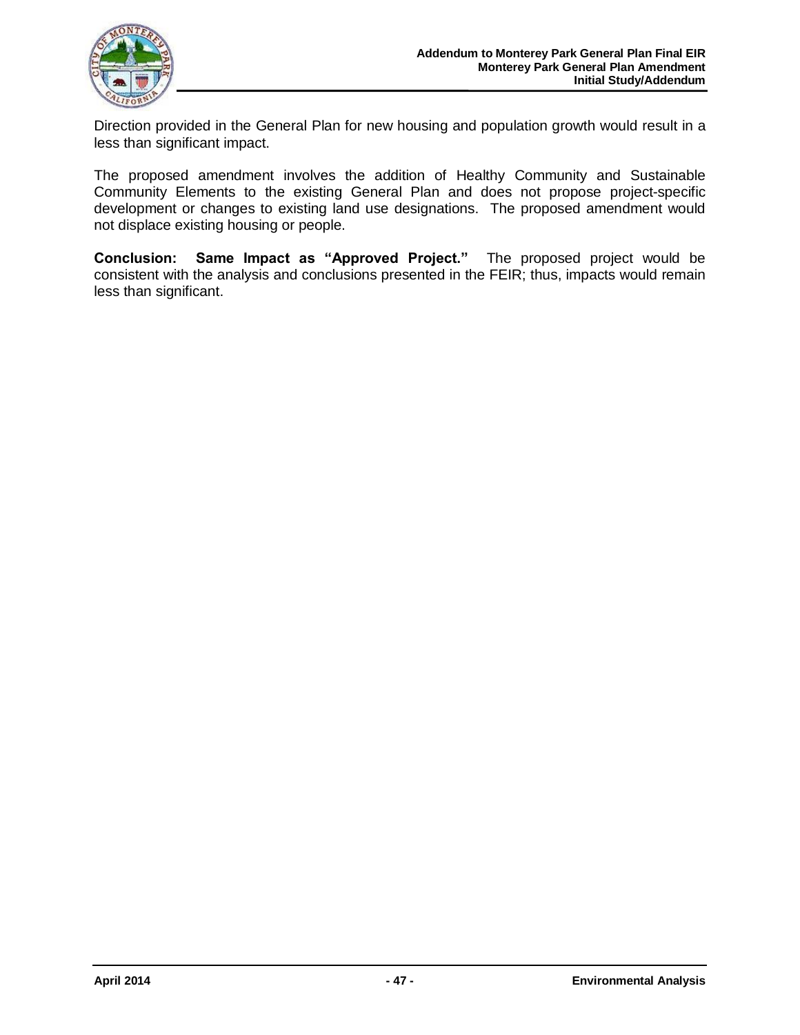Direction provided in the General Plan for new housing and population growth would result in a less than significant impact.

The proposed amendment involves the addition of Healthy Community and Sustainable Community Elements to the existing General Plan and does not propose project-specific development or changes to existing land use designations. The proposed amendment would not displace existing housing or people.

**Conclusion: Same Impact as "Approved Project."** The proposed project would be consistent with the analysis and conclusions presented in the FEIR; thus, impacts would remain less than significant.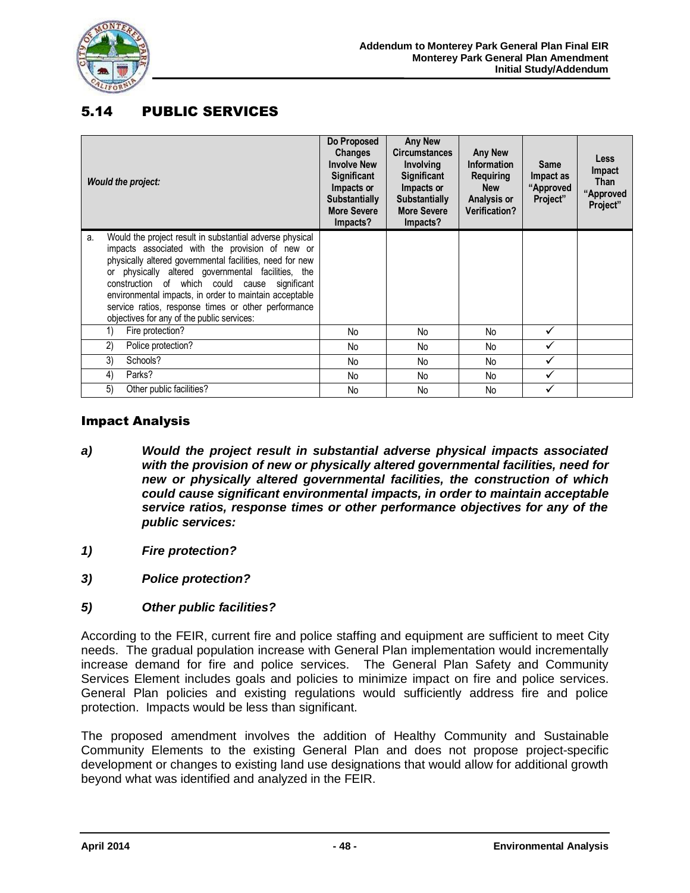## 5.14 PUBLIC SERVICES

| *Would the project:* | Do Proposed Changes Involve New Significant Impacts or Substantially More Severe Impacts? | Any New Circumstances Involving Significant Impacts or Substantially More Severe Impacts? | Any New Information Requiring New Analysis or Verification? | Same Impact as "Approved Project" | Less Impact Than "Approved Project" |
|---|---|---|---|---|---|
| a. Would the project result in substantial adverse physical impacts associated with the provision of new or physically altered governmental facilities, need for new or physically altered governmental facilities, the construction of which could cause significant environmental impacts, in order to maintain acceptable service ratios, response times or other performance objectives for any of the public services: | | | | | |
| 1) Fire protection? | No | No | No | ✓ | |
| 2) Police protection? | No | No | No | ✓ | |
| 3) Schools? | No | No | No | ✓ | |
| 4) Parks? | No | No | No | ✓ | |
| 5) Other public facilities? | No | No | No | ✓ | |

### Impact Analysis

***a) Would the project result in substantial adverse physical impacts associated with the provision of new or physically altered governmental facilities, need for new or physically altered governmental facilities, the construction of which could cause significant environmental impacts, in order to maintain acceptable service ratios, response times or other performance objectives for any of the public services:***

***1) Fire protection?***

***3) Police protection?***

***5) Other public facilities?***

According to the FEIR, current fire and police staffing and equipment are sufficient to meet City needs. The gradual population increase with General Plan implementation would incrementally increase demand for fire and police services. The General Plan Safety and Community Services Element includes goals and policies to minimize impact on fire and police services. General Plan policies and existing regulations would sufficiently address fire and police protection. Impacts would be less than significant.

The proposed amendment involves the addition of Healthy Community and Sustainable Community Elements to the existing General Plan and does not propose project-specific development or changes to existing land use designations that would allow for additional growth beyond what was identified and analyzed in the FEIR.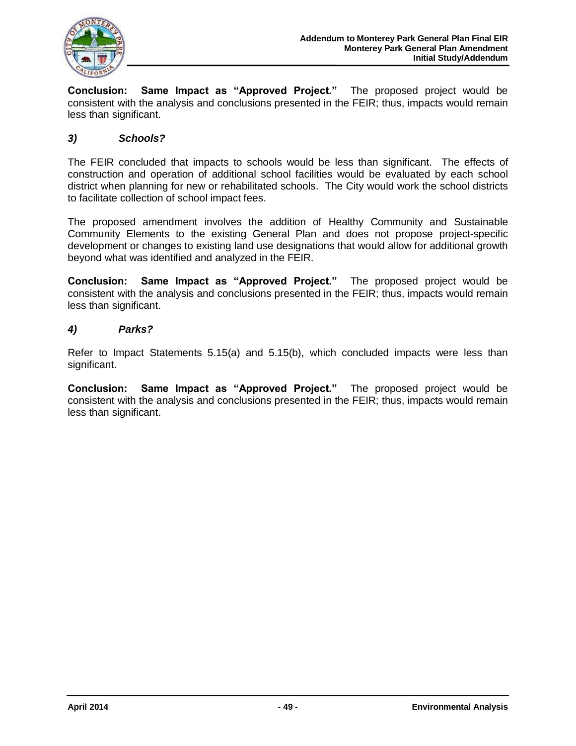**Conclusion: Same Impact as "Approved Project."** The proposed project would be consistent with the analysis and conclusions presented in the FEIR; thus, impacts would remain less than significant.

### *3) Schools?*

The FEIR concluded that impacts to schools would be less than significant. The effects of construction and operation of additional school facilities would be evaluated by each school district when planning for new or rehabilitated schools. The City would work the school districts to facilitate collection of school impact fees.

The proposed amendment involves the addition of Healthy Community and Sustainable Community Elements to the existing General Plan and does not propose project-specific development or changes to existing land use designations that would allow for additional growth beyond what was identified and analyzed in the FEIR.

**Conclusion: Same Impact as "Approved Project."** The proposed project would be consistent with the analysis and conclusions presented in the FEIR; thus, impacts would remain less than significant.

### *4) Parks?*

Refer to Impact Statements 5.15(a) and 5.15(b), which concluded impacts were less than significant.

**Conclusion: Same Impact as "Approved Project."** The proposed project would be consistent with the analysis and conclusions presented in the FEIR; thus, impacts would remain less than significant.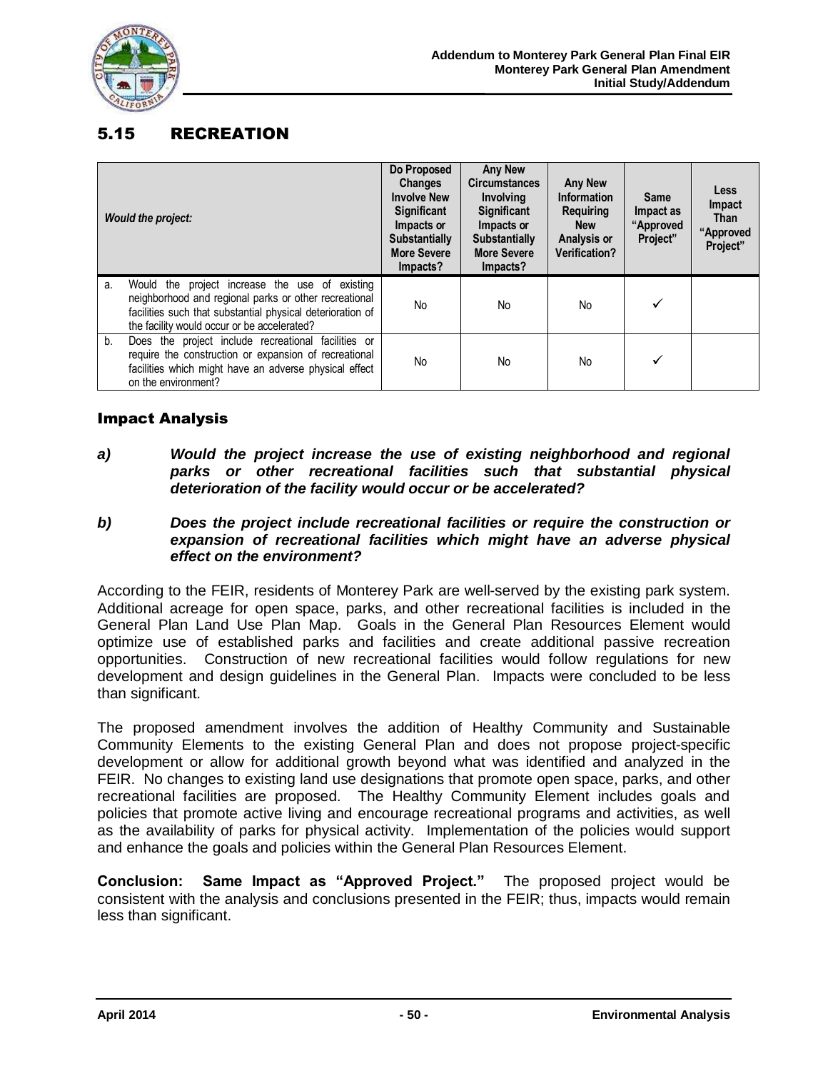## 5.15 RECREATION

| *Would the project:* | Do Proposed Changes Involve New Significant Impacts or Substantially More Severe Impacts? | Any New Circumstances Involving Significant Impacts or Substantially More Severe Impacts? | Any New Information Requiring New Analysis or Verification? | Same Impact as "Approved Project" | Less Impact Than "Approved Project" |
|---|---|---|---|---|---|
| a. Would the project increase the use of existing neighborhood and regional parks or other recreational facilities such that substantial physical deterioration of the facility would occur or be accelerated? | No | No | No | ✓ | |
| b. Does the project include recreational facilities or require the construction or expansion of recreational facilities which might have an adverse physical effect on the environment? | No | No | No | ✓ | |

### Impact Analysis

***a) Would the project increase the use of existing neighborhood and regional parks or other recreational facilities such that substantial physical deterioration of the facility would occur or be accelerated?***

***b) Does the project include recreational facilities or require the construction or expansion of recreational facilities which might have an adverse physical effect on the environment?***

According to the FEIR, residents of Monterey Park are well-served by the existing park system. Additional acreage for open space, parks, and other recreational facilities is included in the General Plan Land Use Plan Map. Goals in the General Plan Resources Element would optimize use of established parks and facilities and create additional passive recreation opportunities. Construction of new recreational facilities would follow regulations for new development and design guidelines in the General Plan. Impacts were concluded to be less than significant.

The proposed amendment involves the addition of Healthy Community and Sustainable Community Elements to the existing General Plan and does not propose project-specific development or allow for additional growth beyond what was identified and analyzed in the FEIR. No changes to existing land use designations that promote open space, parks, and other recreational facilities are proposed. The Healthy Community Element includes goals and policies that promote active living and encourage recreational programs and activities, as well as the availability of parks for physical activity. Implementation of the policies would support and enhance the goals and policies within the General Plan Resources Element.

**Conclusion: Same Impact as "Approved Project."** The proposed project would be consistent with the analysis and conclusions presented in the FEIR; thus, impacts would remain less than significant.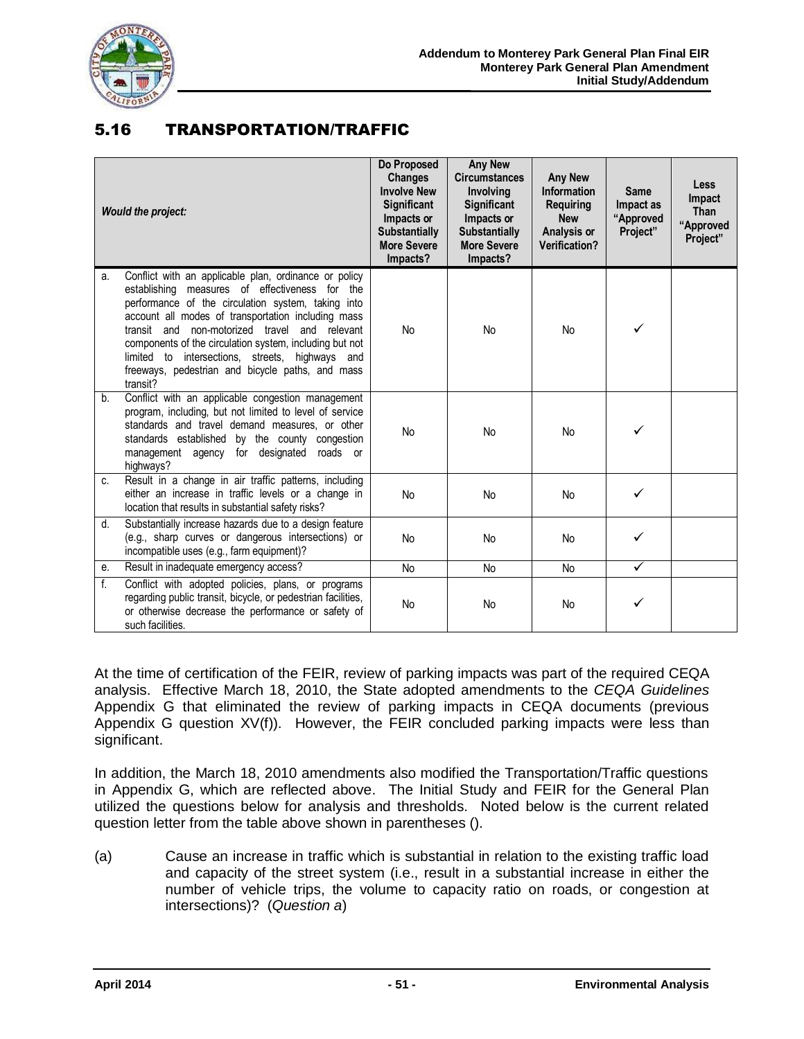## 5.16 TRANSPORTATION/TRAFFIC

| *Would the project:* | Do Proposed Changes Involve New Significant Impacts or Substantially More Severe Impacts? | Any New Circumstances Involving Significant Impacts or Substantially More Severe Impacts? | Any New Information Requiring New Analysis or Verification? | Same Impact as "Approved Project" | Less Impact Than "Approved Project" |
|---|---|---|---|---|---|
| a. Conflict with an applicable plan, ordinance or policy establishing measures of effectiveness for the performance of the circulation system, taking into account all modes of transportation including mass transit and non-motorized travel and relevant components of the circulation system, including but not limited to intersections, streets, highways and freeways, pedestrian and bicycle paths, and mass transit? | No | No | No | ✓ | |
| b. Conflict with an applicable congestion management program, including, but not limited to level of service standards and travel demand measures, or other standards established by the county congestion management agency for designated roads or highways? | No | No | No | ✓ | |
| c. Result in a change in air traffic patterns, including either an increase in traffic levels or a change in location that results in substantial safety risks? | No | No | No | ✓ | |
| d. Substantially increase hazards due to a design feature (e.g., sharp curves or dangerous intersections) or incompatible uses (e.g., farm equipment)? | No | No | No | ✓ | |
| e. Result in inadequate emergency access? | No | No | No | ✓ | |
| f. Conflict with adopted policies, plans, or programs regarding public transit, bicycle, or pedestrian facilities, or otherwise decrease the performance or safety of such facilities. | No | No | No | ✓ | |

At the time of certification of the FEIR, review of parking impacts was part of the required CEQA analysis. Effective March 18, 2010, the State adopted amendments to the *CEQA Guidelines* Appendix G that eliminated the review of parking impacts in CEQA documents (previous Appendix G question XV(f)). However, the FEIR concluded parking impacts were less than significant.

In addition, the March 18, 2010 amendments also modified the Transportation/Traffic questions in Appendix G, which are reflected above. The Initial Study and FEIR for the General Plan utilized the questions below for analysis and thresholds. Noted below is the current related question letter from the table above shown in parentheses ().

(a) Cause an increase in traffic which is substantial in relation to the existing traffic load and capacity of the street system (i.e., result in a substantial increase in either the number of vehicle trips, the volume to capacity ratio on roads, or congestion at intersections)? (*Question a*)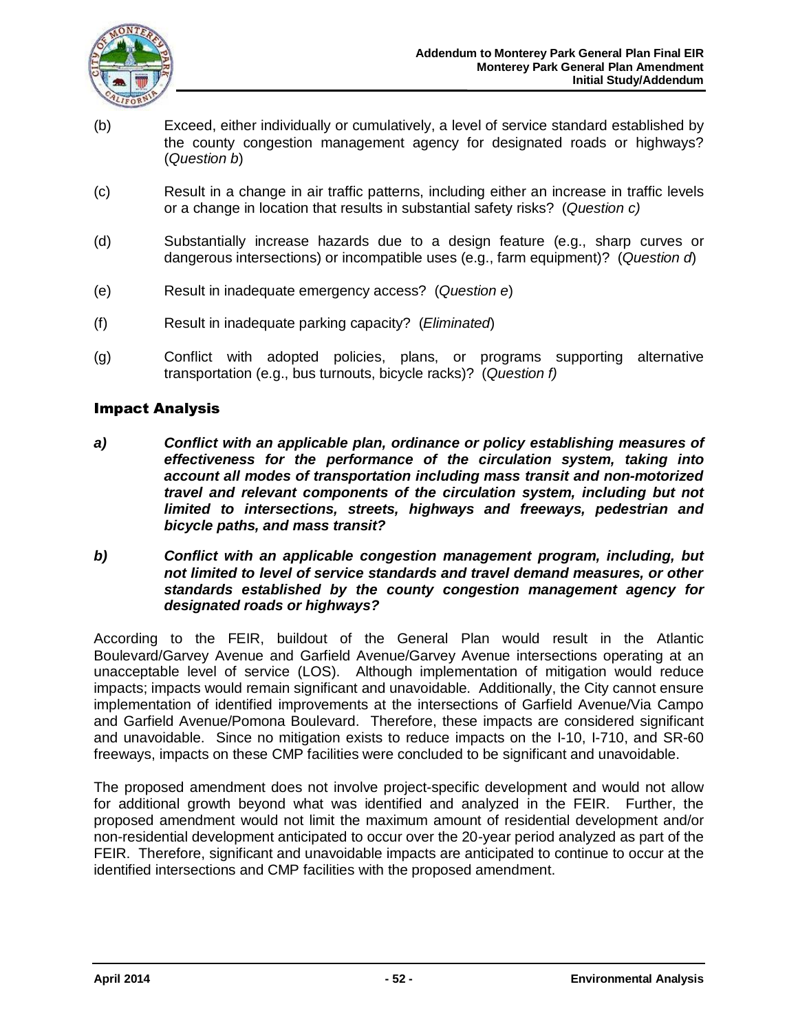(b) Exceed, either individually or cumulatively, a level of service standard established by the county congestion management agency for designated roads or highways? (*Question b*)

(c) Result in a change in air traffic patterns, including either an increase in traffic levels or a change in location that results in substantial safety risks? (*Question c)*

(d) Substantially increase hazards due to a design feature (e.g., sharp curves or dangerous intersections) or incompatible uses (e.g., farm equipment)? (*Question d*)

(e) Result in inadequate emergency access? (*Question e*)

(f) Result in inadequate parking capacity? (*Eliminated*)

(g) Conflict with adopted policies, plans, or programs supporting alternative transportation (e.g., bus turnouts, bicycle racks)? (*Question f)*

### Impact Analysis

***a) Conflict with an applicable plan, ordinance or policy establishing measures of effectiveness for the performance of the circulation system, taking into account all modes of transportation including mass transit and non-motorized travel and relevant components of the circulation system, including but not limited to intersections, streets, highways and freeways, pedestrian and bicycle paths, and mass transit?***

***b) Conflict with an applicable congestion management program, including, but not limited to level of service standards and travel demand measures, or other standards established by the county congestion management agency for designated roads or highways?***

According to the FEIR, buildout of the General Plan would result in the Atlantic Boulevard/Garvey Avenue and Garfield Avenue/Garvey Avenue intersections operating at an unacceptable level of service (LOS). Although implementation of mitigation would reduce impacts; impacts would remain significant and unavoidable. Additionally, the City cannot ensure implementation of identified improvements at the intersections of Garfield Avenue/Via Campo and Garfield Avenue/Pomona Boulevard. Therefore, these impacts are considered significant and unavoidable. Since no mitigation exists to reduce impacts on the I-10, I-710, and SR-60 freeways, impacts on these CMP facilities were concluded to be significant and unavoidable.

The proposed amendment does not involve project-specific development and would not allow for additional growth beyond what was identified and analyzed in the FEIR. Further, the proposed amendment would not limit the maximum amount of residential development and/or non-residential development anticipated to occur over the 20-year period analyzed as part of the FEIR. Therefore, significant and unavoidable impacts are anticipated to continue to occur at the identified intersections and CMP facilities with the proposed amendment.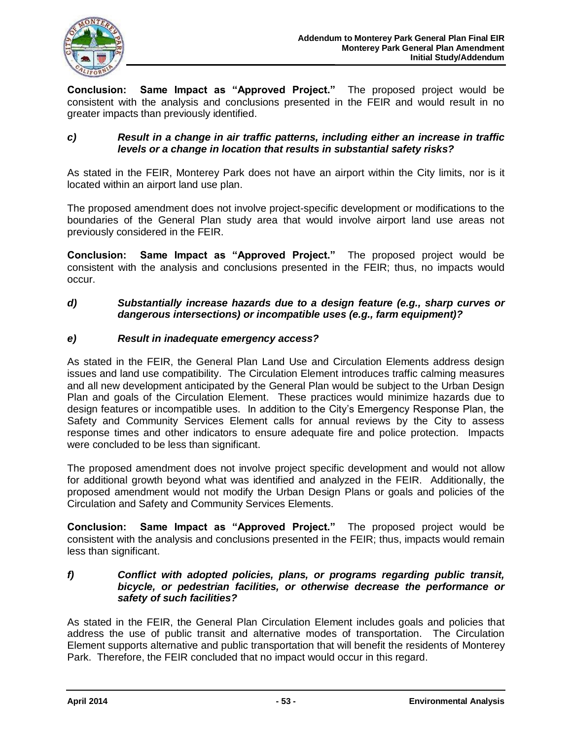**Conclusion: Same Impact as "Approved Project."** The proposed project would be consistent with the analysis and conclusions presented in the FEIR and would result in no greater impacts than previously identified.

***c) Result in a change in air traffic patterns, including either an increase in traffic levels or a change in location that results in substantial safety risks?***

As stated in the FEIR, Monterey Park does not have an airport within the City limits, nor is it located within an airport land use plan.

The proposed amendment does not involve project-specific development or modifications to the boundaries of the General Plan study area that would involve airport land use areas not previously considered in the FEIR.

**Conclusion: Same Impact as "Approved Project."** The proposed project would be consistent with the analysis and conclusions presented in the FEIR; thus, no impacts would occur.

***d) Substantially increase hazards due to a design feature (e.g., sharp curves or dangerous intersections) or incompatible uses (e.g., farm equipment)?***

***e) Result in inadequate emergency access?***

As stated in the FEIR, the General Plan Land Use and Circulation Elements address design issues and land use compatibility. The Circulation Element introduces traffic calming measures and all new development anticipated by the General Plan would be subject to the Urban Design Plan and goals of the Circulation Element. These practices would minimize hazards due to design features or incompatible uses. In addition to the City's Emergency Response Plan, the Safety and Community Services Element calls for annual reviews by the City to assess response times and other indicators to ensure adequate fire and police protection. Impacts were concluded to be less than significant.

The proposed amendment does not involve project specific development and would not allow for additional growth beyond what was identified and analyzed in the FEIR. Additionally, the proposed amendment would not modify the Urban Design Plans or goals and policies of the Circulation and Safety and Community Services Elements.

**Conclusion: Same Impact as "Approved Project."** The proposed project would be consistent with the analysis and conclusions presented in the FEIR; thus, impacts would remain less than significant.

***f) Conflict with adopted policies, plans, or programs regarding public transit, bicycle, or pedestrian facilities, or otherwise decrease the performance or safety of such facilities?***

As stated in the FEIR, the General Plan Circulation Element includes goals and policies that address the use of public transit and alternative modes of transportation. The Circulation Element supports alternative and public transportation that will benefit the residents of Monterey Park. Therefore, the FEIR concluded that no impact would occur in this regard.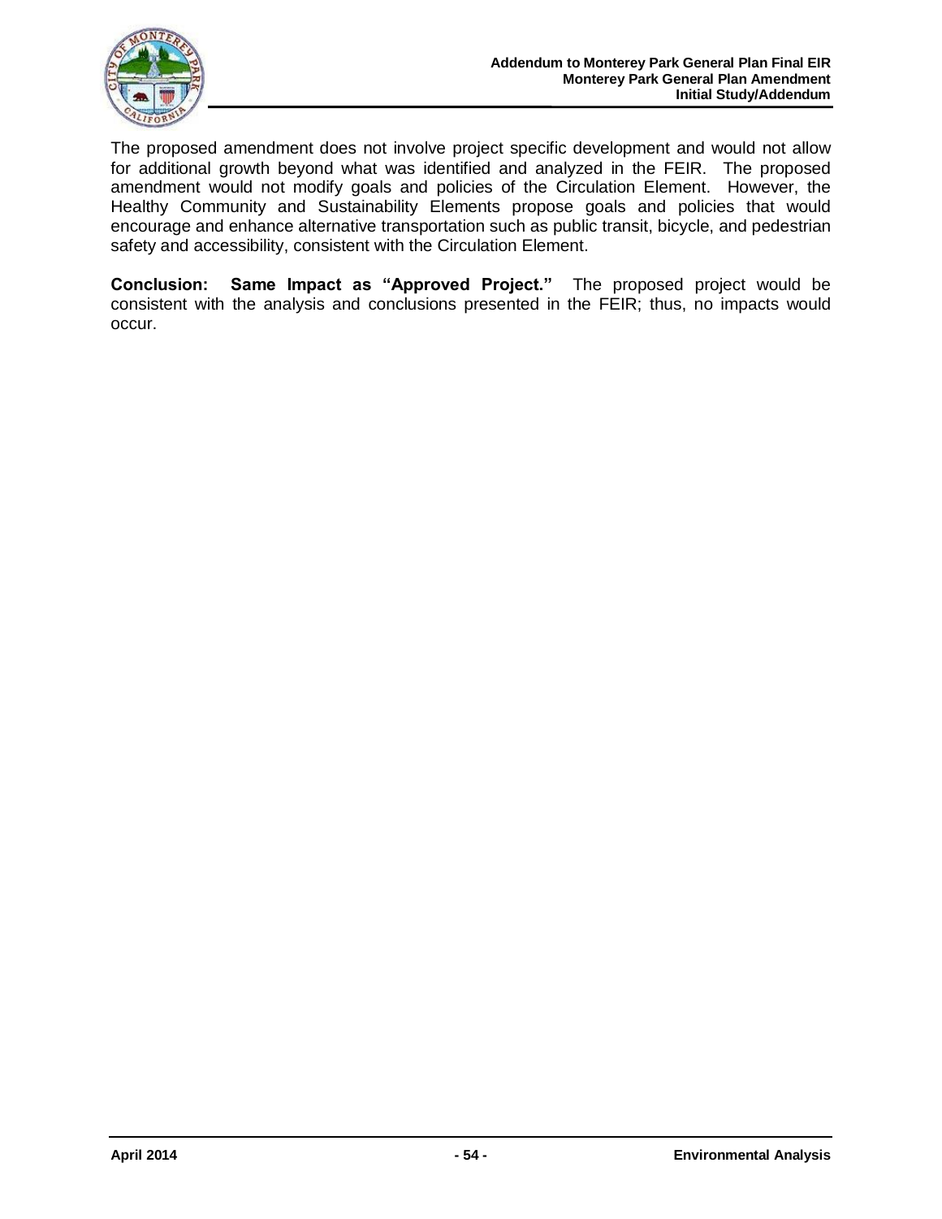The proposed amendment does not involve project specific development and would not allow for additional growth beyond what was identified and analyzed in the FEIR. The proposed amendment would not modify goals and policies of the Circulation Element. However, the Healthy Community and Sustainability Elements propose goals and policies that would encourage and enhance alternative transportation such as public transit, bicycle, and pedestrian safety and accessibility, consistent with the Circulation Element.

**Conclusion: Same Impact as "Approved Project."** The proposed project would be consistent with the analysis and conclusions presented in the FEIR; thus, no impacts would occur.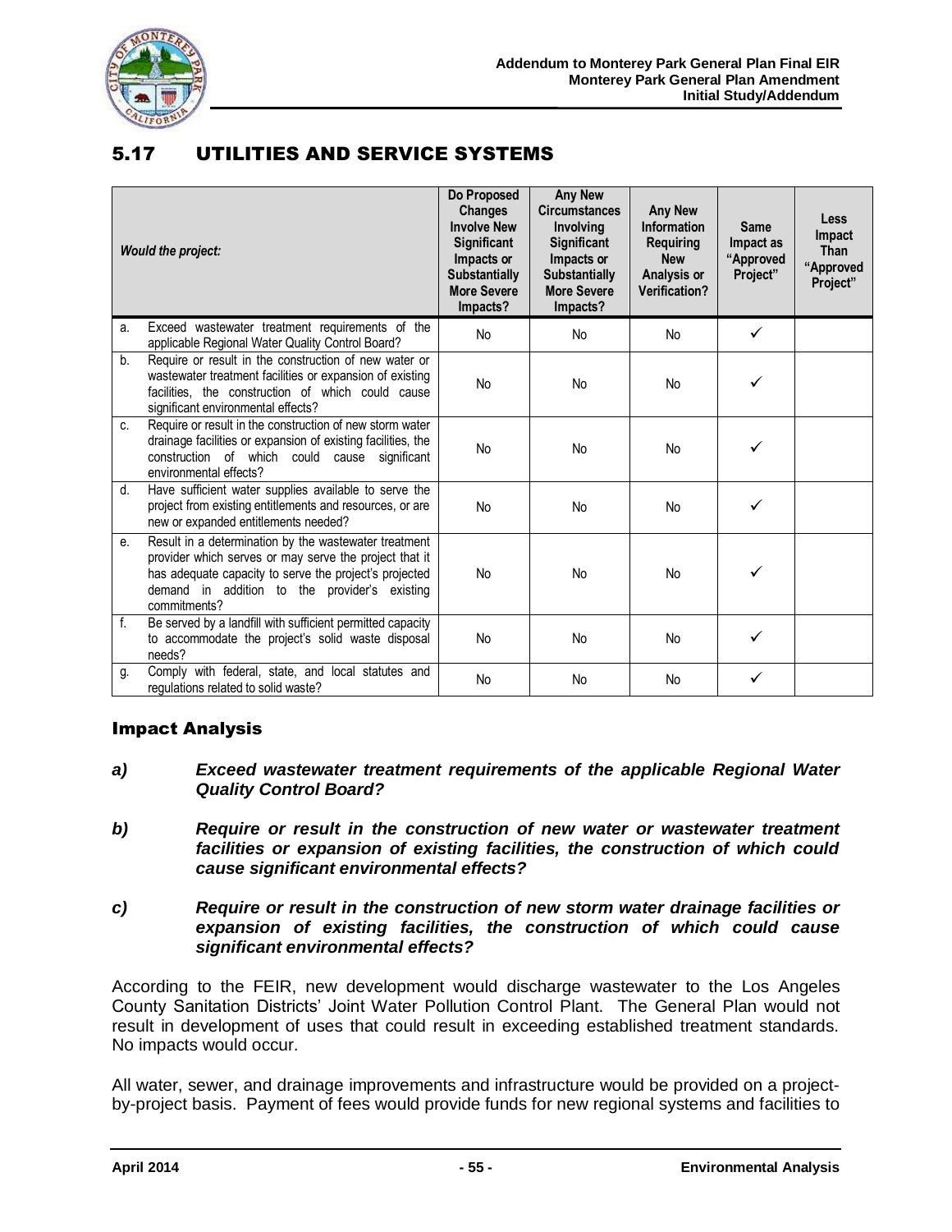## 5.17 UTILITIES AND SERVICE SYSTEMS

| *Would the project:* | Do Proposed Changes Involve New Significant Impacts or Substantially More Severe Impacts? | Any New Circumstances Involving Significant Impacts or Substantially More Severe Impacts? | Any New Information Requiring New Analysis or Verification? | Same Impact as "Approved Project" | Less Impact Than "Approved Project" |
|---|---|---|---|---|---|
| a. Exceed wastewater treatment requirements of the applicable Regional Water Quality Control Board? | No | No | No | ✓ | |
| b. Require or result in the construction of new water or wastewater treatment facilities or expansion of existing facilities, the construction of which could cause significant environmental effects? | No | No | No | ✓ | |
| c. Require or result in the construction of new storm water drainage facilities or expansion of existing facilities, the construction of which could cause significant environmental effects? | No | No | No | ✓ | |
| d. Have sufficient water supplies available to serve the project from existing entitlements and resources, or are new or expanded entitlements needed? | No | No | No | ✓ | |
| e. Result in a determination by the wastewater treatment provider which serves or may serve the project that it has adequate capacity to serve the project's projected demand in addition to the provider's existing commitments? | No | No | No | ✓ | |
| f. Be served by a landfill with sufficient permitted capacity to accommodate the project's solid waste disposal needs? | No | No | No | ✓ | |
| g. Comply with federal, state, and local statutes and regulations related to solid waste? | No | No | No | ✓ | |

### Impact Analysis

***a) Exceed wastewater treatment requirements of the applicable Regional Water Quality Control Board?***

***b) Require or result in the construction of new water or wastewater treatment facilities or expansion of existing facilities, the construction of which could cause significant environmental effects?***

***c) Require or result in the construction of new storm water drainage facilities or expansion of existing facilities, the construction of which could cause significant environmental effects?***

According to the FEIR, new development would discharge wastewater to the Los Angeles County Sanitation Districts' Joint Water Pollution Control Plant. The General Plan would not result in development of uses that could result in exceeding established treatment standards. No impacts would occur.

All water, sewer, and drainage improvements and infrastructure would be provided on a project-by-project basis. Payment of fees would provide funds for new regional systems and facilities to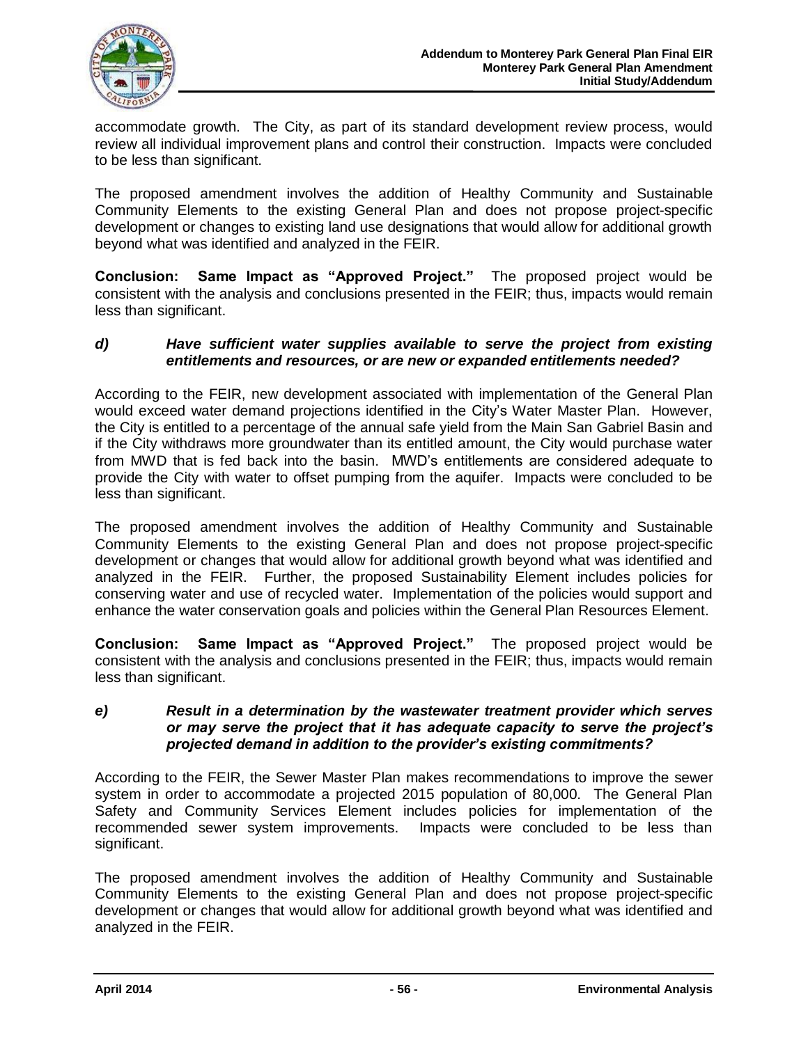accommodate growth. The City, as part of its standard development review process, would review all individual improvement plans and control their construction. Impacts were concluded to be less than significant.

The proposed amendment involves the addition of Healthy Community and Sustainable Community Elements to the existing General Plan and does not propose project-specific development or changes to existing land use designations that would allow for additional growth beyond what was identified and analyzed in the FEIR.

**Conclusion: Same Impact as "Approved Project."** The proposed project would be consistent with the analysis and conclusions presented in the FEIR; thus, impacts would remain less than significant.

***d) Have sufficient water supplies available to serve the project from existing entitlements and resources, or are new or expanded entitlements needed?***

According to the FEIR, new development associated with implementation of the General Plan would exceed water demand projections identified in the City's Water Master Plan. However, the City is entitled to a percentage of the annual safe yield from the Main San Gabriel Basin and if the City withdraws more groundwater than its entitled amount, the City would purchase water from MWD that is fed back into the basin. MWD's entitlements are considered adequate to provide the City with water to offset pumping from the aquifer. Impacts were concluded to be less than significant.

The proposed amendment involves the addition of Healthy Community and Sustainable Community Elements to the existing General Plan and does not propose project-specific development or changes that would allow for additional growth beyond what was identified and analyzed in the FEIR. Further, the proposed Sustainability Element includes policies for conserving water and use of recycled water. Implementation of the policies would support and enhance the water conservation goals and policies within the General Plan Resources Element.

**Conclusion: Same Impact as "Approved Project."** The proposed project would be consistent with the analysis and conclusions presented in the FEIR; thus, impacts would remain less than significant.

***e) Result in a determination by the wastewater treatment provider which serves or may serve the project that it has adequate capacity to serve the project's projected demand in addition to the provider's existing commitments?***

According to the FEIR, the Sewer Master Plan makes recommendations to improve the sewer system in order to accommodate a projected 2015 population of 80,000. The General Plan Safety and Community Services Element includes policies for implementation of the recommended sewer system improvements. Impacts were concluded to be less than significant.

The proposed amendment involves the addition of Healthy Community and Sustainable Community Elements to the existing General Plan and does not propose project-specific development or changes that would allow for additional growth beyond what was identified and analyzed in the FEIR.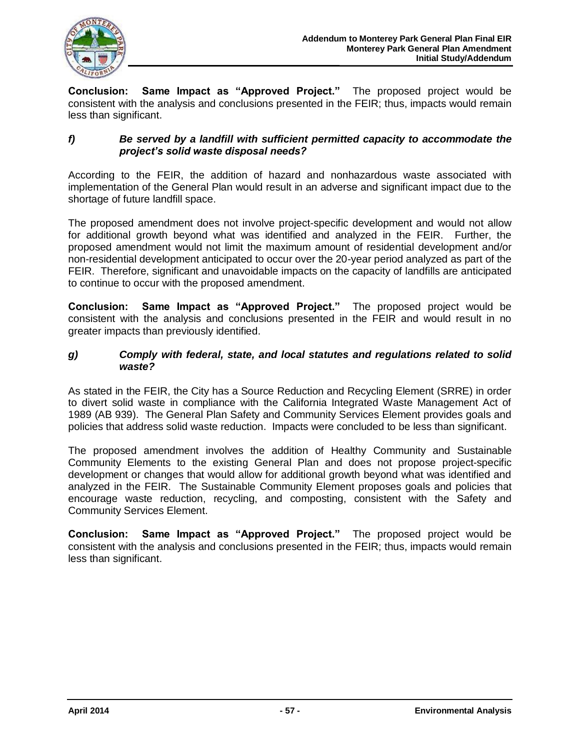**Conclusion: Same Impact as "Approved Project."** The proposed project would be consistent with the analysis and conclusions presented in the FEIR; thus, impacts would remain less than significant.

### *f) Be served by a landfill with sufficient permitted capacity to accommodate the project's solid waste disposal needs?*

According to the FEIR, the addition of hazard and nonhazardous waste associated with implementation of the General Plan would result in an adverse and significant impact due to the shortage of future landfill space.

The proposed amendment does not involve project-specific development and would not allow for additional growth beyond what was identified and analyzed in the FEIR. Further, the proposed amendment would not limit the maximum amount of residential development and/or non-residential development anticipated to occur over the 20-year period analyzed as part of the FEIR. Therefore, significant and unavoidable impacts on the capacity of landfills are anticipated to continue to occur with the proposed amendment.

**Conclusion: Same Impact as "Approved Project."** The proposed project would be consistent with the analysis and conclusions presented in the FEIR and would result in no greater impacts than previously identified.

### *g) Comply with federal, state, and local statutes and regulations related to solid waste?*

As stated in the FEIR, the City has a Source Reduction and Recycling Element (SRRE) in order to divert solid waste in compliance with the California Integrated Waste Management Act of 1989 (AB 939). The General Plan Safety and Community Services Element provides goals and policies that address solid waste reduction. Impacts were concluded to be less than significant.

The proposed amendment involves the addition of Healthy Community and Sustainable Community Elements to the existing General Plan and does not propose project-specific development or changes that would allow for additional growth beyond what was identified and analyzed in the FEIR. The Sustainable Community Element proposes goals and policies that encourage waste reduction, recycling, and composting, consistent with the Safety and Community Services Element.

**Conclusion: Same Impact as "Approved Project."** The proposed project would be consistent with the analysis and conclusions presented in the FEIR; thus, impacts would remain less than significant.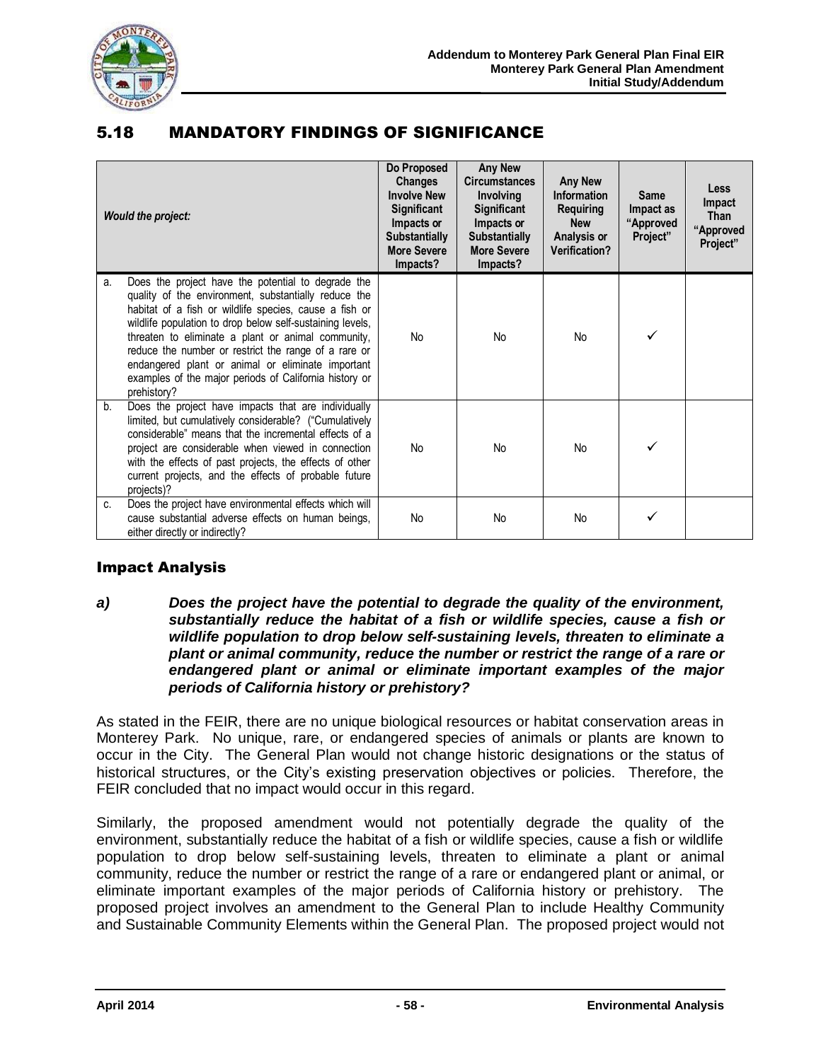## 5.18 MANDATORY FINDINGS OF SIGNIFICANCE

| *Would the project:* | Do Proposed Changes Involve New Significant Impacts or Substantially More Severe Impacts? | Any New Circumstances Involving Significant Impacts or Substantially More Severe Impacts? | Any New Information Requiring New Analysis or Verification? | Same Impact as "Approved Project" | Less Impact Than "Approved Project" |
|---|---|---|---|---|---|
| a. Does the project have the potential to degrade the quality of the environment, substantially reduce the habitat of a fish or wildlife species, cause a fish or wildlife population to drop below self-sustaining levels, threaten to eliminate a plant or animal community, reduce the number or restrict the range of a rare or endangered plant or animal or eliminate important examples of the major periods of California history or prehistory? | No | No | No | ✓ | |
| b. Does the project have impacts that are individually limited, but cumulatively considerable? ("Cumulatively considerable" means that the incremental effects of a project are considerable when viewed in connection with the effects of past projects, the effects of other current projects, and the effects of probable future projects)? | No | No | No | ✓ | |
| c. Does the project have environmental effects which will cause substantial adverse effects on human beings, either directly or indirectly? | No | No | No | ✓ | |

### Impact Analysis

***a) Does the project have the potential to degrade the quality of the environment, substantially reduce the habitat of a fish or wildlife species, cause a fish or wildlife population to drop below self-sustaining levels, threaten to eliminate a plant or animal community, reduce the number or restrict the range of a rare or endangered plant or animal or eliminate important examples of the major periods of California history or prehistory?***

As stated in the FEIR, there are no unique biological resources or habitat conservation areas in Monterey Park. No unique, rare, or endangered species of animals or plants are known to occur in the City. The General Plan would not change historic designations or the status of historical structures, or the City's existing preservation objectives or policies. Therefore, the FEIR concluded that no impact would occur in this regard.

Similarly, the proposed amendment would not potentially degrade the quality of the environment, substantially reduce the habitat of a fish or wildlife species, cause a fish or wildlife population to drop below self-sustaining levels, threaten to eliminate a plant or animal community, reduce the number or restrict the range of a rare or endangered plant or animal, or eliminate important examples of the major periods of California history or prehistory. The proposed project involves an amendment to the General Plan to include Healthy Community and Sustainable Community Elements within the General Plan. The proposed project would not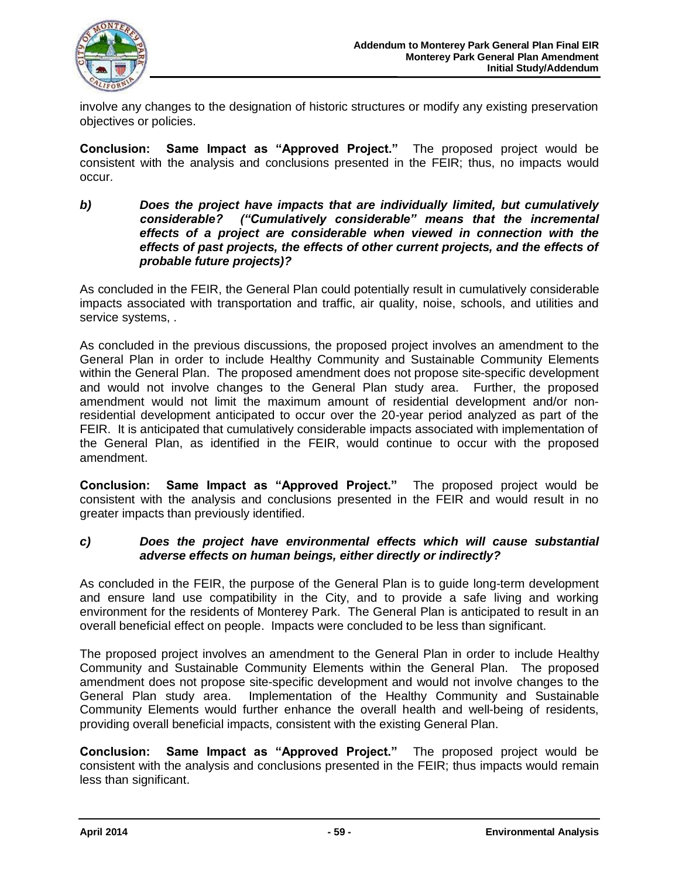involve any changes to the designation of historic structures or modify any existing preservation objectives or policies.

**Conclusion: Same Impact as "Approved Project."** The proposed project would be consistent with the analysis and conclusions presented in the FEIR; thus, no impacts would occur.

***b) Does the project have impacts that are individually limited, but cumulatively considerable? ("Cumulatively considerable" means that the incremental effects of a project are considerable when viewed in connection with the effects of past projects, the effects of other current projects, and the effects of probable future projects)?***

As concluded in the FEIR, the General Plan could potentially result in cumulatively considerable impacts associated with transportation and traffic, air quality, noise, schools, and utilities and service systems, .

As concluded in the previous discussions, the proposed project involves an amendment to the General Plan in order to include Healthy Community and Sustainable Community Elements within the General Plan. The proposed amendment does not propose site-specific development and would not involve changes to the General Plan study area. Further, the proposed amendment would not limit the maximum amount of residential development and/or non-residential development anticipated to occur over the 20-year period analyzed as part of the FEIR. It is anticipated that cumulatively considerable impacts associated with implementation of the General Plan, as identified in the FEIR, would continue to occur with the proposed amendment.

**Conclusion: Same Impact as "Approved Project."** The proposed project would be consistent with the analysis and conclusions presented in the FEIR and would result in no greater impacts than previously identified.

***c) Does the project have environmental effects which will cause substantial adverse effects on human beings, either directly or indirectly?***

As concluded in the FEIR, the purpose of the General Plan is to guide long-term development and ensure land use compatibility in the City, and to provide a safe living and working environment for the residents of Monterey Park. The General Plan is anticipated to result in an overall beneficial effect on people. Impacts were concluded to be less than significant.

The proposed project involves an amendment to the General Plan in order to include Healthy Community and Sustainable Community Elements within the General Plan. The proposed amendment does not propose site-specific development and would not involve changes to the General Plan study area. Implementation of the Healthy Community and Sustainable Community Elements would further enhance the overall health and well-being of residents, providing overall beneficial impacts, consistent with the existing General Plan.

**Conclusion: Same Impact as "Approved Project."** The proposed project would be consistent with the analysis and conclusions presented in the FEIR; thus impacts would remain less than significant.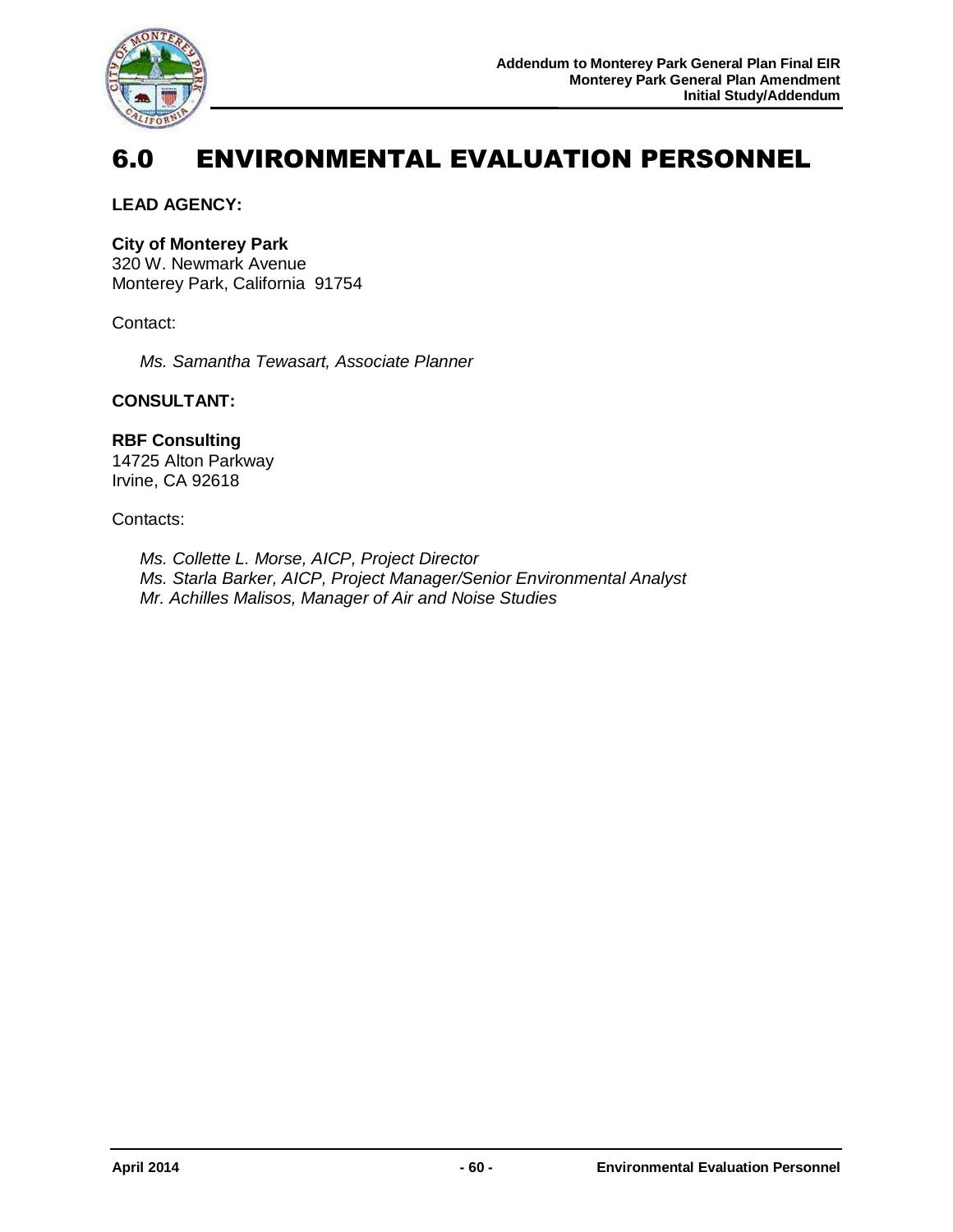# 6.0 ENVIRONMENTAL EVALUATION PERSONNEL

**LEAD AGENCY:**

**City of Monterey Park**
320 W. Newmark Avenue
Monterey Park, California 91754

Contact:

*Ms. Samantha Tewasart, Associate Planner*

**CONSULTANT:**

**RBF Consulting**
14725 Alton Parkway
Irvine, CA 92618

Contacts:

*Ms. Collette L. Morse, AICP, Project Director*
*Ms. Starla Barker, AICP, Project Manager/Senior Environmental Analyst*
*Mr. Achilles Malisos, Manager of Air and Noise Studies*